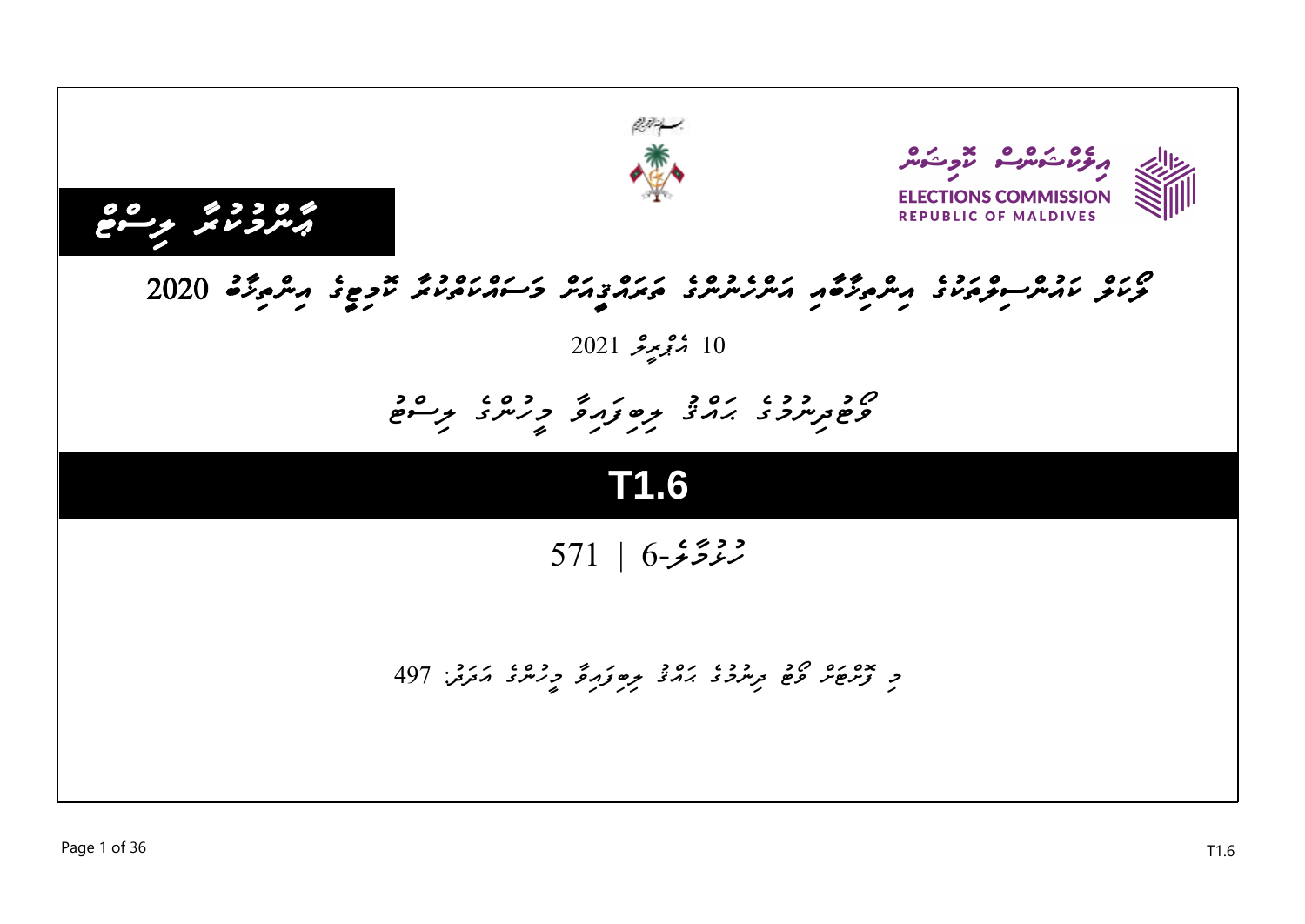ELECTIONS COMMISSION
REPUBLIC OF MALDIVES

އިންތިޚާބާބެހޭ ކޮމިޝަން

އާންމުކުރާ ލިސްޓު

# ލޯކަލް ކައުންސިލްތަކުގެ އިންތިޚާބާއި އަންހެނުންގެ ތަރައްޤީއަށް މަސައްކަތްކުރާ ކޮމިޓީގެ އިންތިޚާބު 2020

10 އޭޕްރިލް 2021

ވޯޓުދިނުމުގެ ޙައްޤު ލިބިފައިވާ މީހުންގެ ލިސްޓު

# T1.6

ހުޅުމާލެ-6 | 571

މި ފޮތުގައި ވޯޓު ދިނުމުގެ ޙައްޤު ލިބިފައިވާ މީހުންގެ އަދަދު: 497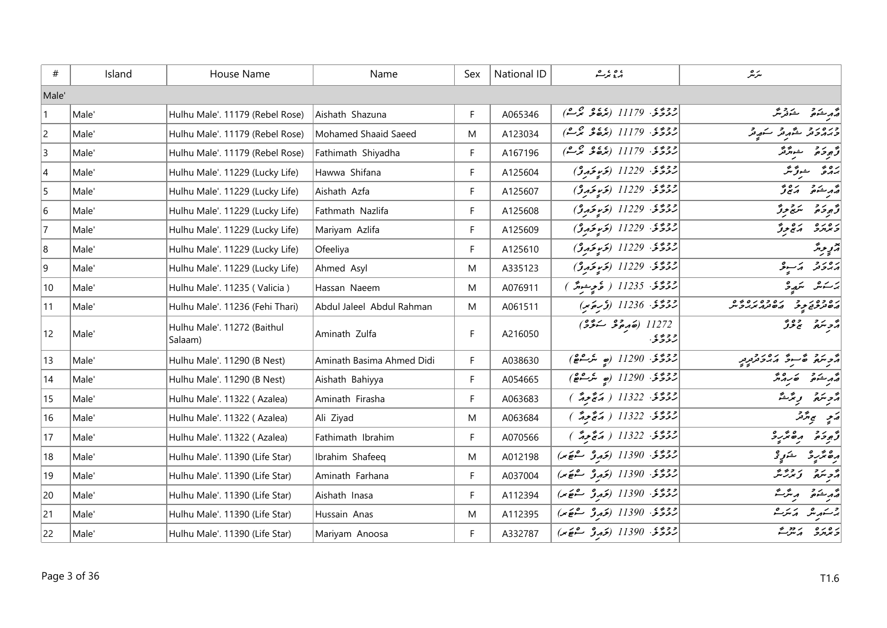| # | Island | House Name | Name | Sex | National ID | ގެއުގެ ނަން | ނަން |
|---|---|---|---|---|---|---|---|
| Male' | | | | | | | |
| 1 | Male' | Hulhu Male'. 11179 (Rebel Rose) | Aishath Shazuna | F | A065346 | ހުޅުމާލެ. 11179 (ރެބެލް ރޯސް) | އައިޝަތު ޝަޒޫނާ |
| 2 | Male' | Hulhu Male'. 11179 (Rebel Rose) | Mohamed Shaaid Saeed | M | A123034 | ހުޅުމާލެ. 11179 (ރެބެލް ރޯސް) | މުޙައްމަދު ޝާއިދު ސަޢީދު |
| 3 | Male' | Hulhu Male'. 11179 (Rebel Rose) | Fathimath Shiyadha | F | A167196 | ހުޅުމާލެ. 11179 (ރެބެލް ރޯސް) | ފާތިމަތު ޝިޔާދާ |
| 4 | Male' | Hulhu Male'. 11229 (Lucky Life) | Hawwa Shifana | F | A125604 | ހުޅުމާލެ. 11229 (ލަކީލައިފް) | ޙައްވާ ޝިފާނާ |
| 5 | Male' | Hulhu Male'. 11229 (Lucky Life) | Aishath Azfa | F | A125607 | ހުޅުމާލެ. 11229 (ލަކީލައިފް) | އައިޝަތު އަޒްފާ |
| 6 | Male' | Hulhu Male'. 11229 (Lucky Life) | Fathmath Nazlifa | F | A125608 | ހުޅުމާލެ. 11229 (ލަކީލައިފް) | ފާތުމަތު ނަޒްލީފާ |
| 7 | Male' | Hulhu Male'. 11229 (Lucky Life) | Mariyam Azlifa | F | A125609 | ހުޅުމާލެ. 11229 (ލަކީލައިފް) | މަރިޔަމް އަޒްލީފާ |
| 8 | Male' | Hulhu Male'. 11229 (Lucky Life) | Ofeeliya | F | A125610 | ހުޅުމާލެ. 11229 (ލަކީލައިފް) | އޯފީލިޔާ |
| 9 | Male' | Hulhu Male'. 11229 (Lucky Life) | Ahmed Asyl | M | A335123 | ހުޅުމާލެ. 11229 (ލަކީލައިފް) | އަޙްމަދު އަސިލް |
| 10 | Male' | Hulhu Male'. 11235 ( Valicia ) | Hassan Naeem | M | A076911 | ހުޅުމާލެ. 11235 ( ވެލިޝިއާ ) | ޙަސަން ނަޢީމް |
| 11 | Male' | Hulhu Male'. 11236 (Fehi Thari) | Abdul Jaleel Abdul Rahman | M | A061511 | ހުޅުމާލެ. 11236 (ފެހިތަރި) | ޢަބްދުލްޖަލީލް ޢަބްދުއްރަޙްމާން |
| 12 | Male' | Hulhu Male'. 11272 (Baithul Salaam) | Aminath Zulfa | F | A216050 | 11272 (ބައިތުލް ސަލާމް) ހުޅުމާލެ. | އާމިނަތު ޒުލްފާ |
| 13 | Male' | Hulhu Male'. 11290 (B Nest) | Aminath Basima Ahmed Didi | F | A038630 | ހުޅުމާލެ. 11290 (ބީ ނެސްޓް) | އާމިނަތު ބާސިމާ އަޙްމަދުދީދީ |
| 14 | Male' | Hulhu Male'. 11290 (B Nest) | Aishath Bahiyya | F | A054665 | ހުޅުމާލެ. 11290 (ބީ ނެސްޓް) | އައިޝަތު ބާހިއްޔާ |
| 15 | Male' | Hulhu Male'. 11322 ( Azalea) | Aminath Firasha | F | A063683 | ހުޅުމާލެ. 11322 ( އަޒާލިއާ ) | އާމިނަތު ފިރާޝާ |
| 16 | Male' | Hulhu Male'. 11322 ( Azalea) | Ali Ziyad | M | A063684 | ހުޅުމާލެ. 11322 ( އަޒާލިއާ ) | ޢަލީ ޒިޔާދު |
| 17 | Male' | Hulhu Male'. 11322 ( Azalea) | Fathimath Ibrahim | F | A070566 | ހުޅުމާލެ. 11322 ( އަޒާލިއާ ) | ފާތިމަތު އިބްރާހީމް |
| 18 | Male' | Hulhu Male'. 11390 (Life Star) | Ibrahim Shafeeq | M | A012198 | ހުޅުމާލެ. 11390 (ލައިފް ސްޓާރ) | އިބްރާހީމް ޝަފީޤް |
| 19 | Male' | Hulhu Male'. 11390 (Life Star) | Aminath Farhana | F | A037004 | ހުޅުމާލެ. 11390 (ލައިފް ސްޓާރ) | އާމިނަތު ފަރުޙާނާ |
| 20 | Male' | Hulhu Male'. 11390 (Life Star) | Aishath Inasa | F | A112394 | ހުޅުމާލެ. 11390 (ލައިފް ސްޓާރ) | އައިޝަތު އިނާސާ |
| 21 | Male' | Hulhu Male'. 11390 (Life Star) | Hussain Anas | M | A112395 | ހުޅުމާލެ. 11390 (ލައިފް ސްޓާރ) | ޙުސައިން އަނަސް |
| 22 | Male' | Hulhu Male'. 11390 (Life Star) | Mariyam Anoosa | F | A332787 | ހުޅުމާލެ. 11390 (ލައިފް ސްޓާރ) | މަރިޔަމް އަނޫސާ |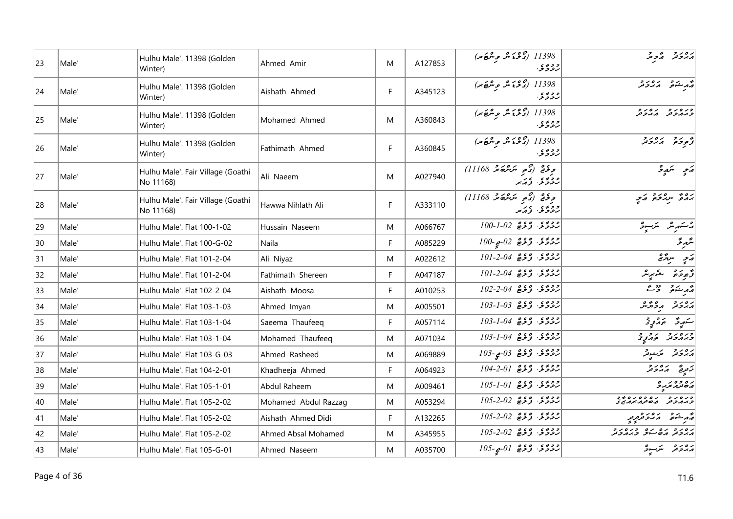| 23 | Male' | Hulhu Male'. 11398 (Golden Winter) | Ahmed Amir | M | A127853 | 11398 (ގޯލްޑަން ވިންޓަރ) ހުޅުމާލެ. | އަހުމަދު އާމިރު |
|---|---|---|---|---|---|---|---|
| 24 | Male' | Hulhu Male'. 11398 (Golden Winter) | Aishath Ahmed | F | A345123 | 11398 (ގޯލްޑަން ވިންޓަރ) ހުޅުމާލެ. | އާއިޝަތު އަހުމަދު |
| 25 | Male' | Hulhu Male'. 11398 (Golden Winter) | Mohamed Ahmed | M | A360843 | 11398 (ގޯލްޑަން ވިންޓަރ) ހުޅުމާލެ. | މުހައްމަދު އަހުމަދު |
| 26 | Male' | Hulhu Male'. 11398 (Golden Winter) | Fathimath Ahmed | F | A360845 | 11398 (ގޯލްޑަން ވިންޓަރ) ހުޅުމާލެ. | ފާތިމަތު އަހުމަދު |
| 27 | Male' | Hulhu Male'. Fair Village (Goathi No 11168) | Ali Naeem | M | A027940 | ފެއާ ވިލެޖް (ގޯތި ނަންބަރު 11168) ހުޅުމާލެ. ފެއަރ | އަލި ނައީމް |
| 28 | Male' | Hulhu Male'. Fair Village (Goathi No 11168) | Hawwa Nihlath Ali | F | A333110 | ފެއާ ވިލެޖް (ގޯތި ނަންބަރު 11168) ހުޅުމާލެ. ފެއަރ | ހައްވާ ނިހްލަތު އަލި |
| 29 | Male' | Hulhu Male'. Flat 100-1-02 | Hussain Naseem | M | A066767 | ހުޅުމާލެ. ފްލެޓް 02-1-100 | ހުސައިން ނަސީމް |
| 30 | Male' | Hulhu Male'. Flat 100-G-02 | Naila | F | A085229 | ހުޅުމާލެ. ފްލެޓް 02-ޖީ-100 | ނާއިލާ |
| 31 | Male' | Hulhu Male'. Flat 101-2-04 | Ali Niyaz | M | A022612 | ހުޅުމާލެ. ފްލެޓް 04-2-101 | އަލި ނިޔާޒް |
| 32 | Male' | Hulhu Male'. Flat 101-2-04 | Fathimath Shereen | F | A047187 | ހުޅުމާލެ. ފްލެޓް 04-2-101 | ފާތިމަތު ޝެރީން |
| 33 | Male' | Hulhu Male'. Flat 102-2-04 | Aishath Moosa | F | A010253 | ހުޅުމާލެ. ފްލެޓް 04-2-102 | އާއިޝަތު މޫސާ |
| 34 | Male' | Hulhu Male'. Flat 103-1-03 | Ahmed Imyan | M | A005501 | ހުޅުމާލެ. ފްލެޓް 03-1-103 | އަހުމަދު އިމްޔާން |
| 35 | Male' | Hulhu Male'. Flat 103-1-04 | Saeema Thaufeeq | F | A057114 | ހުޅުމާލެ. ފްލެޓް 04-1-103 | ސައީމާ თައުފީޤު |
| 36 | Male' | Hulhu Male'. Flat 103-1-04 | Mohamed Thaufeeq | M | A071034 | ހުޅުމާލެ. ފްލެޓް 04-1-103 | މުހައްމަދު ތައުފީޤު |
| 37 | Male' | Hulhu Male'. Flat 103-G-03 | Ahmed Rasheed | M | A069889 | ހުޅުމާލެ. ފްލެޓް 03-ޖީ-103 | އަހުމަދު ރަޝީދު |
| 38 | Male' | Hulhu Male'. Flat 104-2-01 | Khadheeja Ahmed | F | A064923 | ހުޅުމާލެ. ފްލެޓް 01-2-104 | ޚަދީޖާ އަހުމަދު |
| 39 | Male' | Hulhu Male'. Flat 105-1-01 | Abdul Raheem | M | A009461 | ހުޅުމާލެ. ފްލެޓް 01-1-105 | އަބްދުއްރަހީމް |
| 40 | Male' | Hulhu Male'. Flat 105-2-02 | Mohamed Abdul Razzag | M | A053294 | ހުޅުމާލެ. ފްލެޓް 02-2-105 | މުހައްމަދު އަބްދުއްރައްޒާޤު |
| 41 | Male' | Hulhu Male'. Flat 105-2-02 | Aishath Ahmed Didi | F | A132265 | ހުޅުމާލެ. ފްލެޓް 02-2-105 | އާއިޝަތު އަހުމަދުދީދީ |
| 42 | Male' | Hulhu Male'. Flat 105-2-02 | Ahmed Absal Mohamed | M | A345955 | ހުޅުމާލެ. ފްލެޓް 02-2-105 | އަހުމަދު އަބްސަލް މުހައްމަދު |
| 43 | Male' | Hulhu Male'. Flat 105-G-01 | Ahmed Naseem | M | A035700 | ހުޅުމާލެ. ފްލެޓް 01-ޖީ-105 | އަހުމަދު ނަސީމް |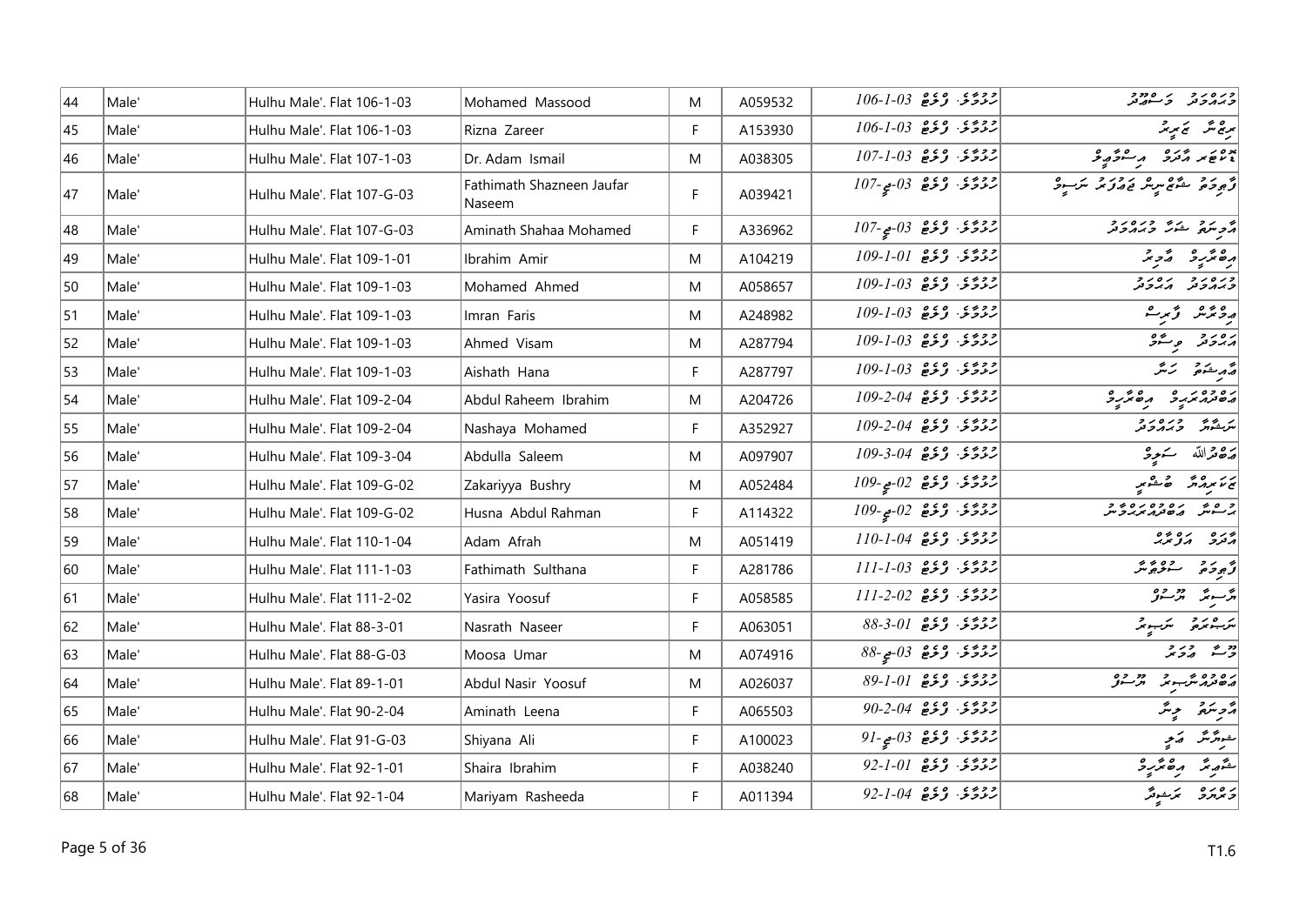| 44 | Male' | Hulhu Male'. Flat 106-1-03 | Mohamed Massood | M | A059532 | ހުޅުމާލެ. ފުލެޓު 03-1-106 | މުހައްމަދު މަސްޢޫދު |
|---|---|---|---|---|---|---|---|
| 45 | Male' | Hulhu Male'. Flat 106-1-03 | Rizna Zareer | F | A153930 | ހުޅުމާލެ. ފުލެޓު 03-1-106 | ރިޒްނާ ޒަރީރު |
| 46 | Male' | Hulhu Male'. Flat 107-1-03 | Dr. Adam Ismail | M | A038305 | ހުޅުމާލެ. ފުލެޓު 03-1-107 | ޑޮކްޓަރ އާދަމް އިސްމާއިލް |
| 47 | Male' | Hulhu Male'. Flat 107-G-03 | Fathimath Shazneen Jaufar Naseem | F | A039421 | ހުޅުމާލެ. ފުލެޓު 03-ޖީ-107 | ފާތިމަތު ޝާޒްނީން ޖައުފަރު ނަސީމް |
| 48 | Male' | Hulhu Male'. Flat 107-G-03 | Aminath Shahaa Mohamed | F | A336962 | ހުޅުމާލެ. ފުލެޓު 03-ޖީ-107 | އާމިނަތު ޝަހާ މުހައްމަދު |
| 49 | Male' | Hulhu Male'. Flat 109-1-01 | Ibrahim Amir | M | A104219 | ހުޅުމާލެ. ފުލެޓު 01-1-109 | އިބްރާހީމް އާމިރު |
| 50 | Male' | Hulhu Male'. Flat 109-1-03 | Mohamed Ahmed | M | A058657 | ހުޅުމާލެ. ފުލެޓު 03-1-109 | މުހައްމަދު އަހުމަދު |
| 51 | Male' | Hulhu Male'. Flat 109-1-03 | Imran Faris | M | A248982 | ހުޅުމާލެ. ފުލެޓު 03-1-109 | އިމްރާން ފާރިސް |
| 52 | Male' | Hulhu Male'. Flat 109-1-03 | Ahmed Visam | M | A287794 | ހުޅުމާލެ. ފުލެޓު 03-1-109 | އަހުމަދު ވިސާމް |
| 53 | Male' | Hulhu Male'. Flat 109-1-03 | Aishath Hana | F | A287797 | ހުޅުމާލެ. ފުލެޓު 03-1-109 | އައިޝަތު ހަނާ |
| 54 | Male' | Hulhu Male'. Flat 109-2-04 | Abdul Raheem Ibrahim | M | A204726 | ހުޅުމާލެ. ފުލެޓު 04-2-109 | އަބްދުއްރަޙީމް އިބްރާހީމް |
| 55 | Male' | Hulhu Male'. Flat 109-2-04 | Nashaya Mohamed | F | A352927 | ހުޅުމާލެ. ފުލެޓު 04-2-109 | ނަޝާޔާ މުހައްމަދު |
| 56 | Male' | Hulhu Male'. Flat 109-3-04 | Abdulla Saleem | M | A097907 | ހުޅުމާލެ. ފުލެޓު 04-3-109 | އަބްދުﷲ ސަލީމް |
| 57 | Male' | Hulhu Male'. Flat 109-G-02 | Zakariyya Bushry | M | A052484 | ހުޅުމާލެ. ފުލެޓު 02-ޖީ-109 | ޒަކަރިއްޔާ ބުޝްރީ |
| 58 | Male' | Hulhu Male'. Flat 109-G-02 | Husna Abdul Rahman | F | A114322 | ހުޅުމާލެ. ފުލެޓު 02-ޖީ-109 | ހުސްނާ އަބްދުއްރަޙްމާން |
| 59 | Male' | Hulhu Male'. Flat 110-1-04 | Adam Afrah | M | A051419 | ހުޅުމާލެ. ފުލެޓު 04-1-110 | އާދަމް އަފްރާހް |
| 60 | Male' | Hulhu Male'. Flat 111-1-03 | Fathimath Sulthana | F | A281786 | ހުޅުމާލެ. ފުލެޓު 03-1-111 | ފާތިމަތު ސުލްޠާނާ |
| 61 | Male' | Hulhu Male'. Flat 111-2-02 | Yasira Yoosuf | F | A058585 | ހުޅުމާލެ. ފުލެޓު 02-2-111 | ޔާސިރާ ޔޫސުފް |
| 62 | Male' | Hulhu Male'. Flat 88-3-01 | Nasrath Naseer | F | A063051 | ހުޅުމާލެ. ފުލެޓު 01-3-88 | ނަސްރަތު ނަސީރު |
| 63 | Male' | Hulhu Male'. Flat 88-G-03 | Moosa Umar | M | A074916 | ހުޅުމާލެ. ފުލެޓު 03-ޖީ-88 | މޫސާ އުމަރު |
| 64 | Male' | Hulhu Male'. Flat 89-1-01 | Abdul Nasir Yoosuf | M | A026037 | ހުޅުމާލެ. ފުލެޓު 01-1-89 | އަބްދުއްނާސިރު ޔޫސުފް |
| 65 | Male' | Hulhu Male'. Flat 90-2-04 | Aminath Leena | F | A065503 | ހުޅުމާލެ. ފުލެޓު 04-2-90 | އާމިނަތު ލީނާ |
| 66 | Male' | Hulhu Male'. Flat 91-G-03 | Shiyana Ali | F | A100023 | ހުޅުމާލެ. ފުލެޓު 03-ޖީ-91 | ޝިޔާނާ އަލީ |
| 67 | Male' | Hulhu Male'. Flat 92-1-01 | Shaira Ibrahim | F | A038240 | ހުޅުމާލެ. ފުލެޓު 01-1-92 | ޝާއިރާ އިބްރާހީމް |
| 68 | Male' | Hulhu Male'. Flat 92-1-04 | Mariyam Rasheeda | F | A011394 | ހުޅުމާލެ. ފުލެޓު 04-1-92 | މަރިޔަމް ރަޝީދާ |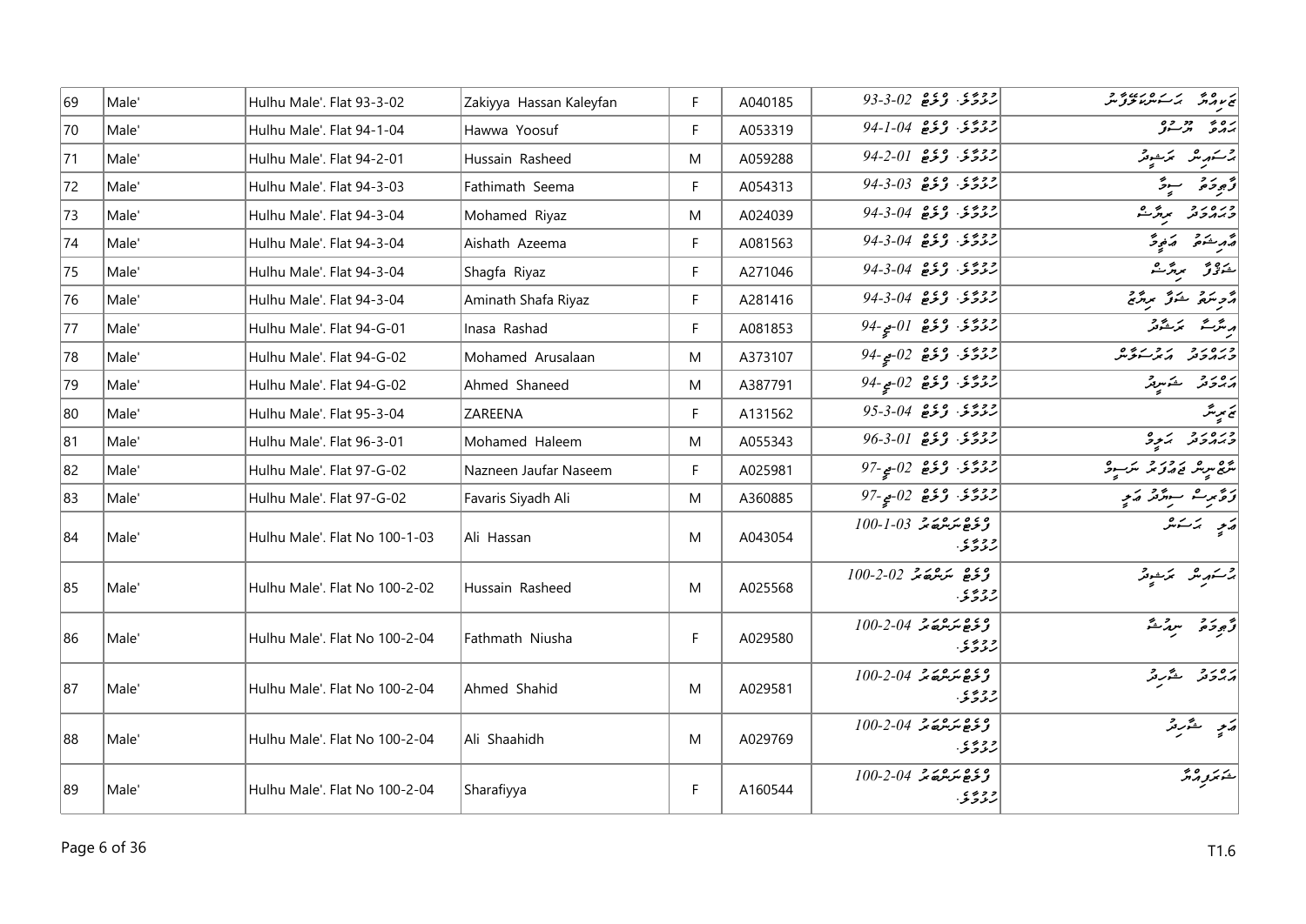| 69 | Male' | Hulhu Male'. Flat 93-3-02 | Zakiyya Hassan Kaleyfan | F | A040185 | ހުޅުމާލެ. ފްލެޓް 93-3-02 | ޒަކިއްޔާ ހަސަން ކަލޭފާން |
|---|---|---|---|---|---|---|---|
| 70 | Male' | Hulhu Male'. Flat 94-1-04 | Hawwa Yoosuf | F | A053319 | ހުޅުމާލެ. ފްލެޓް 94-1-04 | ހައްވާ ޔޫސުފް |
| 71 | Male' | Hulhu Male'. Flat 94-2-01 | Hussain Rasheed | M | A059288 | ހުޅުމާލެ. ފްލެޓް 94-2-01 | ހުސައިން ރަޝީދު |
| 72 | Male' | Hulhu Male'. Flat 94-3-03 | Fathimath Seema | F | A054313 | ހުޅުމާލެ. ފްލެޓް 94-3-03 | ފާތިމަތު ސީމާ |
| 73 | Male' | Hulhu Male'. Flat 94-3-04 | Mohamed Riyaz | M | A024039 | ހުޅުމާލެ. ފްލެޓް 94-3-04 | މުހައްމަދު ރިޔާޒް |
| 74 | Male' | Hulhu Male'. Flat 94-3-04 | Aishath Azeema | F | A081563 | ހުޅުމާލެ. ފްލެޓް 94-3-04 | އާއިޝަތު އަޒީމާ |
| 75 | Male' | Hulhu Male'. Flat 94-3-04 | Shagfa Riyaz | F | A271046 | ހުޅުމާލެ. ފްލެޓް 94-3-04 | ޝަގްފާ ރިޔާޒް |
| 76 | Male' | Hulhu Male'. Flat 94-3-04 | Aminath Shafa Riyaz | F | A281416 | ހުޅުމާލެ. ފްލެޓް 94-3-04 | އާމިނަތު ޝަފާ ރިޔާޒު |
| 77 | Male' | Hulhu Male'. Flat 94-G-01 | Inasa Rashad | F | A081853 | ހުޅުމާލެ. ފްލެޓް 94-ޖީ-01 | އިނާސާ ރަޝާދު |
| 78 | Male' | Hulhu Male'. Flat 94-G-02 | Mohamed Arusalaan | M | A373107 | ހުޅުމާލެ. ފްލެޓް 94-ޖީ-02 | މުހައްމަދު އަރުސަލާން |
| 79 | Male' | Hulhu Male'. Flat 94-G-02 | Ahmed Shaneed | M | A387791 | ހުޅުމާލެ. ފްލެޓް 94-ޖީ-02 | އަހްމަދު ޝަނީދު |
| 80 | Male' | Hulhu Male'. Flat 95-3-04 | ZAREENA | F | A131562 | ހުޅުމާލެ. ފްލެޓް 95-3-04 | ޒަރީނާ |
| 81 | Male' | Hulhu Male'. Flat 96-3-01 | Mohamed Haleem | M | A055343 | ހުޅުމާލެ. ފްލެޓް 96-3-01 | މުހައްމަދު ހަލީމް |
| 82 | Male' | Hulhu Male'. Flat 97-G-02 | Nazneen Jaufar Naseem | F | A025981 | ހުޅުމާލެ. ފްލެޓް 97-ޖީ-02 | ނާޒްނީން ޖައުފަރު ނަސީމް |
| 83 | Male' | Hulhu Male'. Flat 97-G-02 | Favaris Siyadh Ali | M | A360885 | ހުޅުމާލެ. ފްލެޓް 97-ޖީ-02 | ފަވާރިސް ސިޔާދު އަލި |
| 84 | Male' | Hulhu Male'. Flat No 100-1-03 | Ali Hassan | M | A043054 | ފްލެޓް ނަންބަރު 100-1-03 ހުޅުމާލެ. | އަލި ހަސަން |
| 85 | Male' | Hulhu Male'. Flat No 100-2-02 | Hussain Rasheed | M | A025568 | ފްލެޓް ނަންބަރު 100-2-02 ހުޅުމާލެ. | ހުސައިން ރަޝީދު |
| 86 | Male' | Hulhu Male'. Flat No 100-2-04 | Fathmath Niusha | F | A029580 | ފްލެޓް ނަންބަރު 100-2-04 ހުޅުމާލެ. | ފާތިމަތު ނިއުޝާ |
| 87 | Male' | Hulhu Male'. Flat No 100-2-04 | Ahmed Shahid | M | A029581 | ފްލެޓް ނަންބަރު 100-2-04 ހުޅުމާލެ. | އަހްމަދު ޝާހިދު |
| 88 | Male' | Hulhu Male'. Flat No 100-2-04 | Ali Shaahidh | M | A029769 | ފްލެޓް ނަންބަރު 100-2-04 ހުޅުމާލެ. | އަލި ޝާހިދު |
| 89 | Male' | Hulhu Male'. Flat No 100-2-04 | Sharafiyya | F | A160544 | ފްލެޓް ނަންބަރު 100-2-04 ހުޅުމާލެ. | ޝަރަފިއްޔާ |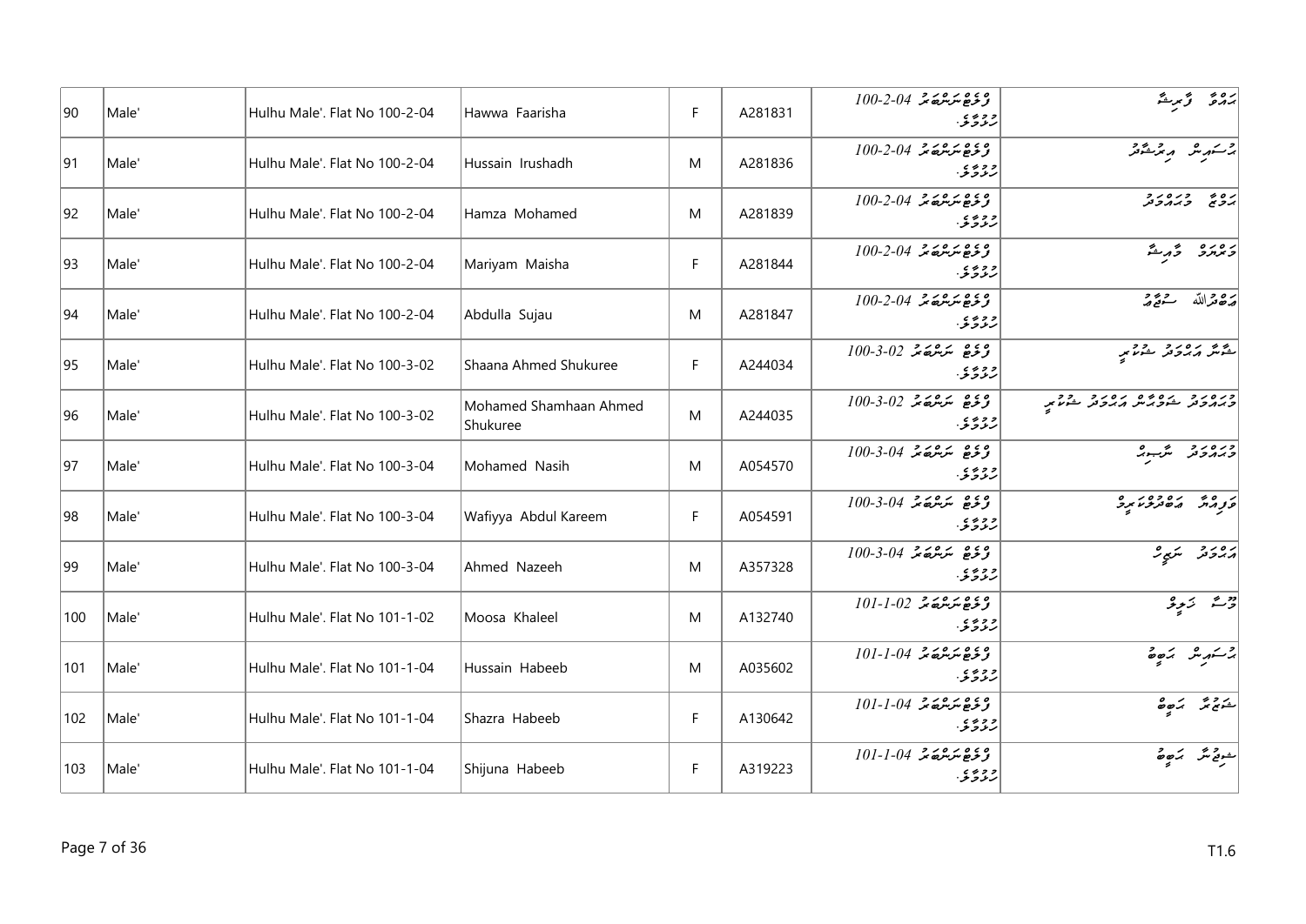| 90 | Male' | Hulhu Male'. Flat No 100-2-04 | Hawwa Faarisha | F | A281831 | ފްލެޓްނަންބަރު 100-2-04 ހުޅުމާލެ. | ހައްވާ ފާރިޝާ |
|---|---|---|---|---|---|---|---|
| 91 | Male' | Hulhu Male'. Flat No 100-2-04 | Hussain Irushadh | M | A281836 | ފްލެޓްނަންބަރު 100-2-04 ހުޅުމާލެ. | ހުސައިން އިރުޝާދު |
| 92 | Male' | Hulhu Male'. Flat No 100-2-04 | Hamza Mohamed | M | A281839 | ފްލެޓްނަންބަރު 100-2-04 ހުޅުމާލެ. | ހަމްޒާ މުހައްމަދު |
| 93 | Male' | Hulhu Male'. Flat No 100-2-04 | Mariyam Maisha | F | A281844 | ފްލެޓްނަންބަރު 100-2-04 ހުޅުމާލެ. | މަރިޔަމް މާއިޝާ |
| 94 | Male' | Hulhu Male'. Flat No 100-2-04 | Abdulla Sujau | M | A281847 | ފްލެޓްނަންބަރު 100-2-04 ހުޅުމާލެ. | އަބްދުﷲ ސުޖާޢު |
| 95 | Male' | Hulhu Male'. Flat No 100-3-02 | Shaana Ahmed Shukuree | F | A244034 | ފްލެޓް ނަންބަރު 100-3-02 ހުޅުމާލެ. | ޝާނާ އަޙްމަދު ޝުކޫރީ |
| 96 | Male' | Hulhu Male'. Flat No 100-3-02 | Mohamed Shamhaan Ahmed Shukuree | M | A244035 | ފްލެޓް ނަންބަރު 100-3-02 ހުޅުމާލެ. | މުހައްމަދު ޝަމްހާން އަޙްމަދު ޝުކޫރީ |
| 97 | Male' | Hulhu Male'. Flat No 100-3-04 | Mohamed Nasih | M | A054570 | ފްލެޓް ނަންބަރު 100-3-04 ހުޅުމާލެ. | މުހައްމަދު ނާސިޙް |
| 98 | Male' | Hulhu Male'. Flat No 100-3-04 | Wafiyya Abdul Kareem | F | A054591 | ފްލެޓް ނަންބަރު 100-3-04 ހުޅުމާލެ. | ވަފިއްޔާ އަބްދުލްކަރީމް |
| 99 | Male' | Hulhu Male'. Flat No 100-3-04 | Ahmed Nazeeh | M | A357328 | ފްލެޓް ނަންބަރު 100-3-04 ހުޅުމާލެ. | އަޙްމަދު ނަޒީހު |
| 100 | Male' | Hulhu Male'. Flat No 101-1-02 | Moosa Khaleel | M | A132740 | ފްލެޓްނަންބަރު 101-1-02 ހުޅުމާލެ. | މޫސާ ޚަލީލް |
| 101 | Male' | Hulhu Male'. Flat No 101-1-04 | Hussain Habeeb | M | A035602 | ފްލެޓްނަންބަރު 101-1-04 ހުޅުމާލެ. | ހުސައިން ޙަބީބް |
| 102 | Male' | Hulhu Male'. Flat No 101-1-04 | Shazra Habeeb | F | A130642 | ފްލެޓްނަންބަރު 101-1-04 ހުޅުމާލެ. | ޝަޒްރާ ޙަބީބް |
| 103 | Male' | Hulhu Male'. Flat No 101-1-04 | Shijuna Habeeb | F | A319223 | ފްލެޓްނަންބަރު 101-1-04 ހުޅުމާލެ. | ޝިޖޫނާ ޙަބީބް |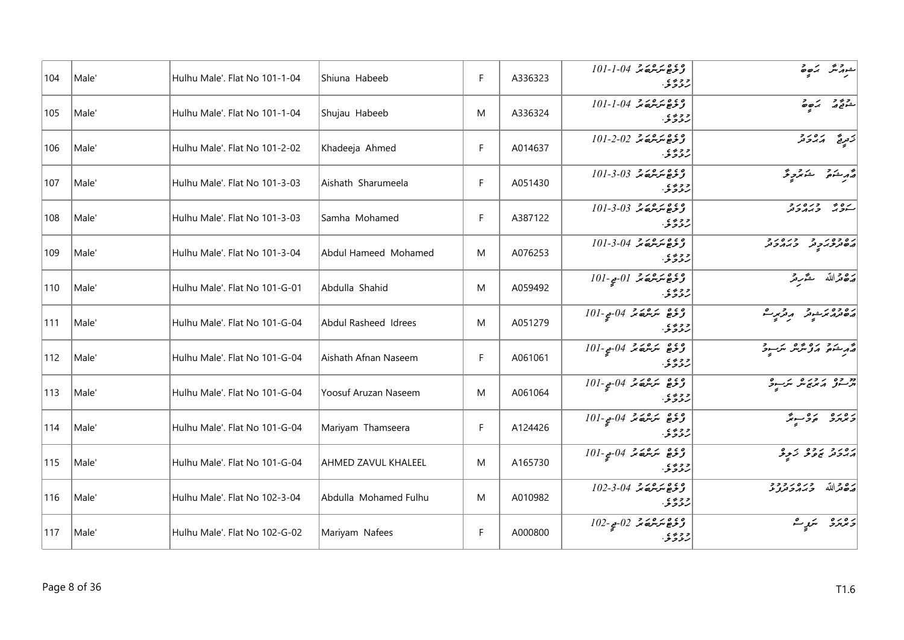| 104 | Male' | Hulhu Male'. Flat No 101-1-04 | Shiuna Habeeb | F | A336323 | ވެލާނާގެ ނަންބަރު 04-1-101 ހުޅުމާލެ. | ޝިޢުނާ ހަބީބު |
|---|---|---|---|---|---|---|---|
| 105 | Male' | Hulhu Male'. Flat No 101-1-04 | Shujau Habeeb | M | A336324 | ވެލާނާގެ ނަންބަރު 04-1-101 ހުޅުމާލެ. | ޝުޖާޢު ހަބީބު |
| 106 | Male' | Hulhu Male'. Flat No 101-2-02 | Khadeeja Ahmed | F | A014637 | ވެލާނާގެ ނަންބަރު 02-2-101 ހުޅުމާލެ. | ޚަދީޖާ އަޙްމަދު |
| 107 | Male' | Hulhu Male'. Flat No 101-3-03 | Aishath Sharumeela | F | A051430 | ވެލާނާގެ ނަންބަރު 03-3-101 ހުޅުމާލެ. | އާއިޝަތު ޝަރުމީލާ |
| 108 | Male' | Hulhu Male'. Flat No 101-3-03 | Samha Mohamed | F | A387122 | ވެލާނާގެ ނަންބަރު 03-3-101 ހުޅުމާލެ. | ސަމްހާ މުހައްމަދު |
| 109 | Male' | Hulhu Male'. Flat No 101-3-04 | Abdul Hameed Mohamed | M | A076253 | ވެލާނާގެ ނަންބަރު 04-3-101 ހުޅުމާލެ. | އަބްދުލްހަމީދު މުހައްމަދު |
| 110 | Male' | Hulhu Male'. Flat No 101-G-01 | Abdulla Shahid | M | A059492 | ވެލާނާގެ ނަންބަރު 01-ޖީ-101 ހުޅުމާލެ. | އަބްދުﷲ ޝާހިދު |
| 111 | Male' | Hulhu Male'. Flat No 101-G-04 | Abdul Rasheed Idrees | M | A051279 | ވެލާނާ ނަންބަރު 04-ޖީ-101 ހުޅުމާލެ. | އަބްދުއްރަޝީދު އިދްރީސް |
| 112 | Male' | Hulhu Male'. Flat No 101-G-04 | Aishath Afnan Naseem | F | A061061 | ވެލާނާ ނަންބަރު 04-ޖީ-101 ހުޅުމާލެ. | އާއިޝަތު އަފްނާން ނަސީމު |
| 113 | Male' | Hulhu Male'. Flat No 101-G-04 | Yoosuf Aruzan Naseem | M | A061064 | ވެލާނާ ނަންބަރު 04-ޖީ-101 ހުޅުމާލެ. | ޔޫސުފް އަރުޒާން ނަސީމު |
| 114 | Male' | Hulhu Male'. Flat No 101-G-04 | Mariyam Thamseera | F | A124426 | ވެލާނާ ނަންބަރު 04-ޖީ-101 ހުޅުމާލެ. | މަރިޔަމް ތަމްސީރާ |
| 115 | Male' | Hulhu Male'. Flat No 101-G-04 | AHMED ZAVUL KHALEEL | M | A165730 | ވެލާނާ ނަންބަރު 04-ޖީ-101 ހުޅުމާލެ. | އަޙްމަދު ޒަވުލް ޚަލީލް |
| 116 | Male' | Hulhu Male'. Flat No 102-3-04 | Abdulla Mohamed Fulhu | M | A010982 | ވެލާނާގެ ނަންބަރު 04-3-102 ހުޅުމާލެ. | އަބްދުﷲ މުހައްމަދުފުޅު |
| 117 | Male' | Hulhu Male'. Flat No 102-G-02 | Mariyam Nafees | F | A000800 | ވެލާނާގެ ނަންބަރު 02-ޖީ-102 ހުޅުމާލެ. | މަރިޔަމް ނަފީސް |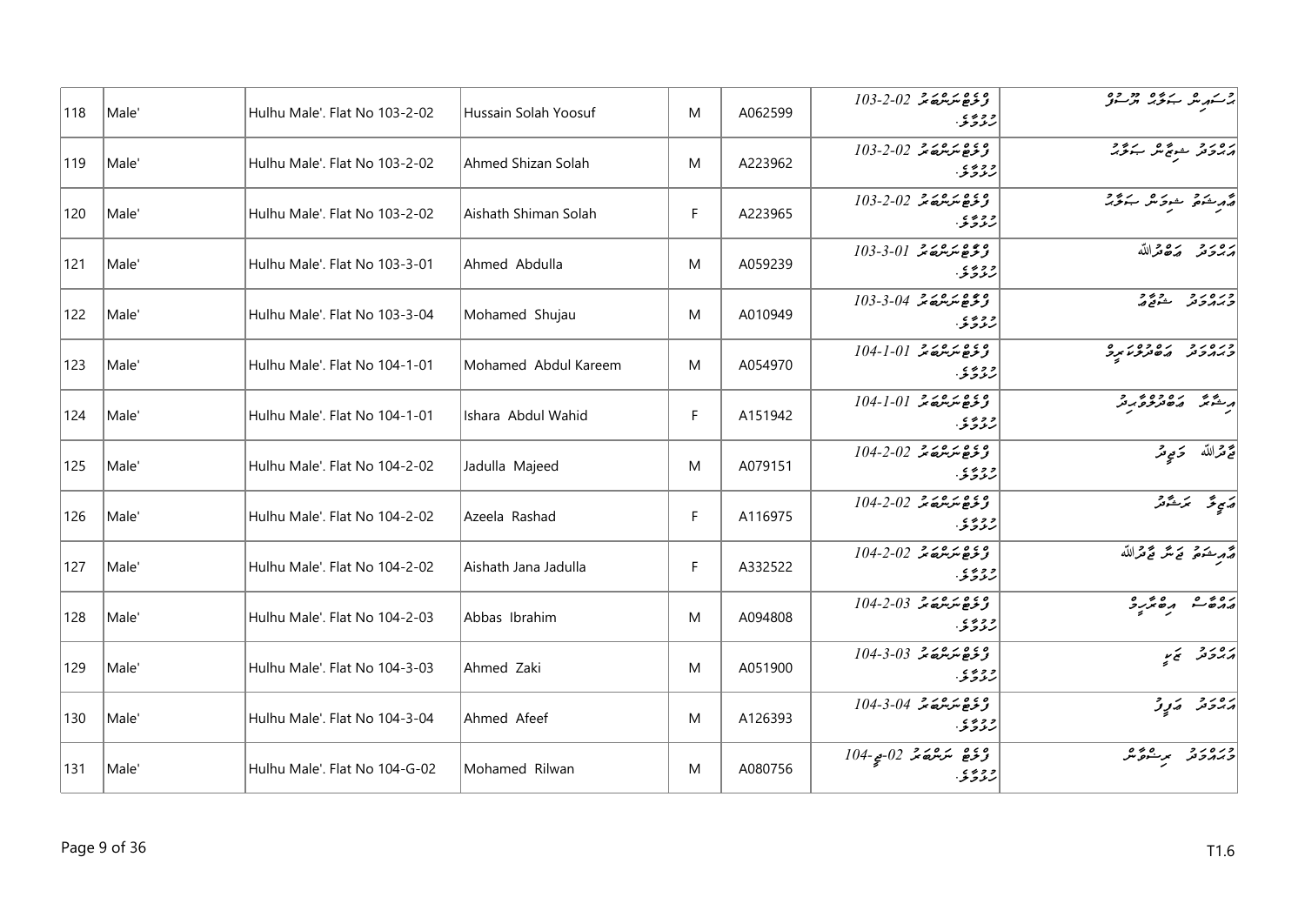| 118 | Male' | Hulhu Male'. Flat No 103-2-02 | Hussain Solah Yoosuf | M | A062599 | ވެލާނާގެ ފްލެޓް 103-2-02 ހުޅުމާލެ. | ހުސައިން ސަލާހް ޔޫސުފް |
|---|---|---|---|---|---|---|---|
| 119 | Male' | Hulhu Male'. Flat No 103-2-02 | Ahmed Shizan Solah | M | A223962 | ވެލާނާގެ ފްލެޓް 103-2-02 ހުޅުމާލެ. | އަޙްމަދު ޝިޒާން ސަލާހް |
| 120 | Male' | Hulhu Male'. Flat No 103-2-02 | Aishath Shiman Solah | F | A223965 | ވެލާނާގެ ފްލެޓް 103-2-02 ހުޅުމާލެ. | އާއިޝަތު ޝިމާން ސަލާހް |
| 121 | Male' | Hulhu Male'. Flat No 103-3-01 | Ahmed Abdulla | M | A059239 | ވެލާނާގެ ފްލެޓް 103-3-01 ހުޅުމާލެ. | އަޙްމަދު ޢަބްދުﷲ |
| 122 | Male' | Hulhu Male'. Flat No 103-3-04 | Mohamed Shujau | M | A010949 | ވެލާނާގެ ފްލެޓް 103-3-04 ހުޅުމާލެ. | މުޙައްމަދު ޝުޖާޢު |
| 123 | Male' | Hulhu Male'. Flat No 104-1-01 | Mohamed Abdul Kareem | M | A054970 | ވެލާނާގެ ފްލެޓް 104-1-01 ހުޅުމާލެ. | މުޙައްމަދު ޢަބްދުލްކަރީމް |
| 124 | Male' | Hulhu Male'. Flat No 104-1-01 | Ishara Abdul Wahid | F | A151942 | ވެލާނާގެ ފްލެޓް 104-1-01 ހުޅުމާލެ. | އިޝާރާ ޢަބްދުލްވާހިދު |
| 125 | Male' | Hulhu Male'. Flat No 104-2-02 | Jadulla Majeed | M | A079151 | ވެލާނާގެ ފްލެޓް 104-2-02 ހުޅުމާލެ. | ޖާދުﷲ މަޖީދު |
| 126 | Male' | Hulhu Male'. Flat No 104-2-02 | Azeela Rashad | F | A116975 | ވެލާނާގެ ފްލެޓް 104-2-02 ހުޅުމާލެ. | އަޒީލާ ރަޝާދު |
| 127 | Male' | Hulhu Male'. Flat No 104-2-02 | Aishath Jana Jadulla | F | A332522 | ވެލާނާގެ ފްލެޓް 104-2-02 ހުޅުމާލެ. | އާއިޝަތު ޖަނާ ޖާދުﷲ |
| 128 | Male' | Hulhu Male'. Flat No 104-2-03 | Abbas Ibrahim | M | A094808 | ވެލާނާގެ ފްލެޓް 104-2-03 ހުޅުމާލެ. | ޢައްބާސް އިބްރާހީމް |
| 129 | Male' | Hulhu Male'. Flat No 104-3-03 | Ahmed Zaki | M | A051900 | ވެލާނާގެ ފްލެޓް 104-3-03 ހުޅުމާލެ. | އަޙްމަދު ޒަކީ |
| 130 | Male' | Hulhu Male'. Flat No 104-3-04 | Ahmed Afeef | M | A126393 | ވެލާނާގެ ފްލެޓް 104-3-04 ހުޅުމާލެ. | އަޙްމަދު އަފީފް |
| 131 | Male' | Hulhu Male'. Flat No 104-G-02 | Mohamed Rilwan | M | A080756 | ވެލާނާ ފްލެޓް 104-ޖީ-02 ހުޅުމާލެ. | މުޙައްމަދު ރިލްވާން |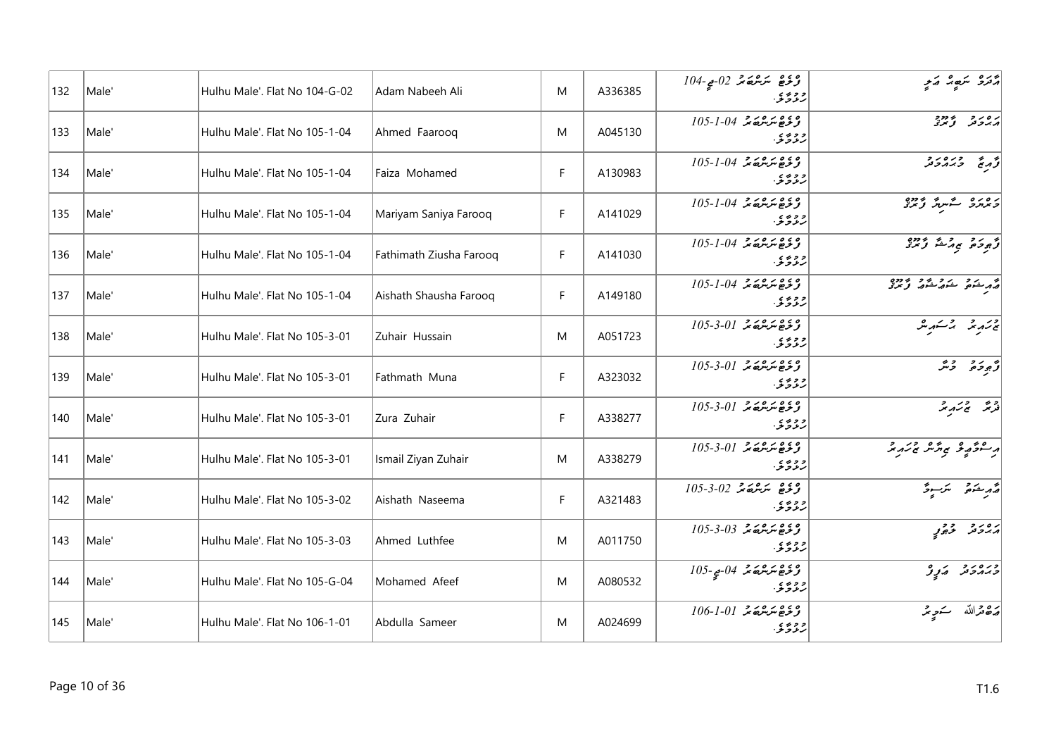| 132 | Male' | Hulhu Male'. Flat No 104-G-02 | Adam Nabeeh Ali | M | A336385 | ވެލާނާ ނަންބަރު 02-ޖީ-104 ހުޅުމާލެ. | އާދަމް ނަބީހް ޢަލީ |
|---|---|---|---|---|---|---|---|
| 133 | Male' | Hulhu Male'. Flat No 105-1-04 | Ahmed Faarooq | M | A045130 | ވެލާނާ ނަންބަރު 04-1-105 ހުޅުމާލެ. | އަޙްމަދު ފާރޫޤު |
| 134 | Male' | Hulhu Male'. Flat No 105-1-04 | Faiza Mohamed | F | A130983 | ވެލާނާ ނަންބަރު 04-1-105 ހުޅުމާލެ. | ފާއިޒާ މުޙައްމަދު |
| 135 | Male' | Hulhu Male'. Flat No 105-1-04 | Mariyam Saniya Farooq | F | A141029 | ވެލާނާ ނަންބަރު 04-1-105 ހުޅުމާލެ. | މަރިޔަމް ސާނިޔާ ފާރޫޤު |
| 136 | Male' | Hulhu Male'. Flat No 105-1-04 | Fathimath Ziusha Farooq | F | A141030 | ވެލާނާ ނަންބަރު 04-1-105 ހުޅުމާލެ. | ފާތިމަތު ޒިއުޝާ ފާރޫޤު |
| 137 | Male' | Hulhu Male'. Flat No 105-1-04 | Aishath Shausha Farooq | F | A149180 | ވެލާނާ ނަންބަރު 04-1-105 ހުޅުމާލެ. | ޢާއިޝަތު ޝައުޝާ ފާރޫޤު |
| 138 | Male' | Hulhu Male'. Flat No 105-3-01 | Zuhair Hussain | M | A051723 | ވެލާނާ ނަންބަރު 01-3-105 ހުޅުމާލެ. | ޒުހައިރު ހުސައިން |
| 139 | Male' | Hulhu Male'. Flat No 105-3-01 | Fathmath Muna | F | A323032 | ވެލާނާ ނަންބަރު 01-3-105 ހުޅުމާލެ. | ފާތިމަތު މުނާ |
| 140 | Male' | Hulhu Male'. Flat No 105-3-01 | Zura Zuhair | F | A338277 | ވެލާނާ ނަންބަރު 01-3-105 ހުޅުމާލެ. | ޒުރާ ޒުހައިރު |
| 141 | Male' | Hulhu Male'. Flat No 105-3-01 | Ismail Ziyan Zuhair | M | A338279 | ވެލާނާ ނަންބަރު 01-3-105 ހުޅުމާލެ. | އިސްމާޢީލް ޒިޔާން ޒުހައިރު |
| 142 | Male' | Hulhu Male'. Flat No 105-3-02 | Aishath Naseema | F | A321483 | ވެލާނާ ނަންބަރު 02-3-105 ހުޅުމާލެ. | ޢާއިޝަތު ނަސީމާ |
| 143 | Male' | Hulhu Male'. Flat No 105-3-03 | Ahmed Luthfee | M | A011750 | ވެލާނާ ނަންބަރު 03-3-105 ހުޅުމާލެ. | އަޙްމަދު ލުތުފީ |
| 144 | Male' | Hulhu Male'. Flat No 105-G-04 | Mohamed Afeef | M | A080532 | ވެލާނާ ނަންބަރު 04-ޖީ-105 ހުޅުމާލެ. | މުޙައްމަދު ޢަފީފު |
| 145 | Male' | Hulhu Male'. Flat No 106-1-01 | Abdulla Sameer | M | A024699 | ވެލާނާ ނަންބަރު 01-1-106 ހުޅުމާލެ. | ޢަބްދުالله ސަމީރު |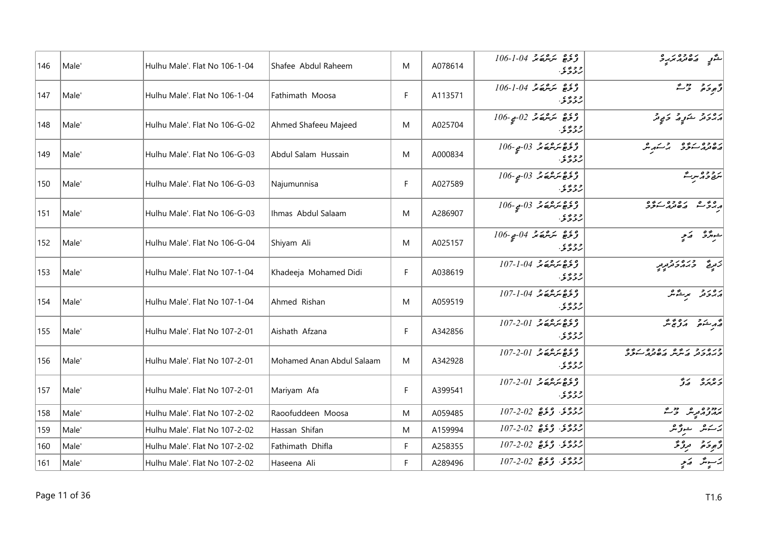| 146 | Male' | Hulhu Male'. Flat No 106-1-04 | Shafee Abdul Raheem | M | A078614 | ފްލެޓް ނަންބަރު 106-1-04 ހުޅުމާލެ. | ޝާފީ އަބްދުއްރަޙީމް |
|---|---|---|---|---|---|---|---|
| 147 | Male' | Hulhu Male'. Flat No 106-1-04 | Fathimath Moosa | F | A113571 | ފްލެޓް ނަންބަރު 106-1-04 ހުޅުމާލެ. | ފާތިމަތު މޫސާ |
| 148 | Male' | Hulhu Male'. Flat No 106-G-02 | Ahmed Shafeeu Majeed | M | A025704 | ފްލެޓް ނަންބަރު 106-ޖީ-02 ހުޅުމާލެ. | އަޙްމަދު ޝަފީޢު މަޖީދު |
| 149 | Male' | Hulhu Male'. Flat No 106-G-03 | Abdul Salam Hussain | M | A000834 | ފްލެޓްނަންބަރު 106-ޖީ-03 ހުޅުމާލެ. | އަބްދުއްސަލާމް ޙުސައިން |
| 150 | Male' | Hulhu Male'. Flat No 106-G-03 | Najumunnisa | F | A027589 | ފްލެޓްނަންބަރު 106-ޖީ-03 ހުޅުމާލެ. | ނަޖުމުއްނިސާ |
| 151 | Male' | Hulhu Male'. Flat No 106-G-03 | Ihmas Abdul Salaam | M | A286907 | ފްލެޓްނަންބަރު 106-ޖީ-03 ހުޅުމާލެ. | އިޙްމާސް އަބްދުއްސަލާމް |
| 152 | Male' | Hulhu Male'. Flat No 106-G-04 | Shiyam Ali | M | A025157 | ފްލެޓް ނަންބަރު 106-ޖީ-04 ހުޅުމާލެ. | ޝިޔާމް ޢަލީ |
| 153 | Male' | Hulhu Male'. Flat No 107-1-04 | Khadeeja Mohamed Didi | F | A038619 | ފްލެޓްނަންބަރު 107-1-04 ހުޅުމާލެ. | ޚަދީޖާ މުޙައްމަދުދީދީ |
| 154 | Male' | Hulhu Male'. Flat No 107-1-04 | Ahmed Rishan | M | A059519 | ފްލެޓްނަންބަރު 107-1-04 ހުޅުމާލެ. | އަޙްމަދު ރިޝާން |
| 155 | Male' | Hulhu Male'. Flat No 107-2-01 | Aishath Afzana | F | A342856 | ފްލެޓްނަންބަރު 107-2-01 ހުޅުމާލެ. | އާއިޝަތު އަފްޒާނާ |
| 156 | Male' | Hulhu Male'. Flat No 107-2-01 | Mohamed Anan Abdul Salaam | M | A342928 | ފްލެޓްނަންބަރު 107-2-01 ހުޅުމާލެ. | މުޙައްމަދު އަނާން އަބްދުއްސަލާމް |
| 157 | Male' | Hulhu Male'. Flat No 107-2-01 | Mariyam Afa | F | A399541 | ފްލެޓްނަންބަރު 107-2-01 ހުޅުމާލެ. | މަރިޔަމް އަފާ |
| 158 | Male' | Hulhu Male'. Flat No 107-2-02 | Raoofuddeen Moosa | M | A059485 | ހުޅުމާލެ. ފްލެޓް 107-2-02 | ރައޫފުއްދީން މޫސާ |
| 159 | Male' | Hulhu Male'. Flat No 107-2-02 | Hassan Shifan | M | A159994 | ހުޅުމާލެ. ފްލެޓް 107-2-02 | ޙަސަން ޝިފާން |
| 160 | Male' | Hulhu Male'. Flat No 107-2-02 | Fathimath Dhifla | F | A258355 | ހުޅުމާލެ. ފްލެޓް 107-2-02 | ފާތިމަތު ދިފްލާ |
| 161 | Male' | Hulhu Male'. Flat No 107-2-02 | Haseena Ali | F | A289496 | ހުޅުމާލެ. ފްލެޓް 107-2-02 | ހަސީނާ ޢަލީ |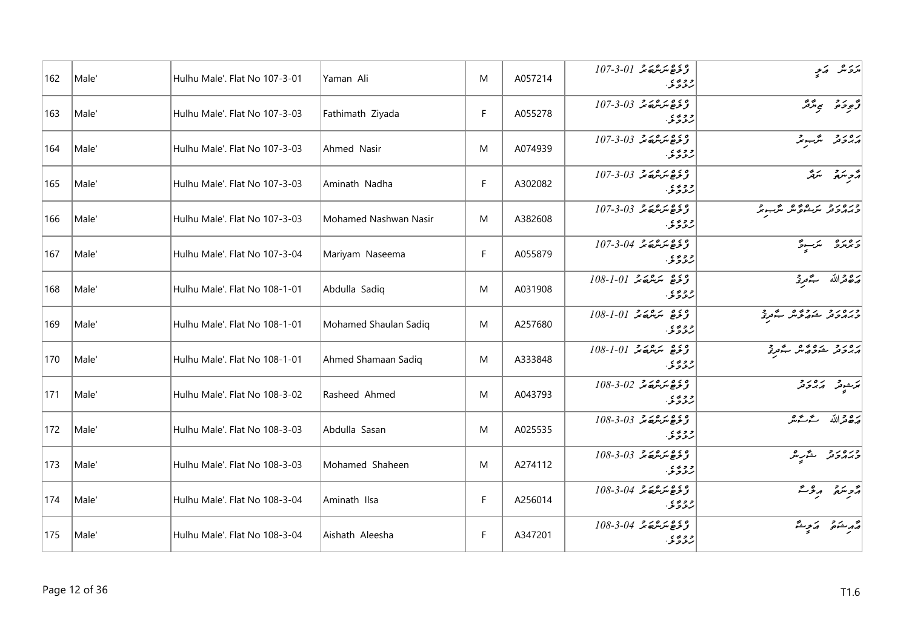| 162 | Male' | Hulhu Male'. Flat No 107-3-01 | Yaman Ali | M | A057214 | ވެލްތުނަންބަރު 107-3-01 ހުޅުމާލެ. | ޔަމަން ޢަލީ |
|---|---|---|---|---|---|---|---|
| 163 | Male' | Hulhu Male'. Flat No 107-3-03 | Fathimath Ziyada | F | A055278 | ވެލްތުނަންބަރު 107-3-03 ހުޅުމާލެ. | ފާތިމަތު ޒިޔާދާ |
| 164 | Male' | Hulhu Male'. Flat No 107-3-03 | Ahmed Nasir | M | A074939 | ވެލްތުނަންބަރު 107-3-03 ހުޅުމާލެ. | އަޙްމަދު ނާސިރު |
| 165 | Male' | Hulhu Male'. Flat No 107-3-03 | Aminath Nadha | F | A302082 | ވެލްތުނަންބަރު 107-3-03 ހުޅުމާލެ. | އާމިނަތު ނަދާ |
| 166 | Male' | Hulhu Male'. Flat No 107-3-03 | Mohamed Nashwan Nasir | M | A382608 | ވެލްތުނަންބަރު 107-3-03 ހުޅުމާލެ. | މުޙައްމަދު ނަޝްވާން ނާސިރު |
| 167 | Male' | Hulhu Male'. Flat No 107-3-04 | Mariyam Naseema | F | A055879 | ވެލްތުނަންބަރު 107-3-04 ހުޅުމާލެ. | މަރިޔަމް ނަސީމާ |
| 168 | Male' | Hulhu Male'. Flat No 108-1-01 | Abdulla Sadiq | M | A031908 | ވެލްތު ނަންބަރު 108-1-01 ހުޅުމާލެ. | އަބްދުﷲ ސާދިޤު |
| 169 | Male' | Hulhu Male'. Flat No 108-1-01 | Mohamed Shaulan Sadiq | M | A257680 | ވެލްތު ނަންބަރު 108-1-01 ހުޅުމާލެ. | މުޙައްމަދު ޝައުލާން ސާދިޤު |
| 170 | Male' | Hulhu Male'. Flat No 108-1-01 | Ahmed Shamaan Sadiq | M | A333848 | ވެލްތު ނަންބަރު 108-1-01 ހުޅުމާލެ. | އަޙްމަދު ޝަމްޢާން ސާދިޤު |
| 171 | Male' | Hulhu Male'. Flat No 108-3-02 | Rasheed Ahmed | M | A043793 | ވެލްތުނަންބަރު 108-3-02 ހުޅުމާލެ. | ރަޝީދު އަޙްމަދު |
| 172 | Male' | Hulhu Male'. Flat No 108-3-03 | Abdulla Sasan | M | A025535 | ވެލްތުނަންބަރު 108-3-03 ހުޅުމާލެ. | އަބްދުﷲ ސާސާން |
| 173 | Male' | Hulhu Male'. Flat No 108-3-03 | Mohamed Shaheen | M | A274112 | ވެލްތުނަންބަރު 108-3-03 ހުޅުމާލެ. | މުޙައްމަދު ޝާހީން |
| 174 | Male' | Hulhu Male'. Flat No 108-3-04 | Aminath Ilsa | F | A256014 | ވެލްތުނަންބަރު 108-3-04 ހުޅުމާލެ. | އާމިނަތު އިލްސާ |
| 175 | Male' | Hulhu Male'. Flat No 108-3-04 | Aishath Aleesha | F | A347201 | ވެލްތުނަންބަރު 108-3-04 ހުޅުމާލެ. | އާއިޝަތު ޢަލީޝާ |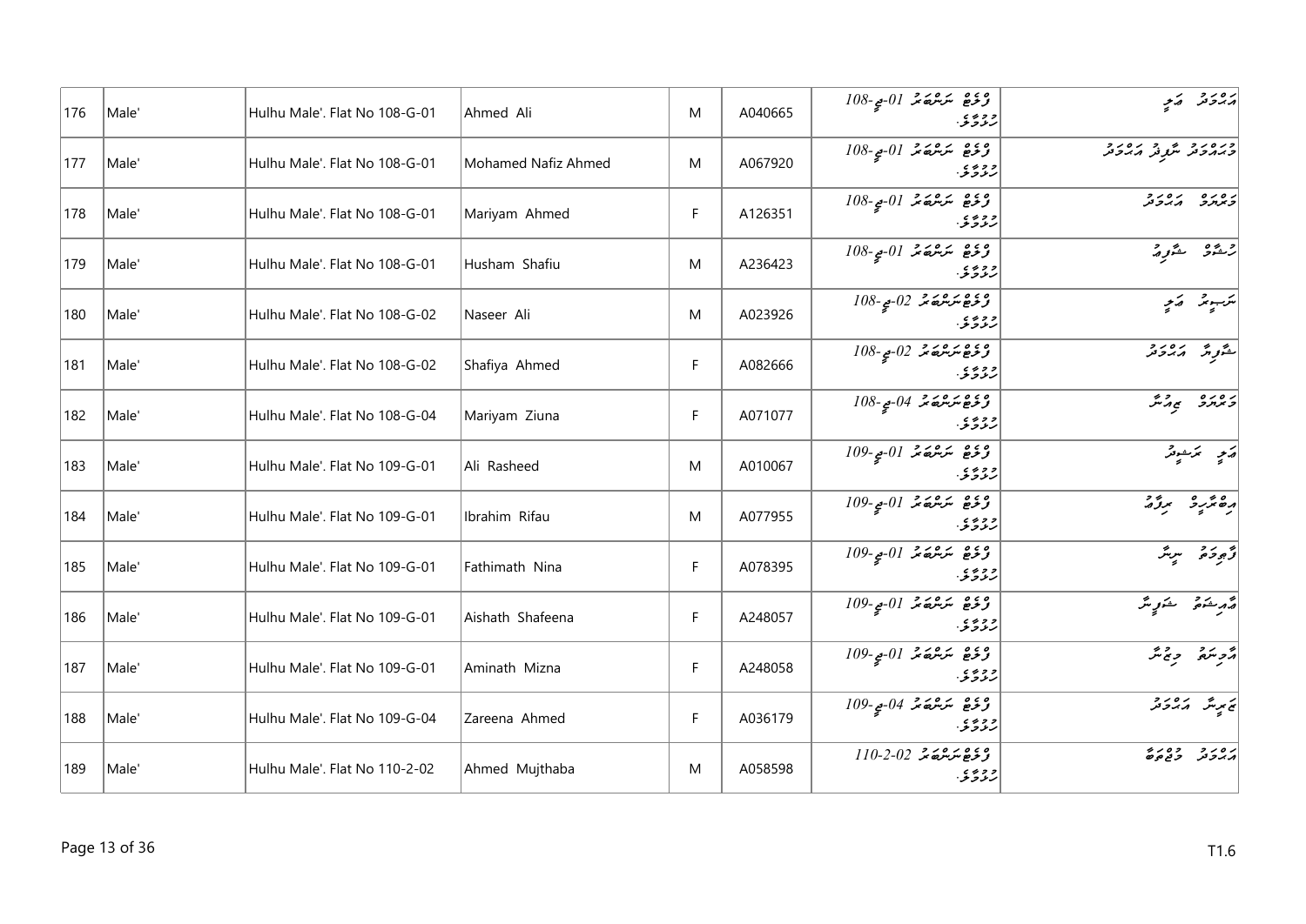| 176 | Male' | Hulhu Male'. Flat No 108-G-01 | Ahmed Ali | M | A040665 | ވުލުޖެ ނަންބަރު 01-ޖީ-108 ހުޅުމާލެ. | އަހުމަދު އަލި |
|---|---|---|---|---|---|---|---|
| 177 | Male' | Hulhu Male'. Flat No 108-G-01 | Mohamed Nafiz Ahmed | M | A067920 | ވުލުޖެ ނަންބަރު 01-ޖީ-108 ހުޅުމާލެ. | މުހައްމަދު ނާފިޒު އަހުމަދު |
| 178 | Male' | Hulhu Male'. Flat No 108-G-01 | Mariyam Ahmed | F | A126351 | ވުލުޖެ ނަންބަރު 01-ޖީ-108 ހުޅުމާލެ. | މަރިޔަމް އަހުމަދު |
| 179 | Male' | Hulhu Male'. Flat No 108-G-01 | Husham Shafiu | M | A236423 | ވުލުޖެ ނަންބަރު 01-ޖީ-108 ހުޅުމާލެ. | ހުޝާމް ޝާފިއު |
| 180 | Male' | Hulhu Male'. Flat No 108-G-02 | Naseer Ali | M | A023926 | ވުލުޖެނަންބަރު 02-ޖީ-108 ހުޅުމާލެ. | ނަސީރު އަލި |
| 181 | Male' | Hulhu Male'. Flat No 108-G-02 | Shafiya Ahmed | F | A082666 | ވުލުޖެނަންބަރު 02-ޖީ-108 ހުޅުމާލެ. | ޝާފިޔާ އަހުމަދު |
| 182 | Male' | Hulhu Male'. Flat No 108-G-04 | Mariyam Ziuna | F | A071077 | ވުލުޖެނަންބަރު 04-ޖީ-108 ހުޅުމާލެ. | މަރިޔަމް ޒިއުނާ |
| 183 | Male' | Hulhu Male'. Flat No 109-G-01 | Ali Rasheed | M | A010067 | ވުލުޖެ ނަންބަރު 01-ޖީ-109 ހުޅުމާލެ. | އަލި ރަޝީދު |
| 184 | Male' | Hulhu Male'. Flat No 109-G-01 | Ibrahim Rifau | M | A077955 | ވުލުޖެ ނަންބަރު 01-ޖީ-109 ހުޅުމާލެ. | އިބްރާހީމް ރިފާއު |
| 185 | Male' | Hulhu Male'. Flat No 109-G-01 | Fathimath Nina | F | A078395 | ވުލުޖެ ނަންބަރު 01-ޖީ-109 ހުޅުމާލެ. | ފާތިމަތު ނިނާ |
| 186 | Male' | Hulhu Male'. Flat No 109-G-01 | Aishath Shafeena | F | A248057 | ވުލުޖެ ނަންބަރު 01-ޖީ-109 ހުޅުމާލެ. | އާއިޝަތު ޝަފީނާ |
| 187 | Male' | Hulhu Male'. Flat No 109-G-01 | Aminath Mizna | F | A248058 | ވުލުޖެ ނަންބަރު 01-ޖީ-109 ހުޅުމާލެ. | އާމިނަތު މިޒްނާ |
| 188 | Male' | Hulhu Male'. Flat No 109-G-04 | Zareena Ahmed | F | A036179 | ވުލުޖެ ނަންބަރު 04-ޖީ-109 ހުޅުމާލެ. | ޒަރީނާ އަހުމަދު |
| 189 | Male' | Hulhu Male'. Flat No 110-2-02 | Ahmed Mujthaba | M | A058598 | ވުލުޖެނަންބަރު 02-2-110 ހުޅުމާލެ. | އަހުމަދު މުޖުތަބާ |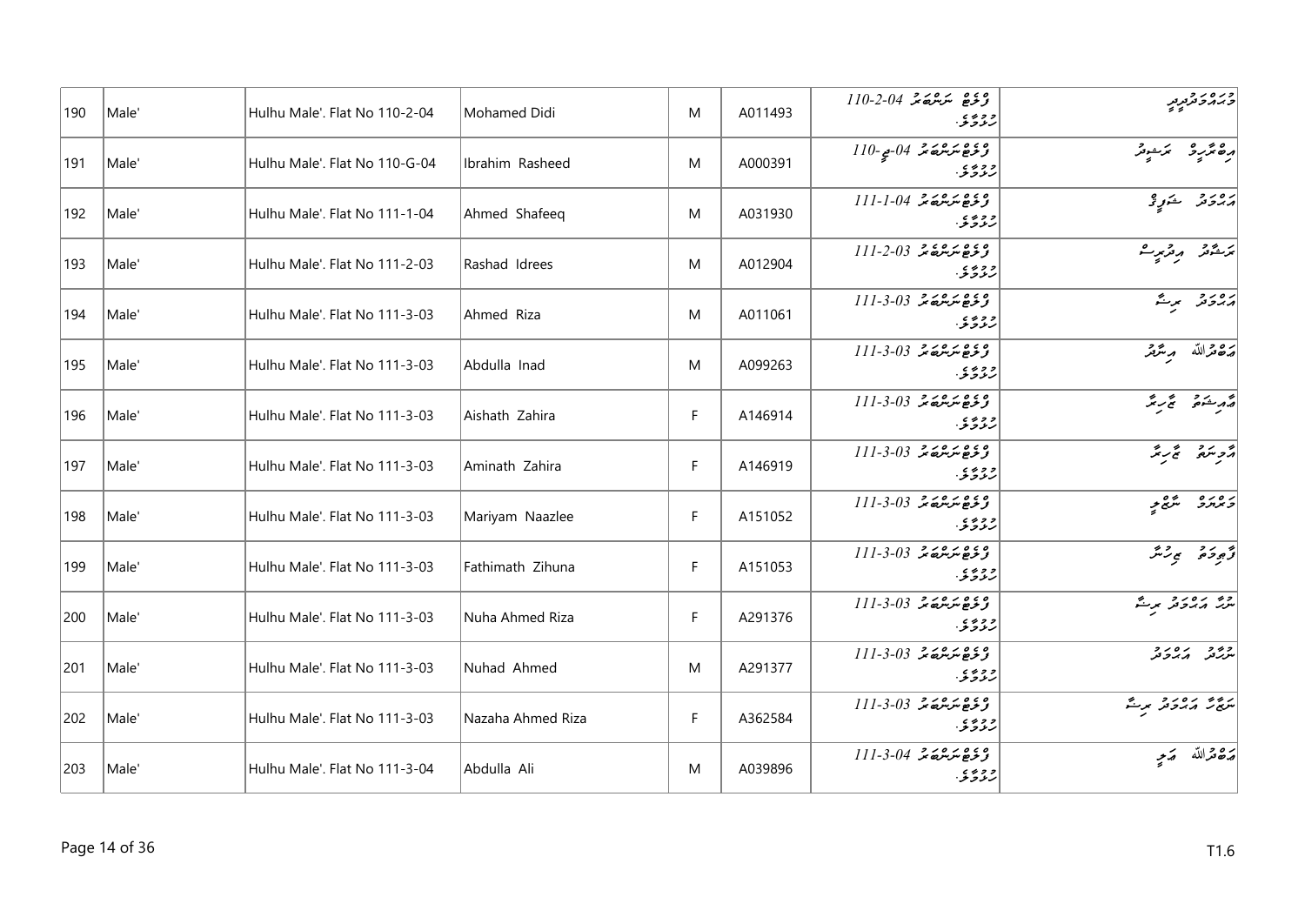| 190 | Male' | Hulhu Male'. Flat No 110-2-04 | Mohamed Didi | M | A011493 | ވެލާނާގެ ފްލެޓް 110-2-04 ހުޅުމާލެ. | މުޙައްމަދުދީދީ |
|---|---|---|---|---|---|---|---|
| 191 | Male' | Hulhu Male'. Flat No 110-G-04 | Ibrahim Rasheed | M | A000391 | ވެލާނާގެ ފްލެޓް 04-ޖީ-110 ހުޅުމާލެ. | އިބްރާހީމް ރަޝީދު |
| 192 | Male' | Hulhu Male'. Flat No 111-1-04 | Ahmed Shafeeq | M | A031930 | ވެލާނާގެ ފްލެޓް 111-1-04 ހުޅުމާލެ. | އަޙްމަދު ޝަފީޤު |
| 193 | Male' | Hulhu Male'. Flat No 111-2-03 | Rashad Idrees | M | A012904 | ވެލާނާގެ ފްލެޓް 111-2-03 ހުޅުމާލެ. | ރަޝާދު އިދްރީސް |
| 194 | Male' | Hulhu Male'. Flat No 111-3-03 | Ahmed Riza | M | A011061 | ވެލާނާގެ ފްލެޓް 111-3-03 ހުޅުމާލެ. | އަޙްމަދު ރިޟާ |
| 195 | Male' | Hulhu Male'. Flat No 111-3-03 | Abdulla Inad | M | A099263 | ވެލާނާގެ ފްލެޓް 111-3-03 ހުޅުމާލެ. | އަބްދުﷲ އިނާދު |
| 196 | Male' | Hulhu Male'. Flat No 111-3-03 | Aishath Zahira | F | A146914 | ވެލާނާގެ ފްލެޓް 111-3-03 ހުޅުމާލެ. | އާއިޝަތު ޒާހިރާ |
| 197 | Male' | Hulhu Male'. Flat No 111-3-03 | Aminath Zahira | F | A146919 | ވެލާނާގެ ފްލެޓް 111-3-03 ހުޅުމާލެ. | އާމިނަތު ޒާހިރާ |
| 198 | Male' | Hulhu Male'. Flat No 111-3-03 | Mariyam Naazlee | F | A151052 | ވެލާނާގެ ފްލެޓް 111-3-03 ހުޅުމާލެ. | މަރިޔަމް ނާޒްލީ |
| 199 | Male' | Hulhu Male'. Flat No 111-3-03 | Fathimath Zihuna | F | A151053 | ވެލާނާގެ ފްލެޓް 111-3-03 ހުޅުމާލެ. | ފާތިމަތު ޒިހުނާ |
| 200 | Male' | Hulhu Male'. Flat No 111-3-03 | Nuha Ahmed Riza | F | A291376 | ވެލާނާގެ ފްލެޓް 111-3-03 ހުޅުމާލެ. | ނުހާ އަޙްމަދު ރިޟާ |
| 201 | Male' | Hulhu Male'. Flat No 111-3-03 | Nuhad Ahmed | M | A291377 | ވެލާނާގެ ފްލެޓް 111-3-03 ހުޅުމާލެ. | ނުހާދު އަޙްމަދު |
| 202 | Male' | Hulhu Male'. Flat No 111-3-03 | Nazaha Ahmed Riza | F | A362584 | ވެލާނާގެ ފްލެޓް 111-3-03 ހުޅުމާލެ. | ނަޒާހާ އަޙްމަދު ރިޟާ |
| 203 | Male' | Hulhu Male'. Flat No 111-3-04 | Abdulla Ali | M | A039896 | ވެލާނާގެ ފްލެޓް 111-3-04 ހުޅުމާލެ. | އަބްދުﷲ ޢަލީ |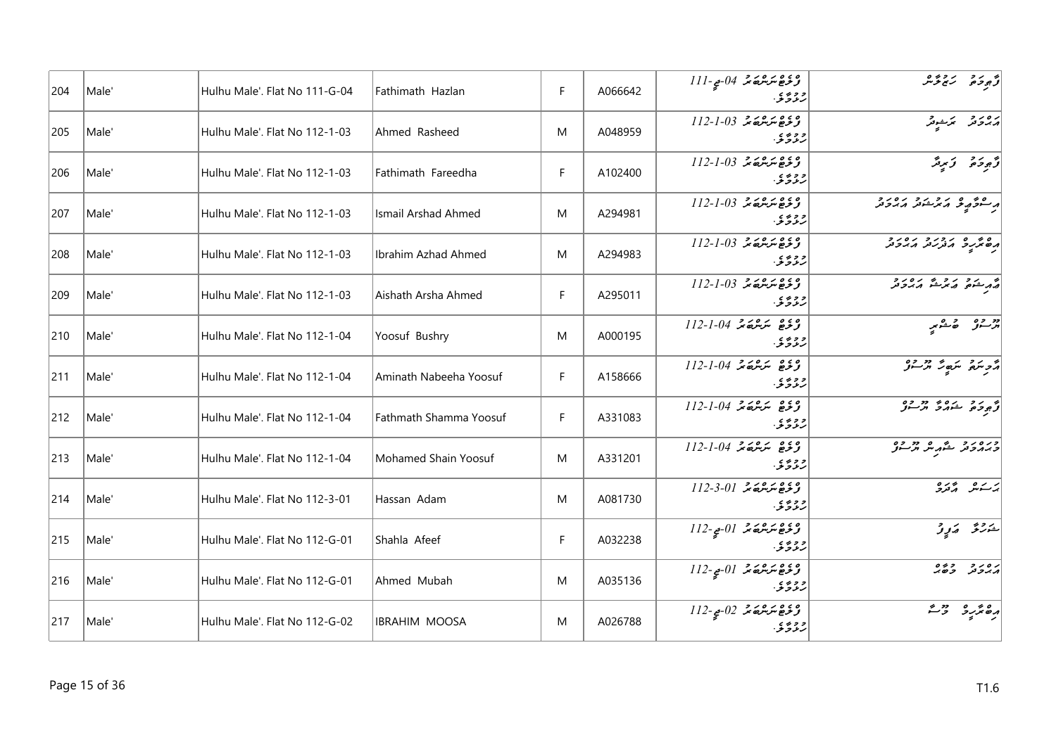| 204 | Male' | Hulhu Male'. Flat No 111-G-04 | Fathimath Hazlan | F | A066642 | ފްލެޓްނަންބަރު 04-ޖީ-111 ހުޅުމާލެ. | ފާތިމަތު ހަޒްލާން |
|---|---|---|---|---|---|---|---|
| 205 | Male' | Hulhu Male'. Flat No 112-1-03 | Ahmed Rasheed | M | A048959 | ފްލެޓްނަންބަރު 03-1-112 ހުޅުމާލެ. | އަހުމަދު ރަޝީދު |
| 206 | Male' | Hulhu Male'. Flat No 112-1-03 | Fathimath Fareedha | F | A102400 | ފްލެޓްނަންބަރު 03-1-112 ހުޅުމާލެ. | ފާތިމަތު ފަރީދާ |
| 207 | Male' | Hulhu Male'. Flat No 112-1-03 | Ismail Arshad Ahmed | M | A294981 | ފްލެޓްނަންބަރު 03-1-112 ހުޅުމާލެ. | އިސްމާޢީލް އަރުޝަދު އަހުމަދު |
| 208 | Male' | Hulhu Male'. Flat No 112-1-03 | Ibrahim Azhad Ahmed | M | A294983 | ފްލެޓްނަންބަރު 03-1-112 ހުޅުމާލެ. | އިބްރާހީމް އަޒްހަދު އަހުމަދު |
| 209 | Male' | Hulhu Male'. Flat No 112-1-03 | Aishath Arsha Ahmed | F | A295011 | ފްލެޓްނަންބަރު 03-1-112 ހުޅުމާލެ. | އާއިޝަތު އަރުޝާ އަހުމަދު |
| 210 | Male' | Hulhu Male'. Flat No 112-1-04 | Yoosuf Bushry | M | A000195 | ފްލެޓް ނަންބަރު 04-1-112 ހުޅުމާލެ. | ޔޫސުފް ބުޝްރީ |
| 211 | Male' | Hulhu Male'. Flat No 112-1-04 | Aminath Nabeeha Yoosuf | F | A158666 | ފްލެޓް ނަންބަރު 04-1-112 ހުޅުމާލެ. | އާމިނަތު ނަބީހާ ޔޫސުފް |
| 212 | Male' | Hulhu Male'. Flat No 112-1-04 | Fathmath Shamma Yoosuf | F | A331083 | ފްލެޓް ނަންބަރު 04-1-112 ހުޅުމާލެ. | ފާތިމަތު ޝައްމާ ޔޫސުފް |
| 213 | Male' | Hulhu Male'. Flat No 112-1-04 | Mohamed Shain Yoosuf | M | A331201 | ފްލެޓް ނަންބަރު 04-1-112 ހުޅުމާލެ. | މުޙައްމަދު ޝާއިން ޔޫސުފް |
| 214 | Male' | Hulhu Male'. Flat No 112-3-01 | Hassan Adam | M | A081730 | ފްލެޓްނަންބަރު 01-3-112 ހުޅުމާލެ. | ހަސަން އާދަމް |
| 215 | Male' | Hulhu Male'. Flat No 112-G-01 | Shahla Afeef | F | A032238 | ފްލެޓްނަންބަރު 01-ޖީ-112 ހުޅުމާލެ. | ޝަހުލާ އަފީފު |
| 216 | Male' | Hulhu Male'. Flat No 112-G-01 | Ahmed Mubah | M | A035136 | ފްލެޓްނަންބަރު 01-ޖީ-112 ހުޅުމާލެ. | އަހުމަދު މުބާޙް |
| 217 | Male' | Hulhu Male'. Flat No 112-G-02 | IBRAHIM MOOSA | M | A026788 | ފްލެޓްނަންބަރު 02-ޖީ-112 ހުޅުމާލެ. | އިބްރާހީމް މޫސާ |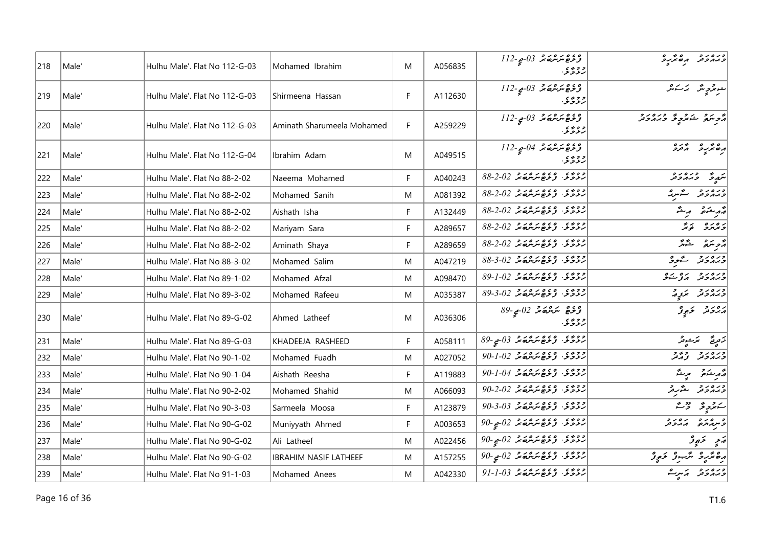| 218 | Male' | Hulhu Male'. Flat No 112-G-03 | Mohamed Ibrahim | M | A056835 | ފްލެޓްނަންބަރ 03-ޖީ-112 ހުޅުމާލެ. | މުހައްމަދު އިބްރާހީމް |
|---|---|---|---|---|---|---|---|
| 219 | Male' | Hulhu Male'. Flat No 112-G-03 | Shirmeena Hassan | F | A112630 | ފްލެޓްނަންބަރ 03-ޖީ-112 ހުޅުމާލެ. | ޝިރްމީނާ ޙަސަން |
| 220 | Male' | Hulhu Male'. Flat No 112-G-03 | Aminath Sharumeela Mohamed | F | A259229 | ފްލެޓްނަންބަރ 03-ޖީ-112 ހުޅުމާލެ. | އާމިނަތު ޝަރުމީލާ މުހައްމަދު |
| 221 | Male' | Hulhu Male'. Flat No 112-G-04 | Ibrahim Adam | M | A049515 | ފްލެޓްނަންބަރ 04-ޖީ-112 ހުޅުމާލެ. | އިބްރާހީމް އާދަމް |
| 222 | Male' | Hulhu Male'. Flat No 88-2-02 | Naeema Mohamed | F | A040243 | ހުޅުމާލެ. ފްލެޓްނަންބަރ 02-2-88 | ނައީމާ މުހައްމަދު |
| 223 | Male' | Hulhu Male'. Flat No 88-2-02 | Mohamed Sanih | M | A081392 | ހުޅުމާލެ. ފްލެޓްނަންބަރ 02-2-88 | މުހައްމަދު ސާނިހް |
| 224 | Male' | Hulhu Male'. Flat No 88-2-02 | Aishath Isha | F | A132449 | ހުޅުމާލެ. ފްލެޓްނަންބަރ 02-2-88 | އާއިޝަތު އީޝާ |
| 225 | Male' | Hulhu Male'. Flat No 88-2-02 | Mariyam Sara | F | A289657 | ހުޅުމާލެ. ފްލެޓްނަންބަރ 02-2-88 | މަރިޔަމް ސަރާ |
| 226 | Male' | Hulhu Male'. Flat No 88-2-02 | Aminath Shaya | F | A289659 | ހުޅުމާލެ. ފްލެޓްނަންބަރ 02-2-88 | އާމިނަތު ޝާޔާ |
| 227 | Male' | Hulhu Male'. Flat No 88-3-02 | Mohamed Salim | M | A047219 | ހުޅުމާލެ. ފްލެޓްނަންބަރ 02-3-88 | މުހައްމަދު ސާލިމް |
| 228 | Male' | Hulhu Male'. Flat No 89-1-02 | Mohamed Afzal | M | A098470 | ހުޅުމާލެ. ފްލެޓްނަންބަރ 02-1-89 | މުހައްމަދު އަފްޒަލް |
| 229 | Male' | Hulhu Male'. Flat No 89-3-02 | Mohamed Rafeeu | M | A035387 | ހުޅުމާލެ. ފްލެޓްނަންބަރ 02-3-89 | މުހައްމަދު ރަފީޢު |
| 230 | Male' | Hulhu Male'. Flat No 89-G-02 | Ahmed Latheef | M | A036306 | ފްލެޓް ނަންބަރ 02-ޖީ-89 ހުޅުމާލެ. | އަޙްމަދު ލަޠީފު |
| 231 | Male' | Hulhu Male'. Flat No 89-G-03 | KHADEEJA RASHEED | F | A058111 | ހުޅުމާލެ. ފްލެޓްނަންބަރ 03-ޖީ-89 | ޚަދީޖާ ރަޝީދު |
| 232 | Male' | Hulhu Male'. Flat No 90-1-02 | Mohamed Fuadh | M | A027052 | ހުޅުމާލެ. ފްލެޓްނަންބަރ 02-1-90 | މުހައްމަދު ފުއާދު |
| 233 | Male' | Hulhu Male'. Flat No 90-1-04 | Aishath Reesha | F | A119883 | ހުޅުމާލެ. ފްލެޓްނަންބަރ 04-1-90 | އާއިޝަތު ރީޝާ |
| 234 | Male' | Hulhu Male'. Flat No 90-2-02 | Mohamed Shahid | M | A066093 | ހުޅުމާލެ. ފްލެޓްނަންބަރ 02-2-90 | މުހައްމަދު ޝާހިދު |
| 235 | Male' | Hulhu Male'. Flat No 90-3-03 | Sarmeela Moosa | F | A123879 | ހުޅުމާލެ. ފްލެޓްނަންބަރ 03-3-90 | ސަރްމީލާ މޫސާ |
| 236 | Male' | Hulhu Male'. Flat No 90-G-02 | Muniyyath Ahmed | F | A003653 | ހުޅުމާލެ. ފްލެޓްނަންބަރ 02-ޖީ-90 | މުނިއްޔަތު އަޙްމަދު |
| 237 | Male' | Hulhu Male'. Flat No 90-G-02 | Ali Latheef | M | A022456 | ހުޅުމާލެ. ފްލެޓްނަންބަރ 02-ޖީ-90 | އަލީ ލަޠީފު |
| 238 | Male' | Hulhu Male'. Flat No 90-G-02 | IBRAHIM NASIF LATHEEF | M | A157255 | ހުޅުމާލެ. ފްލެޓްނަންބަރ 02-ޖީ-90 | އިބްރާހީމް ނާސިފު ލަޠީފު |
| 239 | Male' | Hulhu Male'. Flat No 91-1-03 | Mohamed Anees | M | A042330 | ހުޅުމާލެ. ފްލެޓްނަންބަރ 03-1-91 | މުހައްމަދު އަނީސް |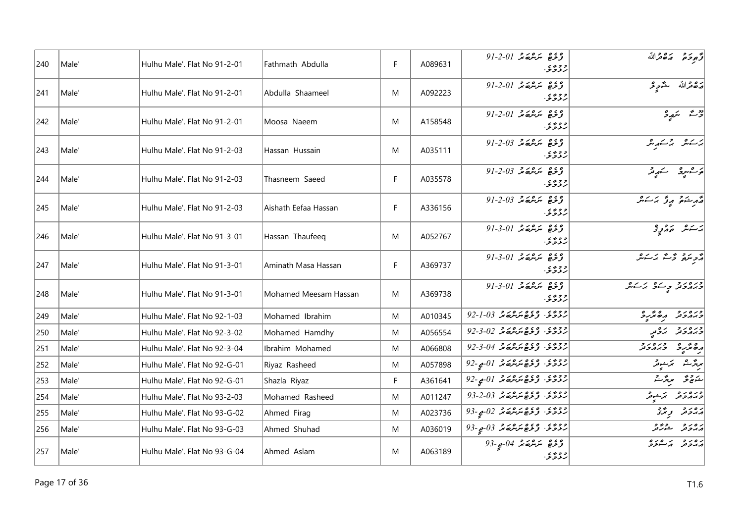| 240 | Male' | Hulhu Male'. Flat No 91-2-01 | Fathmath Abdulla | F | A089631 | ވެޓްތް ނަންބަރު 01-2-91 ހުޅުމާލެ. | ފާތިމަތު އަބްދުالله |
|---|---|---|---|---|---|---|---|
| 241 | Male' | Hulhu Male'. Flat No 91-2-01 | Abdulla Shaameel | M | A092223 | ވެޓްތް ނަންބަރު 01-2-91 ހުޅުމާލެ. | އަބްދުالله ޝާމީލު |
| 242 | Male' | Hulhu Male'. Flat No 91-2-01 | Moosa Naeem | M | A158548 | ވެޓްތް ނަންބަރު 01-2-91 ހުޅުމާލެ. | މޫސާ ނައީމް |
| 243 | Male' | Hulhu Male'. Flat No 91-2-03 | Hassan Hussain | M | A035111 | ވެޓްތް ނަންބަރު 03-2-91 ހުޅުމާލެ. | ހަސަން ހުސައިން |
| 244 | Male' | Hulhu Male'. Flat No 91-2-03 | Thasneem Saeed | F | A035578 | ވެޓްތް ނަންބަރު 03-2-91 ހުޅުމާލެ. | ތަސްނީމް ސައީދު |
| 245 | Male' | Hulhu Male'. Flat No 91-2-03 | Aishath Eefaa Hassan | F | A336156 | ވެޓްތް ނަންބަރު 03-2-91 ހުޅުމާލެ. | އާއިޝަތު އީފާ ހަސަން |
| 246 | Male' | Hulhu Male'. Flat No 91-3-01 | Hassan Thaufeeq | M | A052767 | ވެޓްތް ނަންބަރު 01-3-91 ހުޅުމާލެ. | ހަސަން ތައުފީޤު |
| 247 | Male' | Hulhu Male'. Flat No 91-3-01 | Aminath Masa Hassan | F | A369737 | ވެޓްތް ނަންބަރު 01-3-91 ހުޅުމާލެ. | އާމިނަތު މާސާ ހަސަން |
| 248 | Male' | Hulhu Male'. Flat No 91-3-01 | Mohamed Meesam Hassan | M | A369738 | ވެޓްތް ނަންބަރު 01-3-91 ހުޅުމާލެ. | މުހައްމަދު މީސަމް ހަސަން |
| 249 | Male' | Hulhu Male'. Flat No 92-1-03 | Mohamed Ibrahim | M | A010345 | ހުޅުމާލެ. ފްލެޓްނަންބަރު 03-1-92 | މުހައްމަދު އިބްރާހީމް |
| 250 | Male' | Hulhu Male'. Flat No 92-3-02 | Mohamed Hamdhy | M | A056554 | ހުޅުމާލެ. ފްލެޓްނަންބަރު 02-3-92 | މުހައްމަދު ހަމްދީ |
| 251 | Male' | Hulhu Male'. Flat No 92-3-04 | Ibrahim Mohamed | M | A066808 | ހުޅުމާލެ. ފްލެޓްނަންބަރު 04-3-92 | އިބްރާހީމް މުހައްމަދު |
| 252 | Male' | Hulhu Male'. Flat No 92-G-01 | Riyaz Rasheed | M | A057898 | ހުޅުމާލެ. ފްލެޓްނަންބަރު 01-ޖީ-92 | ރިޔާޒް ރަޝީދު |
| 253 | Male' | Hulhu Male'. Flat No 92-G-01 | Shazla Riyaz | F | A361641 | ހުޅުމާލެ. ފްލެޓްނަންބަރު 01-ޖީ-92 | ޝަޒްލާ ރިޔާޒް |
| 254 | Male' | Hulhu Male'. Flat No 93-2-03 | Mohamed Rasheed | M | A011247 | ހުޅުމާލެ. ފްލެޓްނަންބަރު 03-2-93 | މުހައްމަދު ރަޝީދު |
| 255 | Male' | Hulhu Male'. Flat No 93-G-02 | Ahmed Firag | M | A023736 | ހުޅުމާލެ. ފްލެޓްނަންބަރު 02-ޖީ-93 | އަހްމަދު ފިރާގު |
| 256 | Male' | Hulhu Male'. Flat No 93-G-03 | Ahmed Shuhad | M | A036019 | ހުޅުމާލެ. ފްލެޓްނަންބަރު 03-ޖީ-93 | އަހްމަދު ޝުހާދު |
| 257 | Male' | Hulhu Male'. Flat No 93-G-04 | Ahmed Aslam | M | A063189 | ވެޓްތް ނަންބަރު 04-ޖީ-93 ހުޅުމާލެ. | އަހްމަދު އަސްލަމް |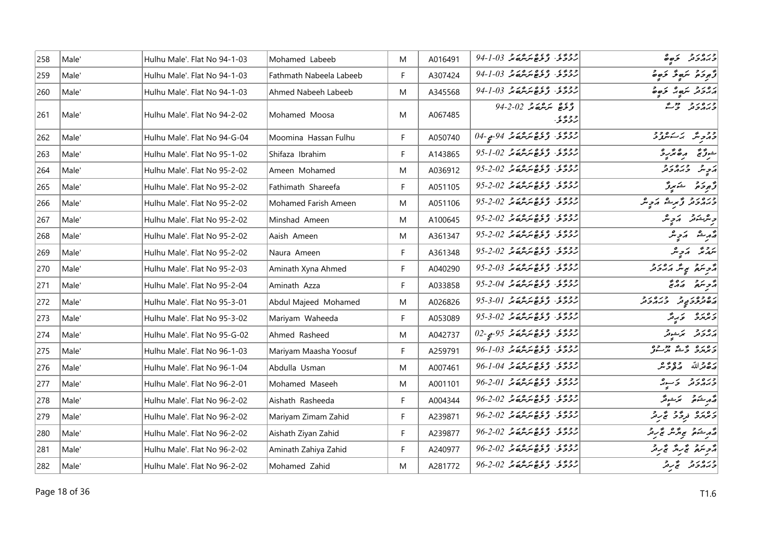| 258 | Male' | Hulhu Male'. Flat No 94-1-03 | Mohamed Labeeb | M | A016491 | ހުޅުމާލެ. ފްލެޓްނަންބަރު 94-1-03 | މުހައްމަދު ލަބީބު |
|---|---|---|---|---|---|---|---|
| 259 | Male' | Hulhu Male'. Flat No 94-1-03 | Fathmath Nabeela Labeeb | F | A307424 | ހުޅުމާލެ. ފްލެޓްނަންބަރު 94-1-03 | ފާތިމަތު ނަބީލާ ލަބީބު |
| 260 | Male' | Hulhu Male'. Flat No 94-1-03 | Ahmed Nabeeh Labeeb | M | A345568 | ހުޅުމާލެ. ފްލެޓްނަންބަރު 94-1-03 | އަހުމަދު ނަބީހު ލަބީބު |
| 261 | Male' | Hulhu Male'. Flat No 94-2-02 | Mohamed Moosa | M | A067485 | ފްލެޓް ނަންބަރު 94-2-02 ހުޅުމާލެ. | މުހައްމަދު މޫސާ |
| 262 | Male' | Hulhu Male'. Flat No 94-G-04 | Moomina Hassan Fulhu | F | A050740 | ހުޅުމާލެ. ފްލެޓްނަންބަރު 94-ޖީ-04 | މޫމިނާ ހަސަންފުޅު |
| 263 | Male' | Hulhu Male'. Flat No 95-1-02 | Shifaza Ibrahim | F | A143865 | ހުޅުމާލެ. ފްލެޓްނަންބަރު 95-1-02 | ޝިފާޒާ އިބްރާހިމް |
| 264 | Male' | Hulhu Male'. Flat No 95-2-02 | Ameen Mohamed | M | A036912 | ހުޅުމާލެ. ފްލެޓްނަންބަރު 95-2-02 | އަމީން މުހައްމަދު |
| 265 | Male' | Hulhu Male'. Flat No 95-2-02 | Fathimath Shareefa | F | A051105 | ހުޅުމާލެ. ފްލެޓްނަންބަރު 95-2-02 | ފާތިމަތު ޝަރީފާ |
| 266 | Male' | Hulhu Male'. Flat No 95-2-02 | Mohamed Farish Ameen | M | A051106 | ހުޅުމާލެ. ފްލެޓްނަންބަރު 95-2-02 | މުހައްމަދު ފާރިޝް އަމީން |
| 267 | Male' | Hulhu Male'. Flat No 95-2-02 | Minshad Ameen | M | A100645 | ހުޅުމާލެ. ފްލެޓްނަންބަރު 95-2-02 | މިންޝަދު އަމީން |
| 268 | Male' | Hulhu Male'. Flat No 95-2-02 | Aaish Ameen | M | A361347 | ހުޅުމާލެ. ފްލެޓްނަންބަރު 95-2-02 | އާއިޝް އަމީން |
| 269 | Male' | Hulhu Male'. Flat No 95-2-02 | Naura Ameen | F | A361348 | ހުޅުމާލެ. ފްލެޓްނަންބަރު 95-2-02 | ނައުރާ އަމީން |
| 270 | Male' | Hulhu Male'. Flat No 95-2-03 | Aminath Xyna Ahmed | F | A040290 | ހުޅުމާލެ. ފްލެޓްނަންބަރު 95-2-03 | އާމިނަތު ޒީނާ އަހުމަދު |
| 271 | Male' | Hulhu Male'. Flat No 95-2-04 | Aminath Azza | F | A033858 | ހުޅުމާލެ. ފްލެޓްނަންބަރު 95-2-04 | އާމިނަތު އައްޒާ |
| 272 | Male' | Hulhu Male'. Flat No 95-3-01 | Abdul Majeed Mohamed | M | A026826 | ހުޅުމާލެ. ފްލެޓްނަންބަރު 95-3-01 | އަބްދުލްމަޖީދު މުހައްމަދު |
| 273 | Male' | Hulhu Male'. Flat No 95-3-02 | Mariyam Waheeda | F | A053089 | ހުޅުމާލެ. ފްލެޓްނަންބަރު 95-3-02 | މަރިޔަމް ވަހީދާ |
| 274 | Male' | Hulhu Male'. Flat No 95-G-02 | Ahmed Rasheed | M | A042737 | ހުޅުމާލެ. ފްލެޓްނަންބަރު 95-ޖީ-02 | އަހުމަދު ރަޝީދު |
| 275 | Male' | Hulhu Male'. Flat No 96-1-03 | Mariyam Maasha Yoosuf | F | A259791 | ހުޅުމާލެ. ފްލެޓްނަންބަރު 96-1-03 | މަރިޔަމް މާޝާ ޔޫސުފް |
| 276 | Male' | Hulhu Male'. Flat No 96-1-04 | Abdulla Usman | M | A007461 | ހުޅުމާލެ. ފްލެޓްނަންބަރު 96-1-04 | އަބްދުﷲ އުސްމާން |
| 277 | Male' | Hulhu Male'. Flat No 96-2-01 | Mohamed Maseeh | M | A001101 | ހުޅުމާލެ. ފްލެޓްނަންބަރު 96-2-01 | މުހައްމަދު މަސީހު |
| 278 | Male' | Hulhu Male'. Flat No 96-2-02 | Aishath Rasheeda | F | A004344 | ހުޅުމާލެ. ފްލެޓްނަންބަރު 96-2-02 | އާއިޝަތު ރަޝީދާ |
| 279 | Male' | Hulhu Male'. Flat No 96-2-02 | Mariyam Zimam Zahid | F | A239871 | ހުޅުމާލެ. ފްލެޓްނަންބަރު 96-2-02 | މަރިޔަމް ޒިމާމް ޒާހިދު |
| 280 | Male' | Hulhu Male'. Flat No 96-2-02 | Aishath Ziyan Zahid | F | A239877 | ހުޅުމާލެ. ފްލެޓްނަންބަރު 96-2-02 | އާއިޝަތު ޒިޔާން ޒާހިދު |
| 281 | Male' | Hulhu Male'. Flat No 96-2-02 | Aminath Zahiya Zahid | F | A240977 | ހުޅުމާލެ. ފްލެޓްނަންބަރު 96-2-02 | އާމިނަތު ޒާހިޔާ ޒާހިދު |
| 282 | Male' | Hulhu Male'. Flat No 96-2-02 | Mohamed Zahid | M | A281772 | ހުޅުމާލެ. ފްލެޓްނަންބަރު 96-2-02 | މުހައްމަދު ޒާހިދު |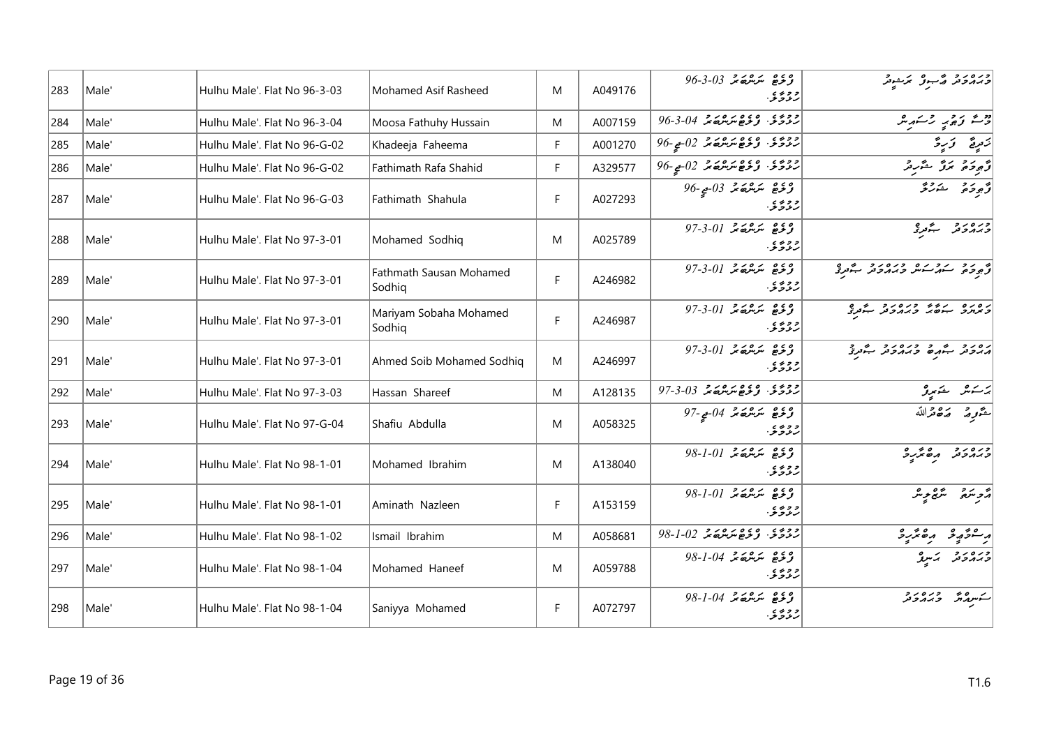| 283 | Male' | Hulhu Male'. Flat No 96-3-03 | Mohamed Asif Rasheed | M | A049176 | ފްލެޓް ނަންބަރ 96-3-03 ހުޅުމާލެ. | މުހައްމަދު އާސިފް ރަޝީދު |
|---|---|---|---|---|---|---|---|
| 284 | Male' | Hulhu Male'. Flat No 96-3-04 | Moosa Fathuhy Hussain | M | A007159 | ހުޅުމާލެ. ފްލެޓްނަންބަރު 96-3-04 | މޫސާ ފަތުހީ ހުސައިން |
| 285 | Male' | Hulhu Male'. Flat No 96-G-02 | Khadeeja Faheema | F | A001270 | ހުޅުމާލެ. ފްލެޓްނަންބަރު 96-ޖީ-02 | ޚަދީޖާ ފަހީމާ |
| 286 | Male' | Hulhu Male'. Flat No 96-G-02 | Fathimath Rafa Shahid | F | A329577 | ހުޅުމާލެ. ފްލެޓްނަންބަރު 96-ޖީ-02 | ފާތިމަތު ރަފާ ޝާހިދު |
| 287 | Male' | Hulhu Male'. Flat No 96-G-03 | Fathimath Shahula | F | A027293 | ފްލެޓް ނަންބަރ 96-ޖީ-03 ހުޅުމާލެ. | ފާތިމަތު ޝަހުލާ |
| 288 | Male' | Hulhu Male'. Flat No 97-3-01 | Mohamed Sodhiq | M | A025789 | ފްލެޓް ނަންބަރ 97-3-01 ހުޅުމާލެ. | މުހައްމަދު ޞާދިޤު |
| 289 | Male' | Hulhu Male'. Flat No 97-3-01 | Fathmath Sausan Mohamed Sodhiq | F | A246982 | ފްލެޓް ނަންބަރ 97-3-01 ހުޅުމާލެ. | ފާތިމަތު ސައުސަން މުހައްމަދު ޞާދިޤު |
| 290 | Male' | Hulhu Male'. Flat No 97-3-01 | Mariyam Sobaha Mohamed Sodhiq | F | A246987 | ފްލެޓް ނަންބަރ 97-3-01 ހުޅުމާލެ. | މަރްޔަމް ސަބާހާ މުހައްމަދު ޞާދިޤު |
| 291 | Male' | Hulhu Male'. Flat No 97-3-01 | Ahmed Soib Mohamed Sodhiq | M | A246997 | ފްލެޓް ނަންބަރ 97-3-01 ހުޅުމާލެ. | އަހްމަދު ޞާއިބް މުހައްމަދު ޞާދިޤު |
| 292 | Male' | Hulhu Male'. Flat No 97-3-03 | Hassan Shareef | M | A128135 | ހުޅުމާލެ. ފްލެޓްނަންބަރު 97-3-03 | ހަސަން ޝަރީފް |
| 293 | Male' | Hulhu Male'. Flat No 97-G-04 | Shafiu Abdulla | M | A058325 | ފްލެޓް ނަންބަރ 97-ޖީ-04 ހުޅުމާލެ. | ޝާފިއު އަބްދުﷲ |
| 294 | Male' | Hulhu Male'. Flat No 98-1-01 | Mohamed Ibrahim | M | A138040 | ފްލެޓް ނަންބަރ 98-1-01 ހުޅުމާލެ. | މުހައްމަދު އިބްރާހީމް |
| 295 | Male' | Hulhu Male'. Flat No 98-1-01 | Aminath Nazleen | F | A153159 | ފްލެޓް ނަންބަރ 98-1-01 ހުޅުމާލެ. | އާމިނަތު ނާޒްލީން |
| 296 | Male' | Hulhu Male'. Flat No 98-1-02 | Ismail Ibrahim | M | A058681 | ހުޅުމާލެ. ފްލެޓްނަންބަރު 98-1-02 | އިސްމާއީލް އިބްރާހީމް |
| 297 | Male' | Hulhu Male'. Flat No 98-1-04 | Mohamed Haneef | M | A059788 | ފްލެޓް ނަންބަރ 98-1-04 ހުޅުމާލެ. | މުހައްމަދު ހަނީފް |
| 298 | Male' | Hulhu Male'. Flat No 98-1-04 | Saniyya Mohamed | F | A072797 | ފްލެޓް ނަންބަރ 98-1-04 ހުޅުމާލެ. | ސަނިއްޔާ މުހައްމަދު |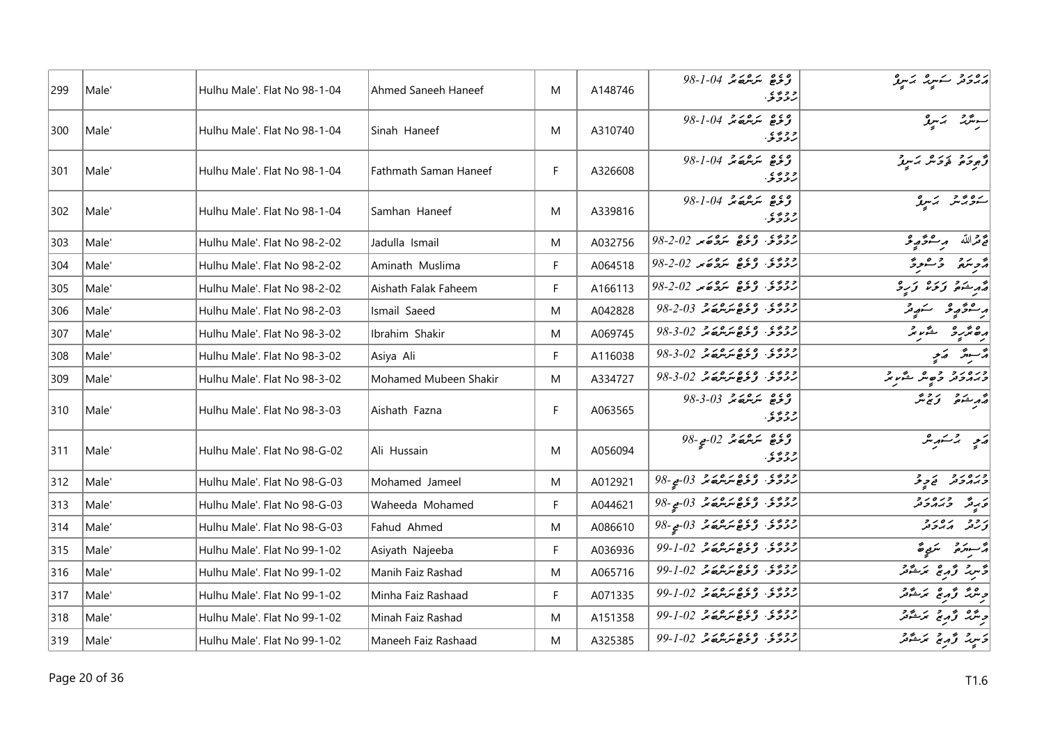| 299 | Male' | Hulhu Male'. Flat No 98-1-04 | Ahmed Saneeh Haneef | M | A148746 | ވޯޓާ ނަންބަރު 04-1-98 ހުޅުމާލެ. | އަހުމަދު ސަނީހް ހަނީފް |
|---|---|---|---|---|---|---|---|
| 300 | Male' | Hulhu Male'. Flat No 98-1-04 | Sinah Haneef | M | A310740 | ވޯޓާ ނަންބަރު 04-1-98 ހުޅުމާލެ. | ސިނާހް ހަނީފް |
| 301 | Male' | Hulhu Male'. Flat No 98-1-04 | Fathmath Saman Haneef | F | A326608 | ވޯޓާ ނަންބަރު 04-1-98 ހުޅުމާލެ. | ފާތިމަތު ސަމަން ހަނީފް |
| 302 | Male' | Hulhu Male'. Flat No 98-1-04 | Samhan Haneef | M | A339816 | ވޯޓާ ނަންބަރު 04-1-98 ހުޅުމާލެ. | ސަމްހާން ހަނީފް |
| 303 | Male' | Hulhu Male'. Flat No 98-2-02 | Jadulla Ismail | M | A032756 | ހުޅުމާލެ. ފްލެޓް ނަންބަރ 02-2-98 | ޖާދުﷲ އިސްމާއިލް |
| 304 | Male' | Hulhu Male'. Flat No 98-2-02 | Aminath Muslima | F | A064518 | ހުޅުމާލެ. ފްލެޓް ނަންބަރ 02-2-98 | އާމިނަތު މުސްލިމާ |
| 305 | Male' | Hulhu Male'. Flat No 98-2-02 | Aishath Falak Faheem | F | A166113 | ހުޅުމާލެ. ފްލެޓް ނަންބަރ 02-2-98 | އާއިޝަތު ފަލަކް ފަހީމް |
| 306 | Male' | Hulhu Male'. Flat No 98-2-03 | Ismail Saeed | M | A042828 | ހުޅުމާލެ. ފްލެޓްނަންބަރު 03-2-98 | އިސްމާއިލް ސައީދު |
| 307 | Male' | Hulhu Male'. Flat No 98-3-02 | Ibrahim Shakir | M | A069745 | ހުޅުމާލެ. ފްލެޓްނަންބަރު 02-3-98 | އިބްރާހިމް ޝާކިރު |
| 308 | Male' | Hulhu Male'. Flat No 98-3-02 | Asiya Ali | F | A116038 | ހުޅުމާލެ. ފްލެޓްނަންބަރު 02-3-98 | އާސިޔާ ޢަލީ |
| 309 | Male' | Hulhu Male'. Flat No 98-3-02 | Mohamed Mubeen Shakir | M | A334727 | ހުޅުމާލެ. ފްލެޓްނަންބަރު 02-3-98 | މުޙައްމަދު މުބީން ޝާކިރު |
| 310 | Male' | Hulhu Male'. Flat No 98-3-03 | Aishath Fazna | F | A063565 | ވޯޓާ ނަންބަރު 03-3-98 ހުޅުމާލެ. | އާއިޝަތު ފަޒްނާ |
| 311 | Male' | Hulhu Male'. Flat No 98-G-02 | Ali Hussain | M | A056094 | ވޯޓާ ނަންބަރު 02-ޖީ-98 ހުޅުމާލެ. | ޢަލީ ހުސައިން |
| 312 | Male' | Hulhu Male'. Flat No 98-G-03 | Mohamed Jameel | M | A012921 | ހުޅުމާލެ. ފްލެޓްނަންބަރު 03-ޖީ-98 | މުޙައްމަދު ޖަމީލް |
| 313 | Male' | Hulhu Male'. Flat No 98-G-03 | Waheeda Mohamed | F | A044621 | ހުޅުމާލެ. ފްލެޓްނަންބަރު 03-ޖީ-98 | ވަހީދާ މުޙައްމަދު |
| 314 | Male' | Hulhu Male'. Flat No 98-G-03 | Fahud Ahmed | M | A086610 | ހުޅުމާލެ. ފްލެޓްނަންބަރު 03-ޖީ-98 | ފަހުދު އަޙްމަދު |
| 315 | Male' | Hulhu Male'. Flat No 99-1-02 | Asiyath Najeeba | F | A036936 | ހުޅުމާލެ. ފްލެޓްނަންބަރު 02-1-99 | އާސިޔަތު ނަޖީބާ |
| 316 | Male' | Hulhu Male'. Flat No 99-1-02 | Manih Faiz Rashad | M | A065716 | ހުޅުމާލެ. ފްލެޓްނަންބަރު 02-1-99 | މާނިހް ފާއިޒް ރަޝާދު |
| 317 | Male' | Hulhu Male'. Flat No 99-1-02 | Minha Faiz Rashaad | F | A071335 | ހުޅުމާލެ. ފްލެޓްނަންބަރު 02-1-99 | މިންހާ ފާއިޒް ރަޝާދު |
| 318 | Male' | Hulhu Male'. Flat No 99-1-02 | Minah Faiz Rashad | M | A151358 | ހުޅުމާލެ. ފްލެޓްނަންބަރު 02-1-99 | މިނާހް ފާއިޒް ރަޝާދު |
| 319 | Male' | Hulhu Male'. Flat No 99-1-02 | Maneeh Faiz Rashaad | M | A325385 | ހުޅުމާލެ. ފްލެޓްނަންބަރު 02-1-99 | މަނީހް ފާއިޒް ރަޝާދު |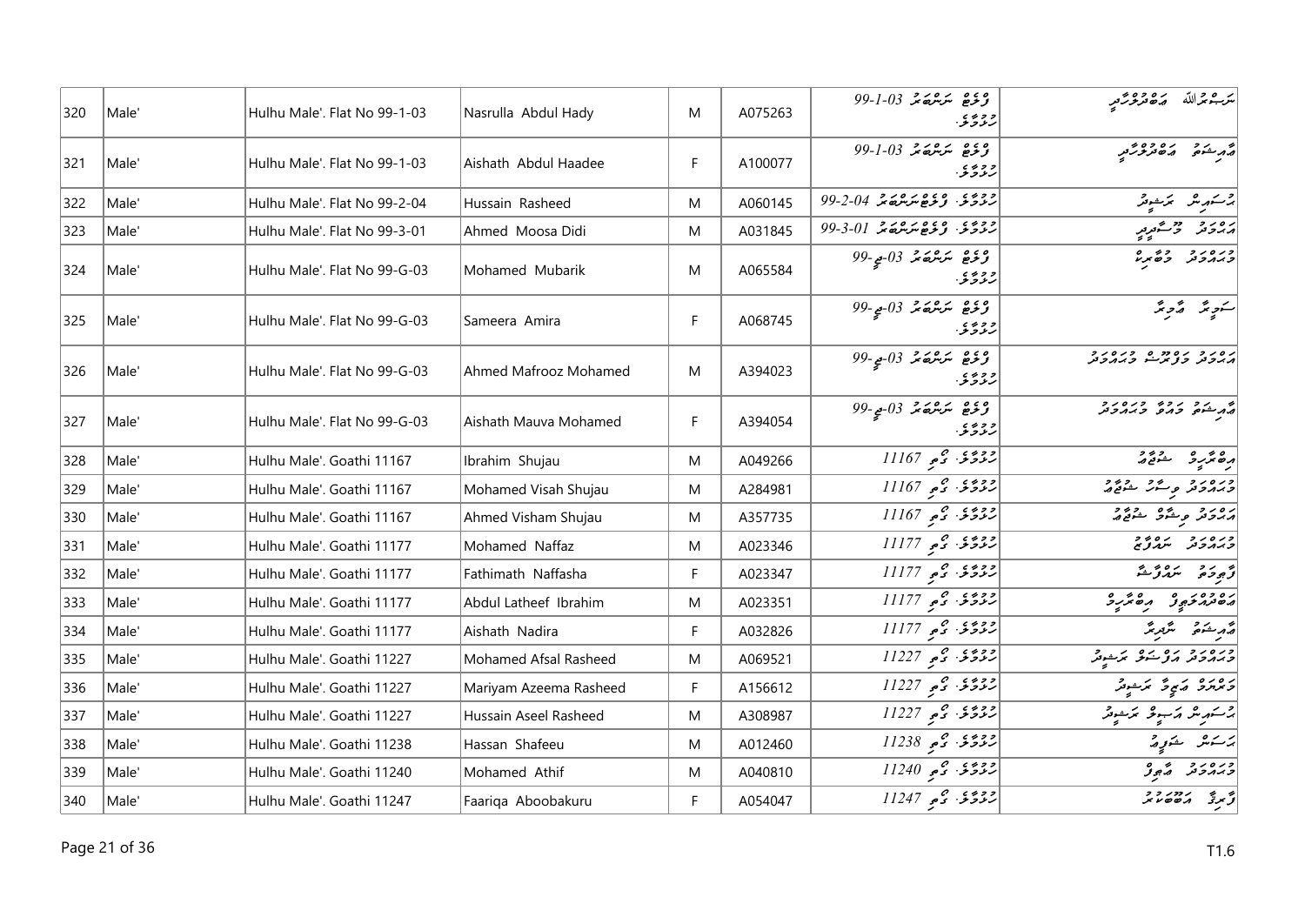| 320 | Male' | Hulhu Male'. Flat No 99-1-03 | Nasrulla Abdul Hady | M | A075263 | ވޮޓަޖް ނަންބަރު 03-1-99 ހުޅުމާލެ. | ނަސްރުﷲ އަބްދުލްހާދީ |
|---|---|---|---|---|---|---|---|
| 321 | Male' | Hulhu Male'. Flat No 99-1-03 | Aishath Abdul Haadee | F | A100077 | ވޮޓަޖް ނަންބަރު 03-1-99 ހުޅުމާލެ. | އައިޝަތު އަބްދުލްހާދީ |
| 322 | Male' | Hulhu Male'. Flat No 99-2-04 | Hussain Rasheed | M | A060145 | ހުޅުމާލެ. ފްލެޓްނަންބަރު 04-2-99 | ހުސައިން ރަޝީދު |
| 323 | Male' | Hulhu Male'. Flat No 99-3-01 | Ahmed Moosa Didi | M | A031845 | ހުޅުމާލެ. ފްލެޓްނަންބަރު 01-3-99 | އަހުމަދު މޫސާދީދީ |
| 324 | Male' | Hulhu Male'. Flat No 99-G-03 | Mohamed Mubarik | M | A065584 | ވޮޓަޖް ނަންބަރު 03-ޖީ-99 ހުޅުމާލެ. | މުހައްމަދު މުބާރިކް |
| 325 | Male' | Hulhu Male'. Flat No 99-G-03 | Sameera Amira | F | A068745 | ވޮޓަޖް ނަންބަރު 03-ޖީ-99 ހުޅުމާލެ. | ސަމީރާ އާމިރާ |
| 326 | Male' | Hulhu Male'. Flat No 99-G-03 | Ahmed Mafrooz Mohamed | M | A394023 | ވޮޓަޖް ނަންބަރު 03-ޖީ-99 ހުޅުމާލެ. | އަހުމަދު މަފްރޫޒް މުހައްމަދު |
| 327 | Male' | Hulhu Male'. Flat No 99-G-03 | Aishath Mauva Mohamed | F | A394054 | ވޮޓަޖް ނަންބަރު 03-ޖީ-99 ހުޅުމާލެ. | އައިޝަތު މައުވާ މުހައްމަދު |
| 328 | Male' | Hulhu Male'. Goathi 11167 | Ibrahim Shujau | M | A049266 | ހުޅުމާލެ. ގޯތި 11167 | އިބްރާހީމް ޝުޖާއު |
| 329 | Male' | Hulhu Male'. Goathi 11167 | Mohamed Visah Shujau | M | A284981 | ހުޅުމާލެ. ގޯތި 11167 | މުހައްމަދު ވިސާހް ޝުޖާއު |
| 330 | Male' | Hulhu Male'. Goathi 11167 | Ahmed Visham Shujau | M | A357735 | ހުޅުމާލެ. ގޯތި 11167 | އަހުމަދު ވިޝާމް ޝުޖާއު |
| 331 | Male' | Hulhu Male'. Goathi 11177 | Mohamed Naffaz | M | A023346 | ހުޅުމާލެ. ގޯތި 11177 | މުހައްމަދު ނައްފާޒް |
| 332 | Male' | Hulhu Male'. Goathi 11177 | Fathimath Naffasha | F | A023347 | ހުޅުމާލެ. ގޯތި 11177 | ފާތިމަތު ނައްފާޝާ |
| 333 | Male' | Hulhu Male'. Goathi 11177 | Abdul Latheef Ibrahim | M | A023351 | ހުޅުމާލެ. ގޯތި 11177 | އަބްދުއްލަޠީފް އިބްރާހީމް |
| 334 | Male' | Hulhu Male'. Goathi 11177 | Aishath Nadira | F | A032826 | ހުޅުމާލެ. ގޯތި 11177 | އައިޝަތު ނާދިރާ |
| 335 | Male' | Hulhu Male'. Goathi 11227 | Mohamed Afsal Rasheed | M | A069521 | ހުޅުމާލެ. ގޯތި 11227 | މުހައްމަދު އަފްސަލް ރަޝީދު |
| 336 | Male' | Hulhu Male'. Goathi 11227 | Mariyam Azeema Rasheed | F | A156612 | ހުޅުމާލެ. ގޯތި 11227 | މަރިޔަމް އަޒީމާ ރަޝީދު |
| 337 | Male' | Hulhu Male'. Goathi 11227 | Hussain Aseel Rasheed | M | A308987 | ހުޅުމާލެ. ގޯތި 11227 | ހުސައިން އަސީލް ރަޝީދު |
| 338 | Male' | Hulhu Male'. Goathi 11238 | Hassan Shafeeu | M | A012460 | ހުޅުމާލެ. ގޯތި 11238 | ހަސަން ޝަފީޢު |
| 339 | Male' | Hulhu Male'. Goathi 11240 | Mohamed Athif | M | A040810 | ހުޅުމާލެ. ގޯތި 11240 | މުހައްމަދު އާތިފް |
| 340 | Male' | Hulhu Male'. Goathi 11247 | Faariqa Aboobakuru | F | A054047 | ހުޅުމާލެ. ގޯތި 11247 | ފާރިގާ އަބޫބަކުރު |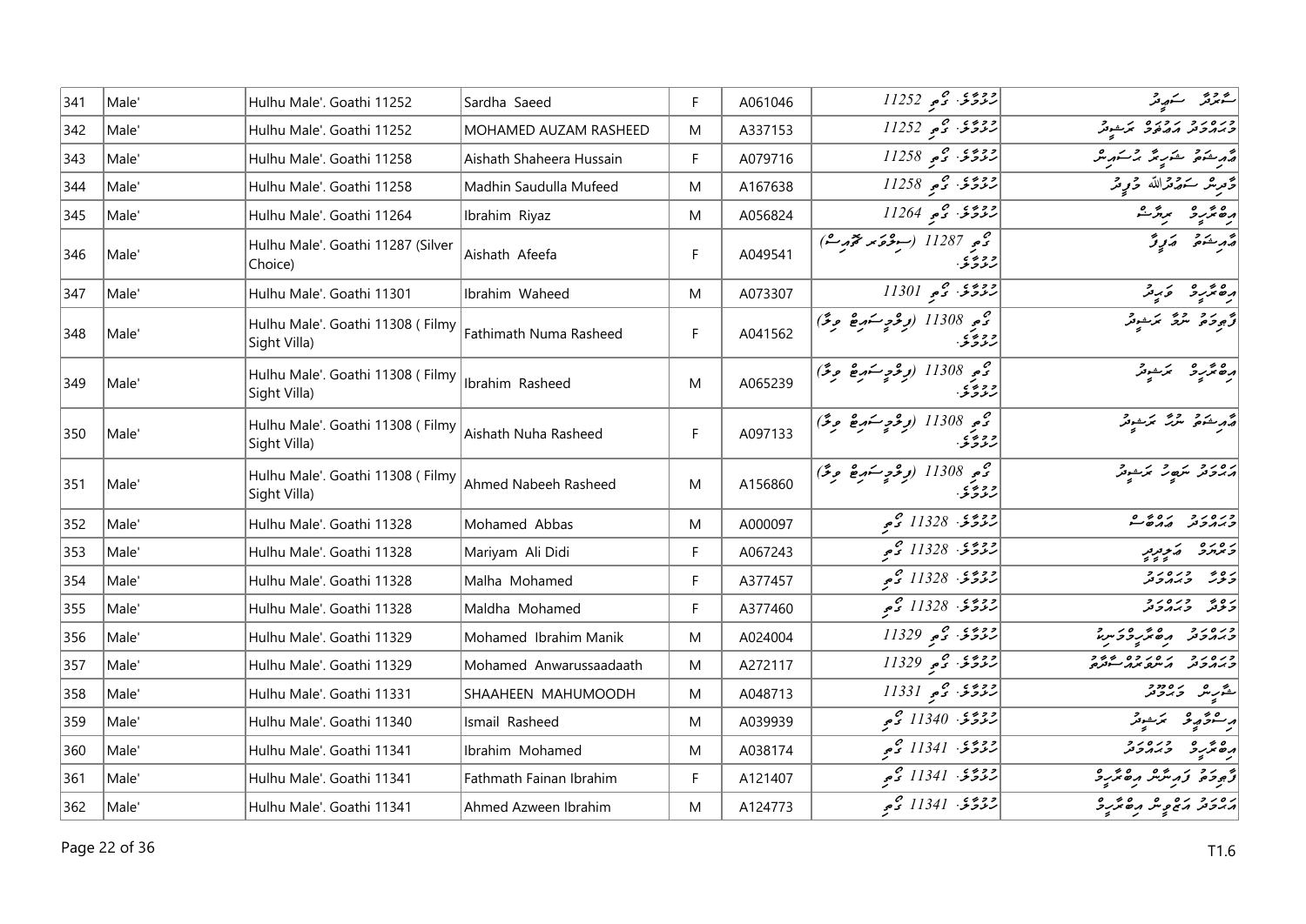| 341 | Male' | Hulhu Male'. Goathi 11252 | Sardha Saeed | F | A061046 | ހުޅުމާލެ. ގޯތި 11252 | ސާރދާ ސައީދު |
|---|---|---|---|---|---|---|---|
| 342 | Male' | Hulhu Male'. Goathi 11252 | MOHAMED AUZAM RASHEED | M | A337153 | ހުޅުމާލެ. ގޯތި 11252 | މުހައްމަދު އައުޒަމް ރަޝީދު |
| 343 | Male' | Hulhu Male'. Goathi 11258 | Aishath Shaheera Hussain | F | A079716 | ހުޅުމާލެ. ގޯތި 11258 | އާއިޝަތު ޝަހީރާ ހުސައިން |
| 344 | Male' | Hulhu Male'. Goathi 11258 | Madhin Saudulla Mufeed | M | A167638 | ހުޅުމާލެ. ގޯތި 11258 | މާދިން ސައުދުﷲ މުފީދު |
| 345 | Male' | Hulhu Male'. Goathi 11264 | Ibrahim Riyaz | M | A056824 | ހުޅުމާލެ. ގޯތި 11264 | އިބްރާހީމް ރިޔާޟް |
| 346 | Male' | Hulhu Male'. Goathi 11287 (Silver Choice) | Aishath Afeefa | F | A049541 | ގޯތި 11287 (ސިލްވަރ ޗޮއިސް) ހުޅުމާލެ. | އާއިޝަތު އަފީފާ |
| 347 | Male' | Hulhu Male'. Goathi 11301 | Ibrahim Waheed | M | A073307 | ހުޅުމާލެ. ގޯތި 11301 | އިބްރާހީމް ވަހީދު |
| 348 | Male' | Hulhu Male'. Goathi 11308 ( Filmy Sight Villa) | Fathimath Numa Rasheed | F | A041562 | ގޯތި 11308 (ފިލްމީސައިޓް ވިލާ) ހުޅުމާލެ. | ފާތިމަތު ނުމާ ރަޝީދު |
| 349 | Male' | Hulhu Male'. Goathi 11308 ( Filmy Sight Villa) | Ibrahim Rasheed | M | A065239 | ގޯތި 11308 (ފިލްމީސައިޓް ވިލާ) ހުޅުމާލެ. | އިބްރާހީމް ރަޝީދު |
| 350 | Male' | Hulhu Male'. Goathi 11308 ( Filmy Sight Villa) | Aishath Nuha Rasheed | F | A097133 | ގޯތި 11308 (ފިލްމީސައިޓް ވިލާ) ހުޅުމާލެ. | އާއިޝަތު ނުހާ ރަޝީދު |
| 351 | Male' | Hulhu Male'. Goathi 11308 ( Filmy Sight Villa) | Ahmed Nabeeh Rasheed | M | A156860 | ގޯތި 11308 (ފިލްމީސައިޓް ވިލާ) ހުޅުމާލެ. | އަހުމަދު ނަބީހު ރަޝީދު |
| 352 | Male' | Hulhu Male'. Goathi 11328 | Mohamed Abbas | M | A000097 | ހުޅުމާލެ. 11328 ގޯތި | މުހައްމަދު އައްބާސް |
| 353 | Male' | Hulhu Male'. Goathi 11328 | Mariyam Ali Didi | F | A067243 | ހުޅުމާލެ. 11328 ގޯތި | މަރިޔަމް އަލިދީދީ |
| 354 | Male' | Hulhu Male'. Goathi 11328 | Malha Mohamed | F | A377457 | ހުޅުމާލެ. 11328 ގޯތި | މަލްހާ މުހައްމަދު |
| 355 | Male' | Hulhu Male'. Goathi 11328 | Maldha Mohamed | F | A377460 | ހުޅުމާލެ. 11328 ގޯތި | މަލްދާ މުހައްމަދު |
| 356 | Male' | Hulhu Male'. Goathi 11329 | Mohamed Ibrahim Manik | M | A024004 | ހުޅުމާލެ. ގޯތި 11329 | މުހައްމަދު އިބްރާހީމްމާނިކު |
| 357 | Male' | Hulhu Male'. Goathi 11329 | Mohamed Anwarussaadaath | M | A272117 | ހުޅުމާލެ. ގޯތި 11329 | މުހައްމަދު އަންވަރުއްސަޢާދާތު |
| 358 | Male' | Hulhu Male'. Goathi 11331 | SHAAHEEN MAHUMOODH | M | A048713 | ހުޅުމާލެ. ގޯތި 11331 | ޝާހީން މަހުމޫދު |
| 359 | Male' | Hulhu Male'. Goathi 11340 | Ismail Rasheed | M | A039939 | ހުޅުމާލެ. 11340 ގޯތި | އިސްމާއީލް ރަޝީދު |
| 360 | Male' | Hulhu Male'. Goathi 11341 | Ibrahim Mohamed | M | A038174 | ހުޅުމާލެ. 11341 ގޯތި | އިބްރާހީމް މުހައްމަދު |
| 361 | Male' | Hulhu Male'. Goathi 11341 | Fathmath Fainan Ibrahim | F | A121407 | ހުޅުމާލެ. 11341 ގޯތި | ފާތިމަތު ފައިނާން އިބްރާހީމް |
| 362 | Male' | Hulhu Male'. Goathi 11341 | Ahmed Azween Ibrahim | M | A124773 | ހުޅުމާލެ. 11341 ގޯތި | އަހުމަދު އަޒްވީން އިބްރާހީމް |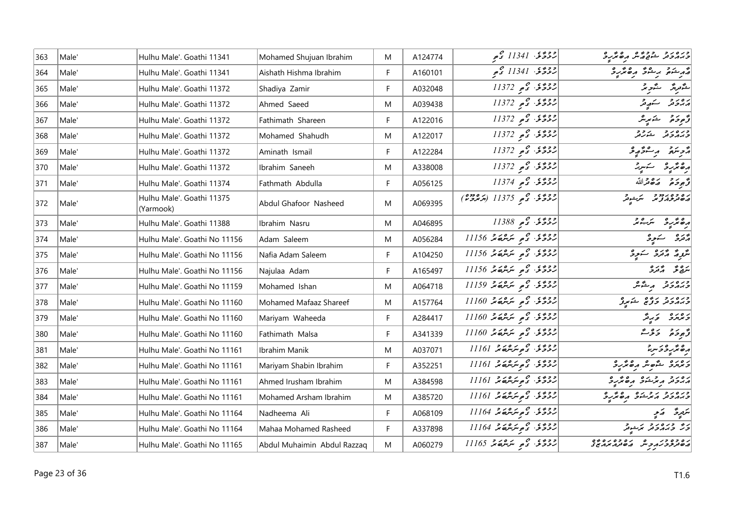| 363 | Male' | Hulhu Male'. Goathi 11341 | Mohamed Shujuan Ibrahim | M | A124774 | ހުޅުމާލެ. 11341 ގޮތި | މުހައްމަދު ޝުޖުއާން އިބްރާހީމް |
|---|---|---|---|---|---|---|---|
| 364 | Male' | Hulhu Male'. Goathi 11341 | Aishath Hishma Ibrahim | F | A160101 | ހުޅުމާލެ. 11341 ގޮތި | އައިޝަތު ހިޝްމާ އިބްރާހީމް |
| 365 | Male' | Hulhu Male'. Goathi 11372 | Shadiya Zamir | F | A032048 | ހުޅުމާލެ. ގޮތި 11372 | ޝާދިޔާ ޒާމިރު |
| 366 | Male' | Hulhu Male'. Goathi 11372 | Ahmed Saeed | M | A039438 | ހުޅުމާލެ. ގޮތި 11372 | އަހުމަދު ސަޢީދު |
| 367 | Male' | Hulhu Male'. Goathi 11372 | Fathimath Shareen | F | A122016 | ހުޅުމާލެ. ގޮތި 11372 | ފާތިމަތު ޝަރީން |
| 368 | Male' | Hulhu Male'. Goathi 11372 | Mohamed Shahudh | M | A122017 | ހުޅުމާލެ. ގޮތި 11372 | މުހައްމަދު ޝަހުދު |
| 369 | Male' | Hulhu Male'. Goathi 11372 | Aminath Ismail | F | A122284 | ހުޅުމާލެ. ގޮތި 11372 | އާމިނަތު އިސްމާޢީލް |
| 370 | Male' | Hulhu Male'. Goathi 11372 | Ibrahim Saneeh | M | A338008 | ހުޅުމާލެ. ގޮތި 11372 | އިބްރާހީމް ސަނީހު |
| 371 | Male' | Hulhu Male'. Goathi 11374 | Fathmath Abdulla | F | A056125 | ހުޅުމާލެ. ގޮތި 11374 | ފާތިމަތު އަބްދުﷲ |
| 372 | Male' | Hulhu Male'. Goathi 11375 (Yarmook) | Abdul Ghafoor Nasheed | M | A069395 | ހުޅުމާލެ. ގޮތި 11375 (ޔަރްމޫކު) | އަބްދުލްޣަފޫރު ނަޝީދު |
| 373 | Male' | Hulhu Male'. Goathi 11388 | Ibrahim Nasru | M | A046895 | ހުޅުމާލެ. ގޮތި 11388 | އިބްރާހީމް ނަސްރު |
| 374 | Male' | Hulhu Male'. Goathi No 11156 | Adam Saleem | M | A056284 | ހުޅުމާލެ. ގޮތި ނަންބަރު 11156 | އާދަމް ސަލީމް |
| 375 | Male' | Hulhu Male'. Goathi No 11156 | Nafia Adam Saleem | F | A104250 | ހުޅުމާލެ. ގޮތި ނަންބަރު 11156 | ނާފިޢާ އާދަމް ސަލީމް |
| 376 | Male' | Hulhu Male'. Goathi No 11156 | Najulaa Adam | F | A165497 | ހުޅުމާލެ. ގޮތި ނަންބަރު 11156 | ނަޖުލާ އާދަމް |
| 377 | Male' | Hulhu Male'. Goathi No 11159 | Mohamed Ishan | M | A064718 | ހުޅުމާލެ. ގޮތި ނަންބަރު 11159 | މުހައްމަދު އިޝާން |
| 378 | Male' | Hulhu Male'. Goathi No 11160 | Mohamed Mafaaz Shareef | M | A157764 | ހުޅުމާލެ. ގޮތި ނަންބަރު 11160 | މުހައްމަދު މަފާޒް ޝަރީފު |
| 379 | Male' | Hulhu Male'. Goathi No 11160 | Mariyam Waheeda | F | A284417 | ހުޅުމާލެ. ގޮތި ނަންބަރު 11160 | މަރިޔަމް ވަހީދާ |
| 380 | Male' | Hulhu Male'. Goathi No 11160 | Fathimath Malsa | F | A341339 | ހުޅުމާލެ. ގޮތި ނަންބަރު 11160 | ފާތިމަތު މަލްސާ |
| 381 | Male' | Hulhu Male'. Goathi No 11161 | Ibrahim Manik | M | A037071 | ހުޅުމާލެ. ގޮތިނަންބަރު 11161 | އިބްރާހީމްމަނިކު |
| 382 | Male' | Hulhu Male'. Goathi No 11161 | Mariyam Shabin Ibrahim | F | A352251 | ހުޅުމާލެ. ގޮތިނަންބަރު 11161 | މަރިޔަމް ޝާބިން އިބްރާހީމް |
| 383 | Male' | Hulhu Male'. Goathi No 11161 | Ahmed Irusham Ibrahim | M | A384598 | ހުޅުމާލެ. ގޮތިނަންބަރު 11161 | އަހުމަދު އިރުޝާމް އިބްރާހީމް |
| 384 | Male' | Hulhu Male'. Goathi No 11161 | Mohamed Arsham Ibrahim | M | A385720 | ހުޅުމާލެ. ގޮތިނަންބަރު 11161 | މުހައްމަދު އަރުޝަމް އިބްރާހީމް |
| 385 | Male' | Hulhu Male'. Goathi No 11164 | Nadheema Ali | F | A068109 | ހުޅުމާލެ. ގޮތިނަންބަރު 11164 | ނަދީމާ ޢަލީ |
| 386 | Male' | Hulhu Male'. Goathi No 11164 | Mahaa Mohamed Rasheed | F | A337898 | ހުޅުމާލެ. ގޮތިނަންބަރު 11164 | މަހާ މުހައްމަދު ރަޝީދު |
| 387 | Male' | Hulhu Male'. Goathi No 11165 | Abdul Muhaimin Abdul Razzaq | M | A060279 | ހުޅުމާލެ. ގޮތި ނަންބަރު 11165 | އަބްދުލްމުހައިމިން އަބްދުއްރައްޒާޤު |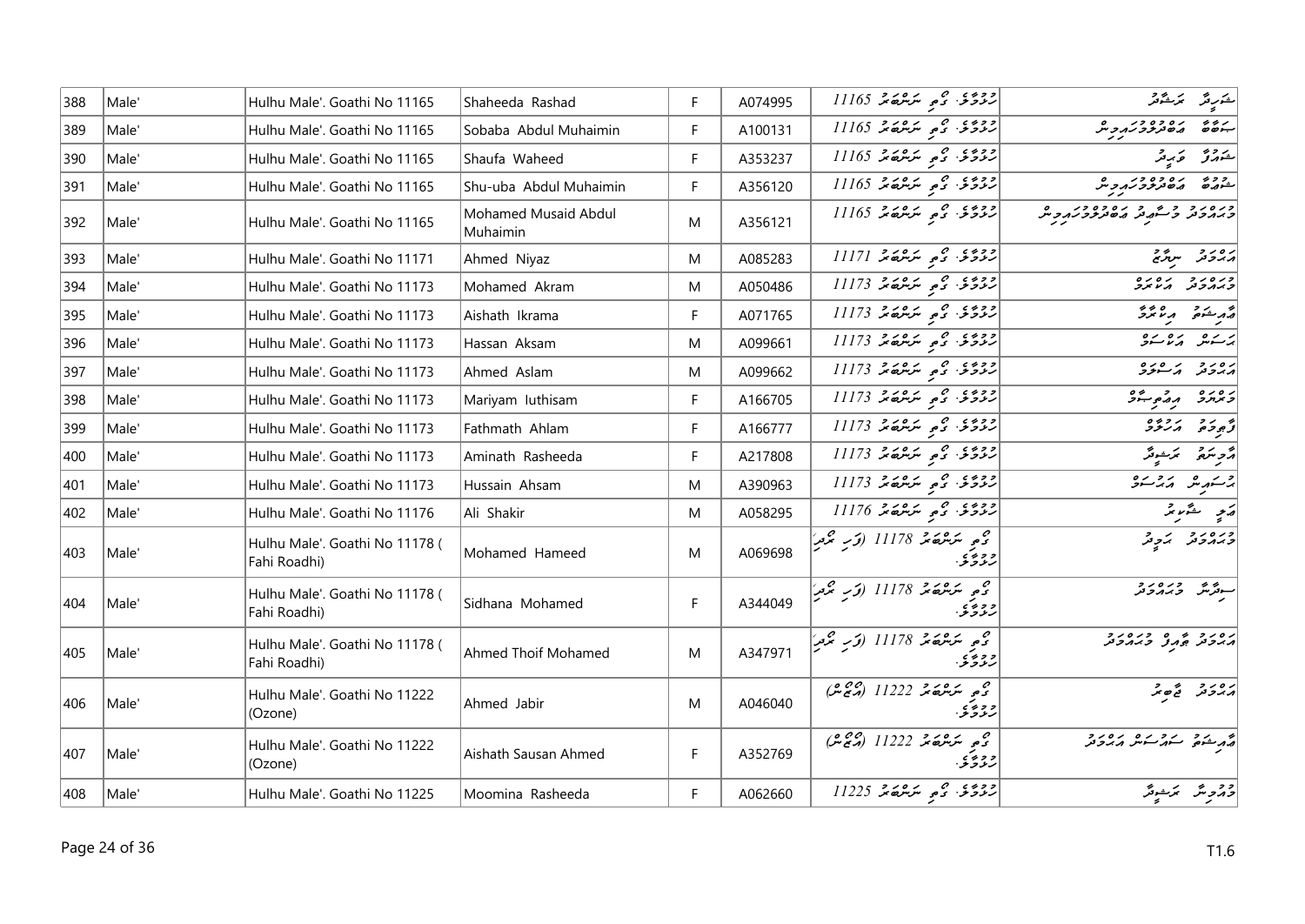| 388 | Male' | Hulhu Male'. Goathi No 11165 | Shaheeda Rashad | F | A074995 | ހުޅުމާލެ. ގޯތި ނަންބަރު 11165 | ޝަހީދާ ރަޝާދު |
|---|---|---|---|---|---|---|---|
| 389 | Male' | Hulhu Male'. Goathi No 11165 | Sobaba Abdul Muhaimin | F | A100131 | ހުޅުމާލެ. ގޯތި ނަންބަރު 11165 | ސަބާބާ އަބްދުލްމުހައިމިން |
| 390 | Male' | Hulhu Male'. Goathi No 11165 | Shaufa Waheed | F | A353237 | ހުޅުމާލެ. ގޯތި ނަންބަރު 11165 | ޝައުފާ ވަޙީދު |
| 391 | Male' | Hulhu Male'. Goathi No 11165 | Shu-uba Abdul Muhaimin | F | A356120 | ހުޅުމާލެ. ގޯތި ނަންބަރު 11165 | ޝުޢުބާ އަބްދުލްމުހައިމިން |
| 392 | Male' | Hulhu Male'. Goathi No 11165 | Mohamed Musaid Abdul Muhaimin | M | A356121 | ހުޅުމާލެ. ގޯތި ނަންބަރު 11165 | މުޙައްމަދު މުސާޢިދު އަބްދުލްމުހައިމިން |
| 393 | Male' | Hulhu Male'. Goathi No 11171 | Ahmed Niyaz | M | A085283 | ހުޅުމާލެ. ގޯތި ނަންބަރު 11171 | އަޙްމަދު ނިޔާޒު |
| 394 | Male' | Hulhu Male'. Goathi No 11173 | Mohamed Akram | M | A050486 | ހުޅުމާލެ. ގޯތި ނަންބަރު 11173 | މުޙައްމަދު އަކްރަމް |
| 395 | Male' | Hulhu Male'. Goathi No 11173 | Aishath Ikrama | F | A071765 | ހުޅުމާލެ. ގޯތި ނަންބަރު 11173 | އައިޝަތު އިކްރާމާ |
| 396 | Male' | Hulhu Male'. Goathi No 11173 | Hassan Aksam | M | A099661 | ހުޅުމާލެ. ގޯތި ނަންބަރު 11173 | ޙަސަން އަކްސަމް |
| 397 | Male' | Hulhu Male'. Goathi No 11173 | Ahmed Aslam | M | A099662 | ހުޅުމާލެ. ގޯތި ނަންބަރު 11173 | އަޙްމަދު އަސްލަމް |
| 398 | Male' | Hulhu Male'. Goathi No 11173 | Mariyam Iuthisam | F | A166705 | ހުޅުމާލެ. ގޯތި ނަންބަރު 11173 | މަރިޔަމް އިޢުތިސާމް |
| 399 | Male' | Hulhu Male'. Goathi No 11173 | Fathmath Ahlam | F | A166777 | ހުޅުމާލެ. ގޯތި ނަންބަރު 11173 | ފާތިމަތު އަޙްލާމް |
| 400 | Male' | Hulhu Male'. Goathi No 11173 | Aminath Rasheeda | F | A217808 | ހުޅުމާލެ. ގޯތި ނަންބަރު 11173 | އާމިނަތު ރަޝީދާ |
| 401 | Male' | Hulhu Male'. Goathi No 11173 | Hussain Ahsam | M | A390963 | ހުޅުމާލެ. ގޯތި ނަންބަރު 11173 | ޙުސައިން އަޙްސަމް |
| 402 | Male' | Hulhu Male'. Goathi No 11176 | Ali Shakir | M | A058295 | ހުޅުމާލެ. ގޯތި ނަންބަރު 11176 | ޢަލި ޝާކިރު |
| 403 | Male' | Hulhu Male'. Goathi No 11178 ( Fahi Roadhi) | Mohamed Hameed | M | A069698 | ގޯތި ނަންބަރު 11178 (ފަހި ރޯދި) ހުޅުމާލެ. | މުޙައްމަދު ޙަމީދު |
| 404 | Male' | Hulhu Male'. Goathi No 11178 ( Fahi Roadhi) | Sidhana Mohamed | F | A344049 | ގޯތި ނަންބަރު 11178 (ފަހި ރޯދި) ހުޅުމާލެ. | ސިދާނާ މުޙައްމަދު |
| 405 | Male' | Hulhu Male'. Goathi No 11178 ( Fahi Roadhi) | Ahmed Thoif Mohamed | M | A347971 | ގޯތި ނަންބަރު 11178 (ފަހި ރޯދި) ހުޅުމާލެ. | އަޙްމަދު ޠާއިފް މުޙައްމަދު |
| 406 | Male' | Hulhu Male'. Goathi No 11222 (Ozone) | Ahmed Jabir | M | A046040 | ގޯތި ނަންބަރު 11222 (އޯޒޯން) ހުޅުމާލެ. | އަޙްމަދު ޖާބިރު |
| 407 | Male' | Hulhu Male'. Goathi No 11222 (Ozone) | Aishath Sausan Ahmed | F | A352769 | ގޯތި ނަންބަރު 11222 (އޯޒޯން) ހުޅުމާލެ. | އައިޝަތު ސައުސަން އަޙްމަދު |
| 408 | Male' | Hulhu Male'. Goathi No 11225 | Moomina Rasheeda | F | A062660 | ހުޅުމާލެ. ގޯތި ނަންބަރު 11225 | މޫމިނާ ރަޝީދާ |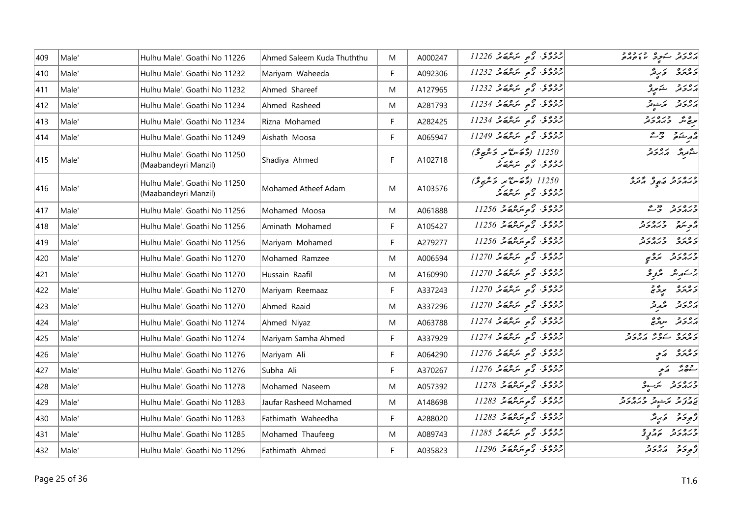| 409 | Male' | Hulhu Male'. Goathi No 11226 | Ahmed Saleem Kuda Thuththu | M | A000247 | ހުޅުމާލެ. ގޯތި ނަންބަރު 11226 | އަހުމަދު ސަލީމް ކުޑަތުއްތު |
|---|---|---|---|---|---|---|---|
| 410 | Male' | Hulhu Male'. Goathi No 11232 | Mariyam Waheeda | F | A092306 | ހުޅުމާލެ. ގޯތި ނަންބަރު 11232 | މަރިޔަމް ވަހީދާ |
| 411 | Male' | Hulhu Male'. Goathi No 11232 | Ahmed Shareef | M | A127965 | ހުޅުމާލެ. ގޯތި ނަންބަރު 11232 | އަހުމަދު ޝަރީފު |
| 412 | Male' | Hulhu Male'. Goathi No 11234 | Ahmed Rasheed | M | A281793 | ހުޅުމާލެ. ގޯތި ނަންބަރު 11234 | އަހުމަދު ރަޝީދު |
| 413 | Male' | Hulhu Male'. Goathi No 11234 | Rizna Mohamed | F | A282425 | ހުޅުމާލެ. ގޯތި ނަންބަރު 11234 | ރިޒްނާ މުޙައްމަދު |
| 414 | Male' | Hulhu Male'. Goathi No 11249 | Aishath Moosa | F | A065947 | ހުޅުމާލެ. ގޯތި ނަންބަރު 11249 | އާއިޝަތު މޫސާ |
| 415 | Male' | Hulhu Male'. Goathi No 11250 (Maabandeyri Manzil) | Shadiya Ahmed | F | A102718 | 11250 (މާބަނޑޭރި މަންޒިލް) ހުޅުމާލެ. ގޯތި ނަންބަރު | ޝާދިޔާ އަހުމަދު |
| 416 | Male' | Hulhu Male'. Goathi No 11250 (Maabandeyri Manzil) | Mohamed Atheef Adam | M | A103576 | 11250 (މާބަނޑޭރި މަންޒިލް) ހުޅުމާލެ. ގޯތި ނަންބަރު | މުޙައްމަދު އަތީފު އާދަމް |
| 417 | Male' | Hulhu Male'. Goathi No 11256 | Mohamed Moosa | M | A061888 | ހުޅުމާލެ. ގޯތިނަންބަރު 11256 | މުޙައްމަދު މޫސާ |
| 418 | Male' | Hulhu Male'. Goathi No 11256 | Aminath Mohamed | F | A105427 | ހުޅުމާލެ. ގޯތިނަންބަރު 11256 | އާމިނަތު މުޙައްމަދު |
| 419 | Male' | Hulhu Male'. Goathi No 11256 | Mariyam Mohamed | F | A279277 | ހުޅުމާލެ. ގޯތިނަންބަރު 11256 | މަރިޔަމް މުޙައްމަދު |
| 420 | Male' | Hulhu Male'. Goathi No 11270 | Mohamed Ramzee | M | A006594 | ހުޅުމާލެ. ގޯތި ނަންބަރު 11270 | މުޙައްމަދު ރަމްޒީ |
| 421 | Male' | Hulhu Male'. Goathi No 11270 | Hussain Raafil | M | A160990 | ހުޅުމާލެ. ގޯތި ނަންބަރު 11270 | ހުސައިން ރާފިލް |
| 422 | Male' | Hulhu Male'. Goathi No 11270 | Mariyam Reemaaz | F | A337243 | ހުޅުމާލެ. ގޯތި ނަންބަރު 11270 | މަރިޔަމް ރީމާޒް |
| 423 | Male' | Hulhu Male'. Goathi No 11270 | Ahmed Raaid | M | A337296 | ހުޅުމާލެ. ގޯތި ނަންބަރު 11270 | އަހުމަދު ރާއިދު |
| 424 | Male' | Hulhu Male'. Goathi No 11274 | Ahmed Niyaz | M | A063788 | ހުޅުމާލެ. ގޯތި ނަންބަރު 11274 | އަހުމަދު ނިޔާޒް |
| 425 | Male' | Hulhu Male'. Goathi No 11274 | Mariyam Samha Ahmed | F | A337929 | ހުޅުމާލެ. ގޯތި ނަންބަރު 11274 | މަރިޔަމް ސަމްހާ އަހުމަދު |
| 426 | Male' | Hulhu Male'. Goathi No 11276 | Mariyam Ali | F | A064290 | ހުޅުމާލެ. ގޯތި ނަންބަރު 11276 | މަރިޔަމް ޢަލީ |
| 427 | Male' | Hulhu Male'. Goathi No 11276 | Subha Ali | F | A370267 | ހުޅުމާލެ. ގޯތި ނަންބަރު 11276 | ސުބުހާ ޢަލީ |
| 428 | Male' | Hulhu Male'. Goathi No 11278 | Mohamed Naseem | M | A057392 | ހުޅުމާލެ. ގޯތިނަންބަރު 11278 | މުޙައްމަދު ނަސީމް |
| 429 | Male' | Hulhu Male'. Goathi No 11283 | Jaufar Rasheed Mohamed | M | A148698 | ހުޅުމާލެ. ގޯތިނަންބަރު 11283 | ޖައުފަރު ރަޝީދު މުޙައްމަދު |
| 430 | Male' | Hulhu Male'. Goathi No 11283 | Fathimath Waheedha | F | A288020 | ހުޅުމާލެ. ގޯތިނަންބަރު 11283 | ފާތިމަތު ވަޙީދާ |
| 431 | Male' | Hulhu Male'. Goathi No 11285 | Mohamed Thaufeeg | M | A089743 | ހުޅުމާލެ. ގޯތި ނަންބަރު 11285 | މުޙައްމަދު ތައުފީޤު |
| 432 | Male' | Hulhu Male'. Goathi No 11296 | Fathimath Ahmed | F | A035823 | ހުޅުމާލެ. ގޯތިނަންބަރު 11296 | ފާތިމަތު އަހުމަދު |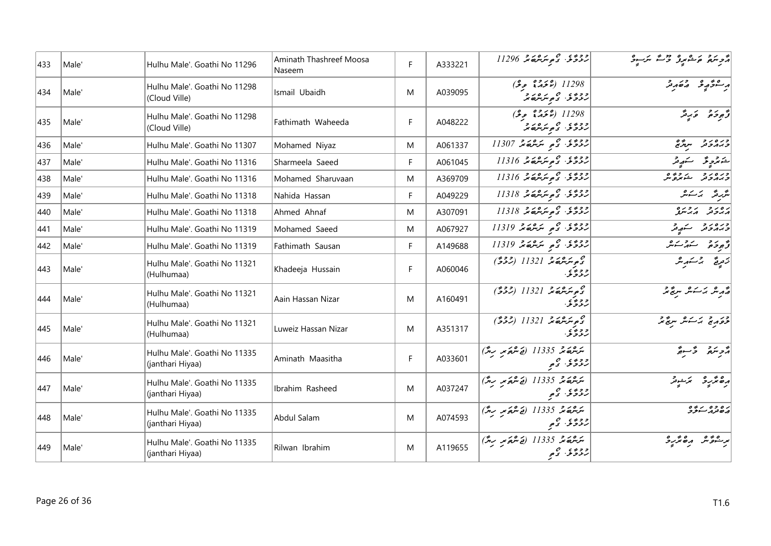| 433 | Male' | Hulhu Male'. Goathi No 11296 | Aminath Thashreef Moosa Naseem | F | A333221 | ހުޅުމާލެ. ގޯތިނަންބަރު 11296 | އާމިނަތު ތަޝްރީފް މޫސާ ނަސީމް |
|---|---|---|---|---|---|---|---|
| 434 | Male' | Hulhu Male'. Goathi No 11298 (Cloud Ville) | Ismail Ubaidh | M | A039095 | 11298 (ކްލައުޑް ވިލް) ހުޅުމާލެ. ގޯތިނަންބަރު | އިސްމާޢީލް އުބައިދު |
| 435 | Male' | Hulhu Male'. Goathi No 11298 (Cloud Ville) | Fathimath Waheeda | F | A048222 | 11298 (ކްލައުޑް ވިލް) ހުޅުމާލެ. ގޯތިނަންބަރު | ފާތިމަތު ވަހީދާ |
| 436 | Male' | Hulhu Male'. Goathi No 11307 | Mohamed Niyaz | M | A061337 | ހުޅުމާލެ. ގޯތި ނަންބަރު 11307 | މުހައްމަދު ނިޔާޒު |
| 437 | Male' | Hulhu Male'. Goathi No 11316 | Sharmeela Saeed | F | A061045 | ހުޅުމާލެ. ގޯތިނަންބަރު 11316 | ޝަރްމީލާ ސައީދު |
| 438 | Male' | Hulhu Male'. Goathi No 11316 | Mohamed Sharuvaan | M | A369709 | ހުޅުމާލެ. ގޯތިނަންބަރު 11316 | މުހައްމަދު ޝަރުވާން |
| 439 | Male' | Hulhu Male'. Goathi No 11318 | Nahida Hassan | F | A049229 | ހުޅުމާލެ. ގޯތިނަންބަރު 11318 | ނާހިދާ ހަސަން |
| 440 | Male' | Hulhu Male'. Goathi No 11318 | Ahmed Ahnaf | M | A307091 | ހުޅުމާލެ. ގޯތިނަންބަރު 11318 | އަހުމަދު އަހުނަފް |
| 441 | Male' | Hulhu Male'. Goathi No 11319 | Mohamed Saeed | M | A067927 | ހުޅުމާލެ. ގޯތި ނަންބަރު 11319 | މުހައްމަދު ސައީދު |
| 442 | Male' | Hulhu Male'. Goathi No 11319 | Fathimath Sausan | F | A149688 | ހުޅުމާލެ. ގޯތި ނަންބަރު 11319 | ފާތިމަތު ސައުސަން |
| 443 | Male' | Hulhu Male'. Goathi No 11321 (Hulhumaa) | Khadeeja Hussain | F | A060046 | ގޯތިނަންބަރު 11321 (ހުޅުމާ) ހުޅުމާލެ. | ޚަދީޖާ ހުސައިން |
| 444 | Male' | Hulhu Male'. Goathi No 11321 (Hulhumaa) | Aain Hassan Nizar | M | A160491 | ގޯތިނަންބަރު 11321 (ހުޅުމާ) ހުޅުމާލެ. | އާއިން ހަސަން ނިޒާރު |
| 445 | Male' | Hulhu Male'. Goathi No 11321 (Hulhumaa) | Luweiz Hassan Nizar | M | A351317 | ގޯތިނަންބަރު 11321 (ހުޅުމާ) ހުޅުމާލެ. | ލުވެއިޒް ހަސަން ނިޒާރު |
| 446 | Male' | Hulhu Male'. Goathi No 11335 (janthari Hiyaa) | Aminath Maasitha | F | A033601 | ނަންބަރު 11335 (ޖަންތަރި ހިޔާ) ހުޅުމާލެ. ގޯތި | އާމިނަތު މާސިތާ |
| 447 | Male' | Hulhu Male'. Goathi No 11335 (janthari Hiyaa) | Ibrahim Rasheed | M | A037247 | ނަންބަރު 11335 (ޖަންތަރި ހިޔާ) ހުޅުމާލެ. ގޯތި | އިބްރާހީމް ރަޝީދު |
| 448 | Male' | Hulhu Male'. Goathi No 11335 (janthari Hiyaa) | Abdul Salam | M | A074593 | ނަންބަރު 11335 (ޖަންތަރި ހިޔާ) ހުޅުމާލެ. ގޯތި | އަބްދުލްސަލާމް |
| 449 | Male' | Hulhu Male'. Goathi No 11335 (janthari Hiyaa) | Rilwan Ibrahim | M | A119655 | ނަންބަރު 11335 (ޖަންތަރި ހިޔާ) ހުޅުމާލެ. ގޯތި | ރިލްވާން އިބްރާހީމް |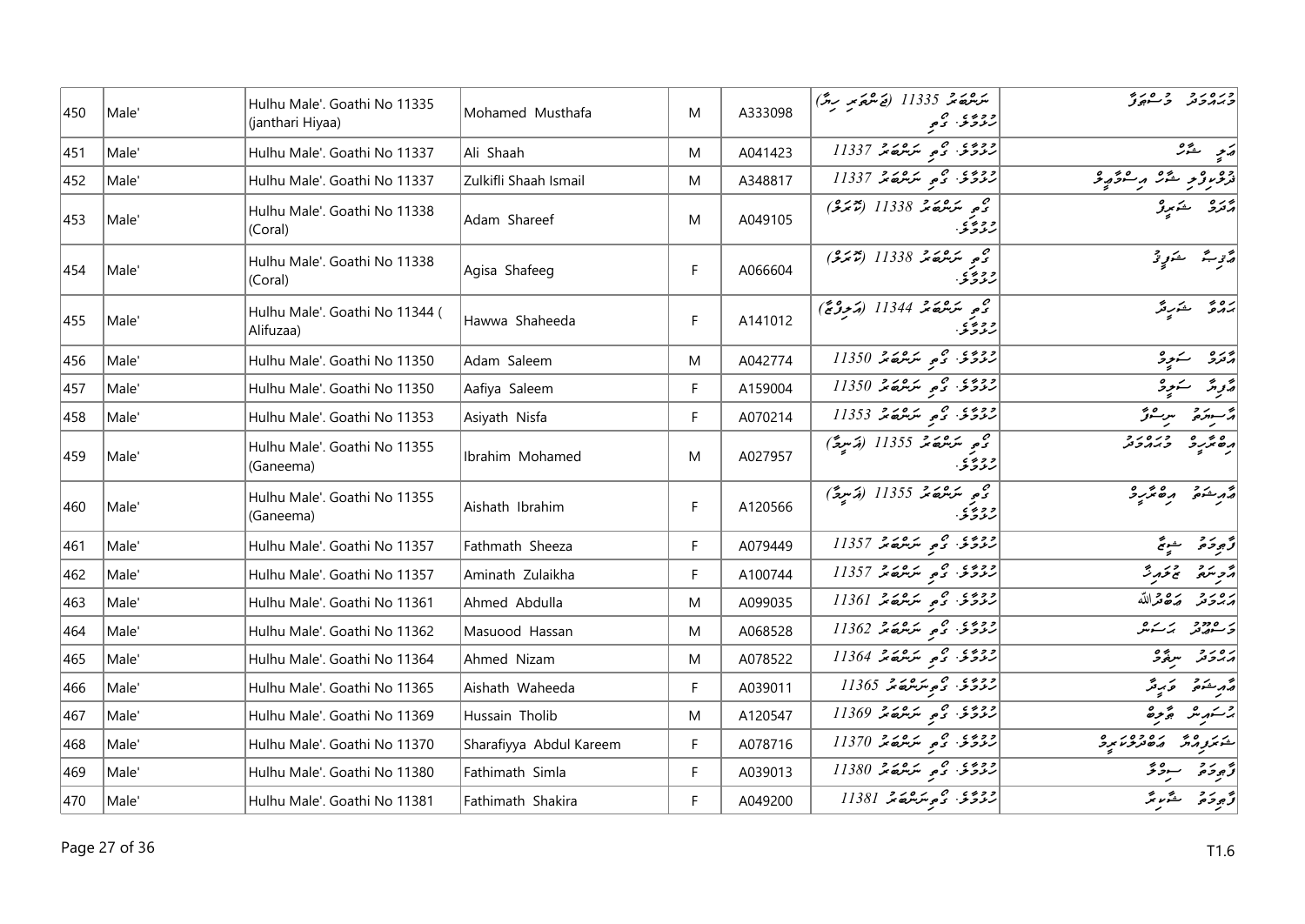| 450 | Male' | Hulhu Male'. Goathi No 11335 (janthari Hiyaa) | Mohamed Musthafa | M | A333098 | ނަންބަރު 11335 (ޖަންތަރި ހިޔާ) ހުޅުމާލެ. ގޯތި | މުޙައްމަދު މުސްތަފާ |
|---|---|---|---|---|---|---|---|
| 451 | Male' | Hulhu Male'. Goathi No 11337 | Ali Shaah | M | A041423 | ހުޅުމާލެ. ގޯތި ނަންބަރު 11337 | ޢަލި ޝާހް |
| 452 | Male' | Hulhu Male'. Goathi No 11337 | Zulkifli Shaah Ismail | M | A348817 | ހުޅުމާލެ. ގޯތި ނަންބަރު 11337 | ޒުލްކިފްލީ ޝާހް އިސްމާޢީލް |
| 453 | Male' | Hulhu Male'. Goathi No 11338 (Coral) | Adam Shareef | M | A049105 | ގޯތި ނަންބަރު 11338 (ކޯރަލް) ހުޅުމާލެ. | އާދަމް ޝަރީފް |
| 454 | Male' | Hulhu Male'. Goathi No 11338 (Coral) | Agisa Shafeeg | F | A066604 | ގޯތި ނަންބަރު 11338 (ކޯރަލް) ހުޅުމާލެ. | އާގިސާ ޝަފީގު |
| 455 | Male' | Hulhu Male'. Goathi No 11344 ( Alifuzaa) | Hawwa Shaheeda | F | A141012 | ގޯތި ނަންބަރު 11344 (އަލިފުޒާ) ހުޅުމާލެ. | ހައްވާ ޝަހީދާ |
| 456 | Male' | Hulhu Male'. Goathi No 11350 | Adam Saleem | M | A042774 | ހުޅުމާލެ. ގޯތި ނަންބަރު 11350 | އާދަމް ސަލީމް |
| 457 | Male' | Hulhu Male'. Goathi No 11350 | Aafiya Saleem | F | A159004 | ހުޅުމާލެ. ގޯތި ނަންބަރު 11350 | އާފިޔާ ސަލީމް |
| 458 | Male' | Hulhu Male'. Goathi No 11353 | Asiyath Nisfa | F | A070214 | ހުޅުމާލެ. ގޯތި ނަންބަރު 11353 | އާސިޔަތު ނިސްފާ |
| 459 | Male' | Hulhu Male'. Goathi No 11355 (Ganeema) | Ibrahim Mohamed | M | A027957 | ގޯތި ނަންބަރު 11355 (ޣަނީމާ) ހުޅުމާލެ. | އިބްރާހީމް މުޙައްމަދު |
| 460 | Male' | Hulhu Male'. Goathi No 11355 (Ganeema) | Aishath Ibrahim | F | A120566 | ގޯތި ނަންބަރު 11355 (ޣަނީމާ) ހުޅުމާލެ. | އާއިޝަތު އިބްރާހީމް |
| 461 | Male' | Hulhu Male'. Goathi No 11357 | Fathmath Sheeza | F | A079449 | ހުޅުމާލެ. ގޯތި ނަންބަރު 11357 | ފާތިމަތު ޝީޒާ |
| 462 | Male' | Hulhu Male'. Goathi No 11357 | Aminath Zulaikha | F | A100744 | ހުޅުމާލެ. ގޯތި ނަންބަރު 11357 | އާމިނަތު ޒުލައިޚާ |
| 463 | Male' | Hulhu Male'. Goathi No 11361 | Ahmed Abdulla | M | A099035 | ހުޅުމާލެ. ގޯތި ނަންބަރު 11361 | އަޙްމަދު ޢަބްދުﷲ |
| 464 | Male' | Hulhu Male'. Goathi No 11362 | Masuood Hassan | M | A068528 | ހުޅުމާލެ. ގޯތި ނަންބަރު 11362 | މަސްޢޫދު ހަސަން |
| 465 | Male' | Hulhu Male'. Goathi No 11364 | Ahmed Nizam | M | A078522 | ހުޅުމާލެ. ގޯތި ނަންބަރު 11364 | އަޙްމަދު ނިޒާމް |
| 466 | Male' | Hulhu Male'. Goathi No 11365 | Aishath Waheeda | F | A039011 | ހުޅުމާލެ. ގޯތިނަންބަރު 11365 | އާއިޝަތު ވަހީދާ |
| 467 | Male' | Hulhu Male'. Goathi No 11369 | Hussain Tholib | M | A120547 | ހުޅުމާލެ. ގޯތި ނަންބަރު 11369 | ޙުސައިން ޠާލިބް |
| 468 | Male' | Hulhu Male'. Goathi No 11370 | Sharafiyya Abdul Kareem | F | A078716 | ހުޅުމާލެ. ގޯތި ނަންބަރު 11370 | ޝަރަފިއްޔާ ޢަބްދުލްކަރީމް |
| 469 | Male' | Hulhu Male'. Goathi No 11380 | Fathimath Simla | F | A039013 | ހުޅުމާލެ. ގޯތި ނަންބަރު 11380 | ފާތިމަތު ސިމްލާ |
| 470 | Male' | Hulhu Male'. Goathi No 11381 | Fathimath Shakira | F | A049200 | ހުޅުމާލެ. ގޯތިނަންބަރު 11381 | ފާތިމަތު ޝާކިރާ |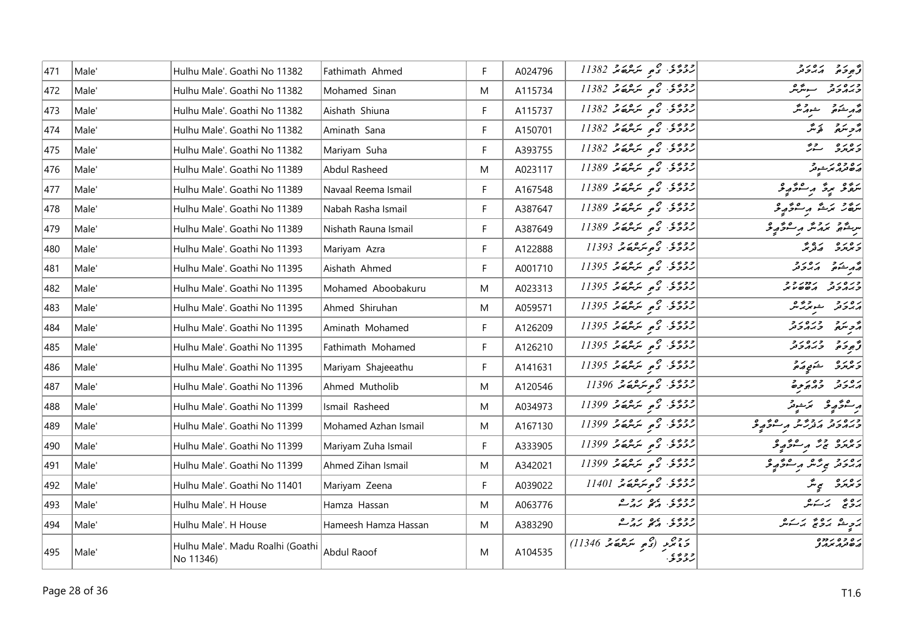| 471 | Male' | Hulhu Male'. Goathi No 11382 | Fathimath Ahmed | F | A024796 | ހުޅުމާލެ. ގޯތި ނަންބަރ 11382 | ފާތިމަތު އަހުމަދު |
|---|---|---|---|---|---|---|---|
| 472 | Male' | Hulhu Male'. Goathi No 11382 | Mohamed Sinan | M | A115734 | ހުޅުމާލެ. ގޯތި ނަންބަރ 11382 | މުހައްމަދު ސިނާން |
| 473 | Male' | Hulhu Male'. Goathi No 11382 | Aishath Shiuna | F | A115737 | ހުޅުމާލެ. ގޯތި ނަންބަރ 11382 | އައިޝަތު ޝިއުނާ |
| 474 | Male' | Hulhu Male'. Goathi No 11382 | Aminath Sana | F | A150701 | ހުޅުމާލެ. ގޯތި ނަންބަރ 11382 | އާމިނަތު ޞަނާ |
| 475 | Male' | Hulhu Male'. Goathi No 11382 | Mariyam Suha | F | A393755 | ހުޅުމާލެ. ގޯތި ނަންބަރ 11382 | މަރިޔަމް ސުހާ |
| 476 | Male' | Hulhu Male'. Goathi No 11389 | Abdul Rasheed | M | A023117 | ހުޅުމާލެ. ގޯތި ނަންބަރ 11389 | އަބްދުއްރަޝީދު |
| 477 | Male' | Hulhu Male'. Goathi No 11389 | Navaal Reema Ismail | F | A167548 | ހުޅުމާލެ. ގޯތި ނަންބަރ 11389 | ނަވާލް ރީމާ އިސްމާޢީލް |
| 478 | Male' | Hulhu Male'. Goathi No 11389 | Nabah Rasha Ismail | F | A387647 | ހުޅުމާލެ. ގޯތި ނަންބަރ 11389 | ނަބާހް ރަޝާ އިސްމާޢީލް |
| 479 | Male' | Hulhu Male'. Goathi No 11389 | Nishath Rauna Ismail | F | A387649 | ހުޅުމާލެ. ގޯތި ނަންބަރ 11389 | ނިޝާތު ރައުނާ އިސްމާޢީލް |
| 480 | Male' | Hulhu Male'. Goathi No 11393 | Mariyam Azra | F | A122888 | ހުޅުމާލެ. ގޯތިނަންބަރު 11393 | މަރިޔަމް އަޒްރާ |
| 481 | Male' | Hulhu Male'. Goathi No 11395 | Aishath Ahmed | F | A001710 | ހުޅުމާލެ. ގޯތި ނަންބަރ 11395 | އައިޝަތު އަހުމަދު |
| 482 | Male' | Hulhu Male'. Goathi No 11395 | Mohamed Aboobakuru | M | A023313 | ހުޅުމާލެ. ގޯތި ނަންބަރ 11395 | މުހައްމަދު އަބޫބަކުރު |
| 483 | Male' | Hulhu Male'. Goathi No 11395 | Ahmed Shiruhan | M | A059571 | ހުޅުމާލެ. ގޯތި ނަންބަރ 11395 | އަހުމަދު ޝިރުހާން |
| 484 | Male' | Hulhu Male'. Goathi No 11395 | Aminath Mohamed | F | A126209 | ހުޅުމާލެ. ގޯތި ނަންބަރ 11395 | އާމިނަތު މުހައްމަދު |
| 485 | Male' | Hulhu Male'. Goathi No 11395 | Fathimath Mohamed | F | A126210 | ހުޅުމާލެ. ގޯތި ނަންބަރ 11395 | ފާތިމަތު މުހައްމަދު |
| 486 | Male' | Hulhu Male'. Goathi No 11395 | Mariyam Shajeeathu | F | A141631 | ހުޅުމާލެ. ގޯތި ނަންބަރ 11395 | މަރިޔަމް ޝަޖީޢަތު |
| 487 | Male' | Hulhu Male'. Goathi No 11396 | Ahmed Mutholib | M | A120546 | ހުޅުމާލެ. ގޯތިނަންބަރު 11396 | އަހުމަދު މުއްޠަލިބް |
| 488 | Male' | Hulhu Male'. Goathi No 11399 | Ismail Rasheed | M | A034973 | ހުޅުމާލެ. ގޯތި ނަންބަރ 11399 | އިސްމާޢީލް ރަޝީދު |
| 489 | Male' | Hulhu Male'. Goathi No 11399 | Mohamed Azhan Ismail | M | A167130 | ހުޅުމާލެ. ގޯތި ނަންބަރ 11399 | މުހައްމަދު އަޒްހާން އިސްމާޢީލް |
| 490 | Male' | Hulhu Male'. Goathi No 11399 | Mariyam Zuha Ismail | F | A333905 | ހުޅުމާލެ. ގޯތި ނަންބަރ 11399 | މަރިޔަމް ޒުހާ އިސްމާޢީލް |
| 491 | Male' | Hulhu Male'. Goathi No 11399 | Ahmed Zihan Ismail | M | A342021 | ހުޅުމާލެ. ގޯތި ނަންބަރ 11399 | އަހުމަދު ޒިހާން އިސްމާޢީލް |
| 492 | Male' | Hulhu Male'. Goathi No 11401 | Mariyam Zeena | F | A039022 | ހުޅުމާލެ. ގޯތިނަންބަރު 11401 | މަރިޔަމް ޒީނާ |
| 493 | Male' | Hulhu Male'. H House | Hamza Hassan | M | A063776 | ހުޅުމާލެ. އެޗް ހައުސް | ހަމްޒާ ހަސަން |
| 494 | Male' | Hulhu Male'. H House | Hameesh Hamza Hassan | M | A383290 | ހުޅުމާލެ. އެޗް ހައުސް | ހަމީޝް ހަމްޒާ ހަސަން |
| 495 | Male' | Hulhu Male'. Madu Roalhi (Goathi No 11346) | Abdul Raoof | M | A104535 | މަދުރޯޅި (ގޯތި ނަންބަރ 11346) ހުޅުމާލެ. | އަބްދުއްރައޫފު |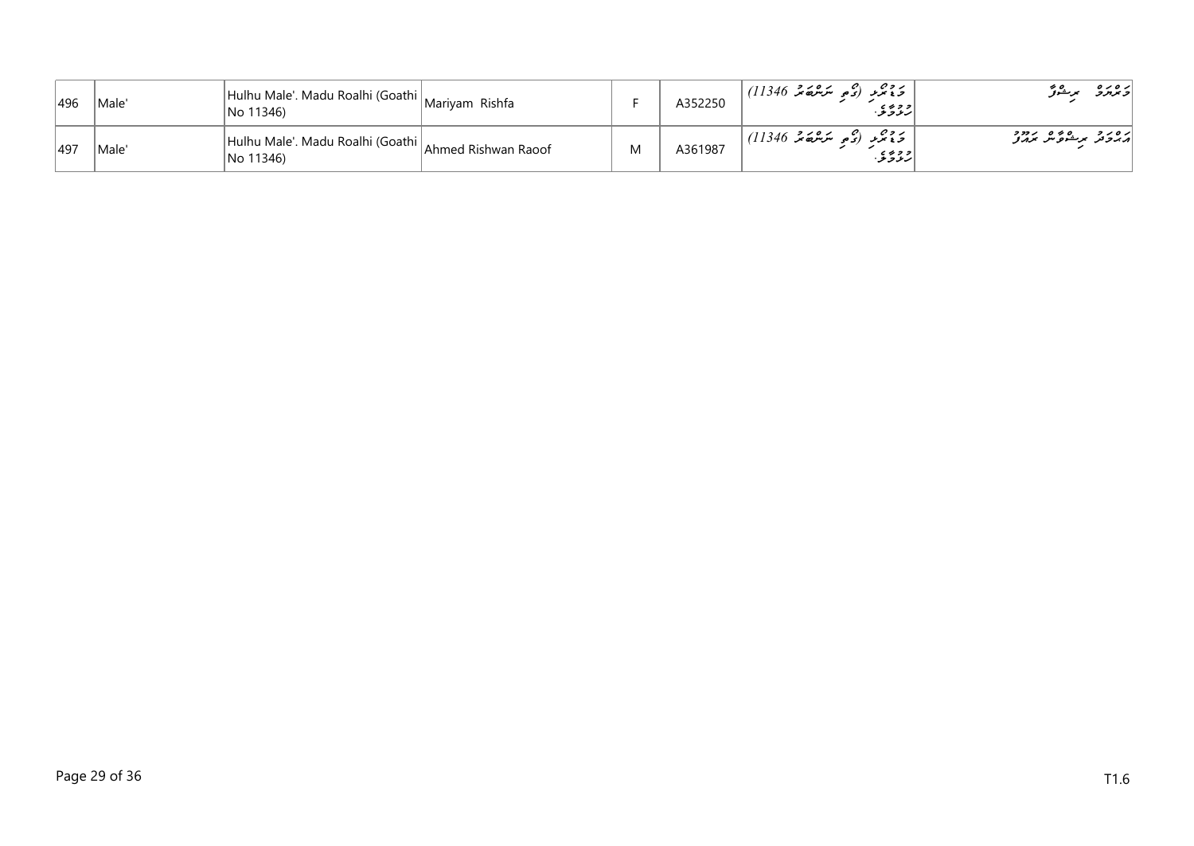| 496 | Male' | Hulhu Male'. Madu Roalhi (Goathi No 11346) | Mariyam Rishfa | F | A352250 | މަޑުރޯޅި (ގޯތި ނަންބަރު 11346) ހުޅުމާލެ. | މަރިޔަމް ރިޝްފާ |
|---|---|---|---|---|---|---|---|
| 497 | Male' | Hulhu Male'. Madu Roalhi (Goathi No 11346) | Ahmed Rishwan Raoof | M | A361987 | މަޑުރޯޅި (ގޯތި ނަންބަރު 11346) ހުޅުމާލެ. | އަޙްމަދު ރިޝްވާން ރައޫފް |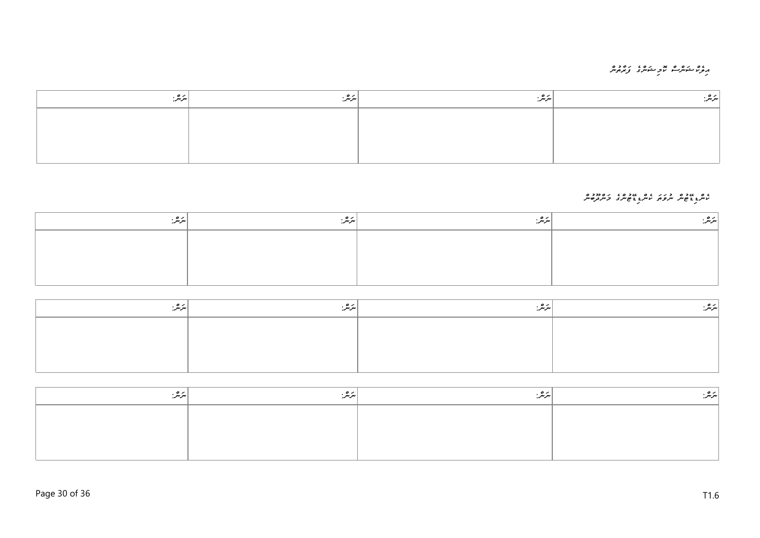# ޢިލްމުސަރަހައްދު ކޮމިޓީ މެންބަރުން

| ނަން: | ނަން: | ނަން: | ނަން: |
|---|---|---|---|
| | | | |

## ކުންފުނީގެ ނުވަތަ ކުންފުނީގެ މަސްދަރު

| ނަން: | ނަން: | ނަން: | ނަން: |
|---|---|---|---|
| | | | |

| ނަން: | ނަން: | ނަން: | ނަން: |
|---|---|---|---|
| | | | |

| ނަން: | ނަން: | ނަން: | ނަން: |
|---|---|---|---|
| | | | |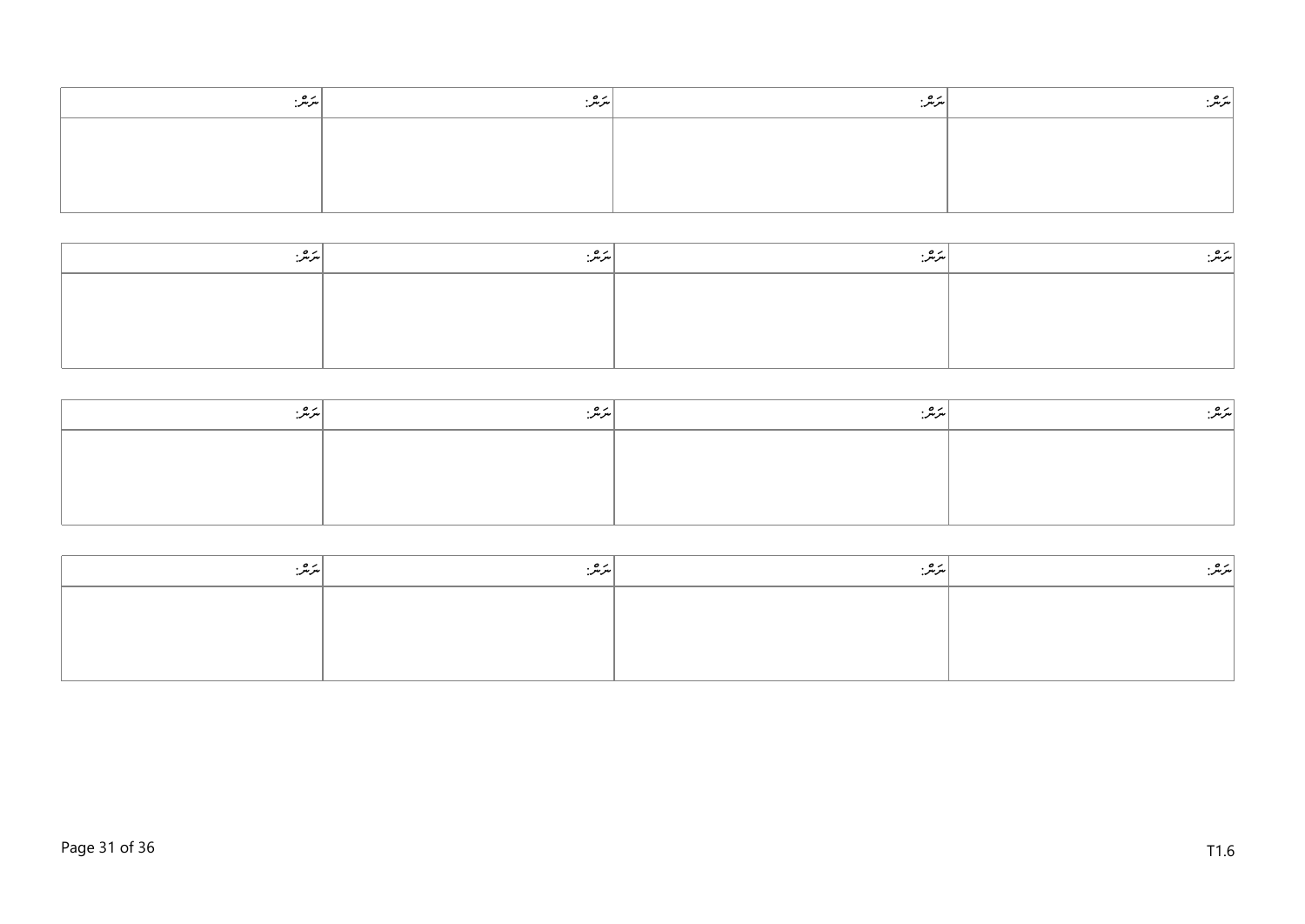| ނަރުދ: | ނަރުދ: | ނަރުދ: | ނަރުދ: |
| --- | --- | --- | --- |
| | | | |

| ނަރުދ: | ނަރުދ: | ނަރުދ: | ނަރުދ: |
| --- | --- | --- | --- |
| | | | |

| ނަރުދ: | ނަރުދ: | ނަރުދ: | ނަރުދ: |
| --- | --- | --- | --- |
| | | | |

| ނަރުދ: | ނަރުދ: | ނަރުދ: | ނަރުދ: |
| --- | --- | --- | --- |
| | | | |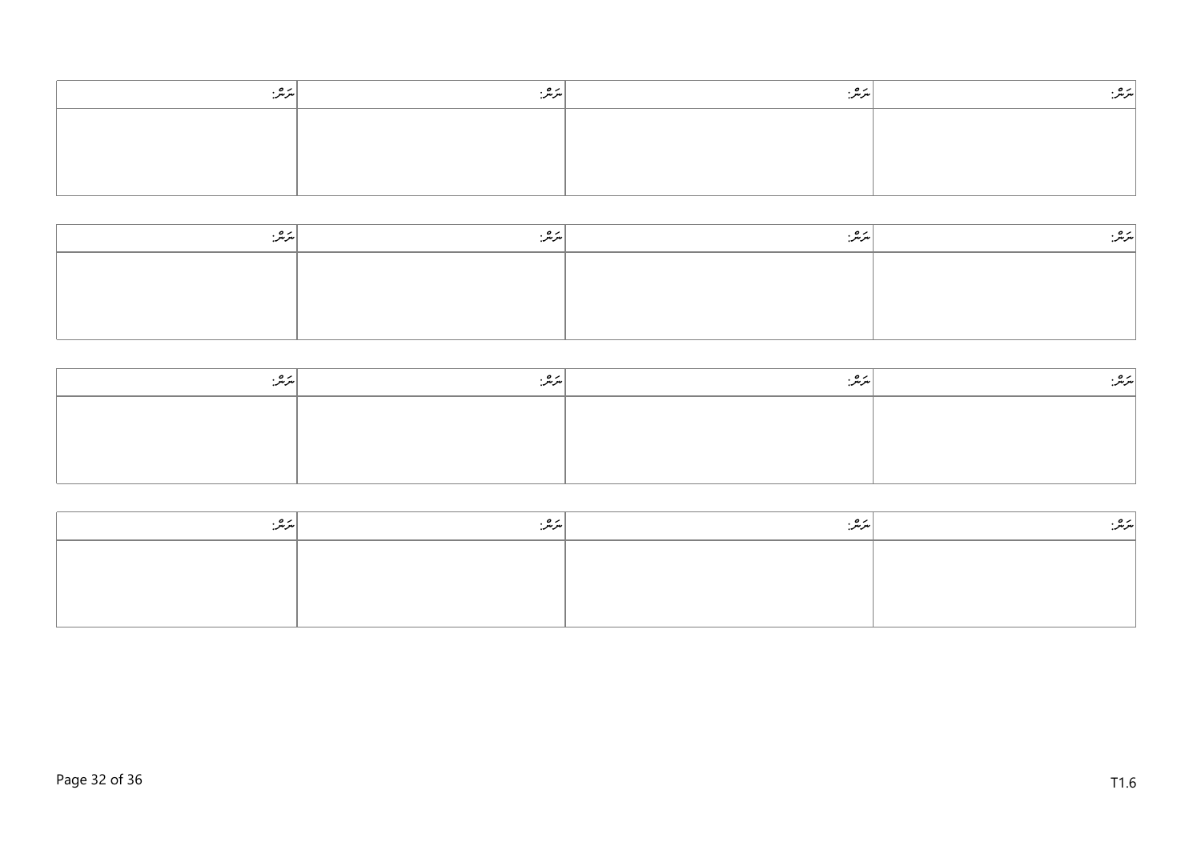| ނަންބަރު: | ނަންބަރު: | ނަންބަރު: | ނަންބަރު: |
|---|---|---|---|
| | | | |

| ނަންބަރު: | ނަންބަރު: | ނަންބަރު: | ނަންބަރު: |
|---|---|---|---|
| | | | |

| ނަންބަރު: | ނަންބަރު: | ނަންބަރު: | ނަންބަރު: |
|---|---|---|---|
| | | | |

| ނަންބަރު: | ނަންބަރު: | ނަންބަރު: | ނަންބަރު: |
|---|---|---|---|
| | | | |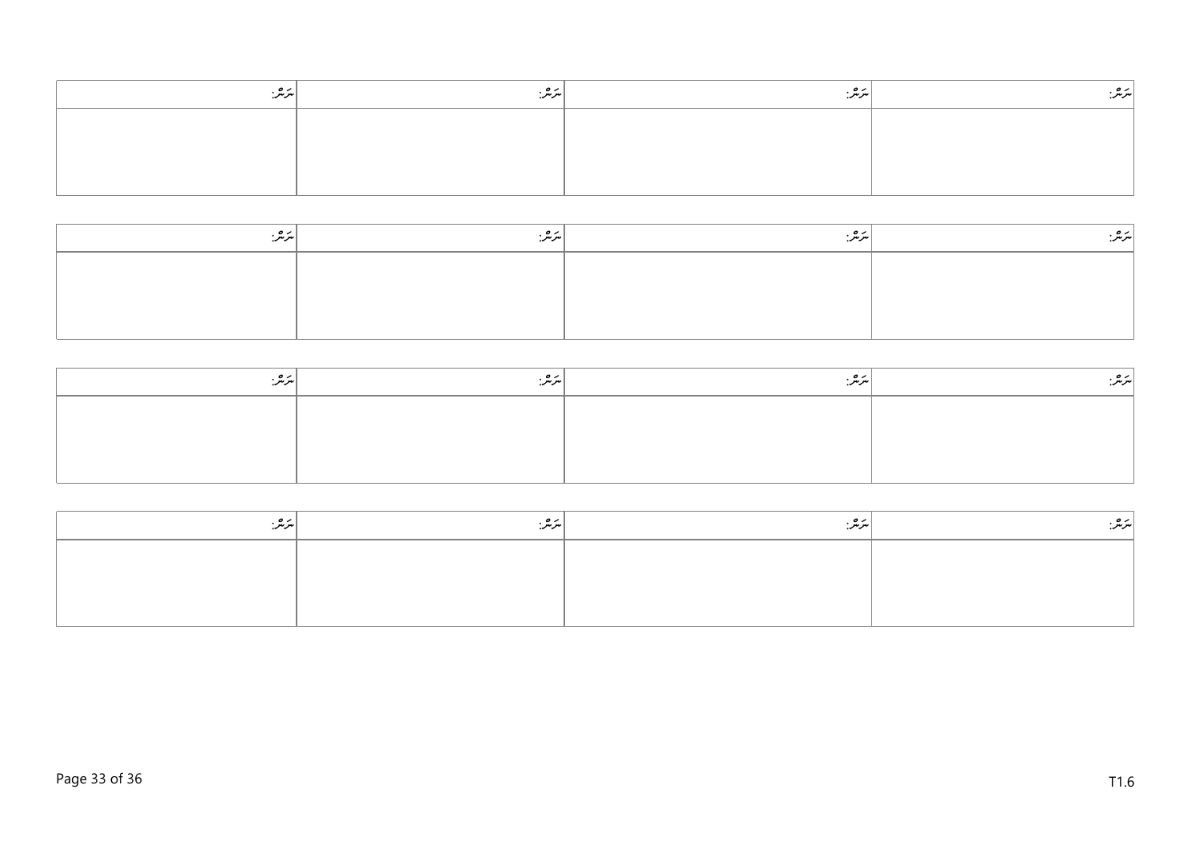| ىَرَىٓ: | ىَرَىٓ: | ىَرَىٓ: | ىَرَىٓ: |
| --- | --- | --- | --- |
| | | | |

| ىَرَىٓ: | ىَرَىٓ: | ىَرَىٓ: | ىَرَىٓ: |
| --- | --- | --- | --- |
| | | | |

| ىَرَىٓ: | ىَرَىٓ: | ىَرَىٓ: | ىَرَىٓ: |
| --- | --- | --- | --- |
| | | | |

| ىَرَىٓ: | ىَرَىٓ: | ىَرَىٓ: | ىَرَىٓ: |
| --- | --- | --- | --- |
| | | | |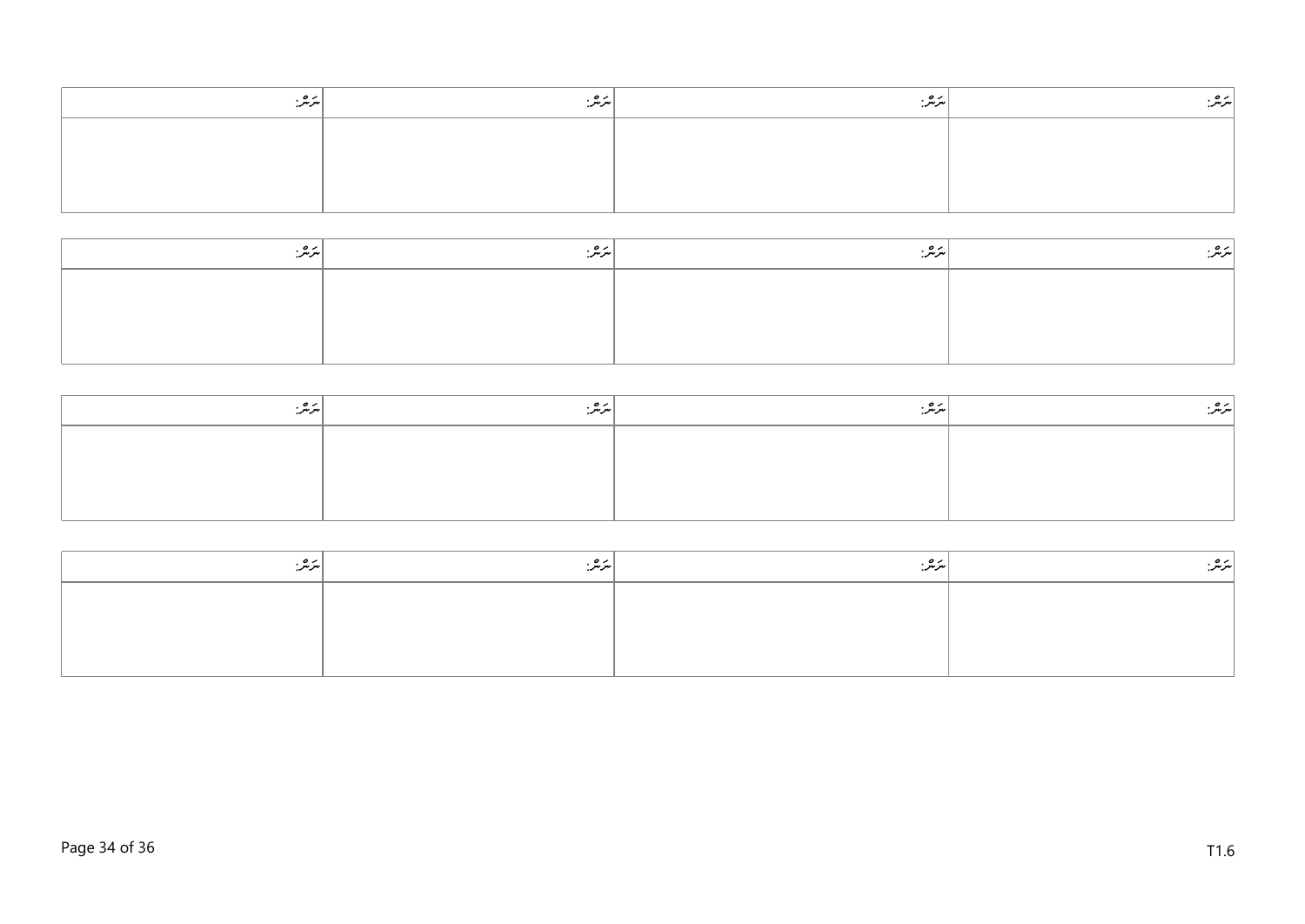| ނަަރު: | ނަަރު: | ނަަރު: | ނަަރު: |
|---|---|---|---|
| | | | |

| ނަަރު: | ނަަރު: | ނަަރު: | ނަަރު: |
|---|---|---|---|
| | | | |

| ނަަރު: | ނަަރު: | ނަަރު: | ނަަރު: |
|---|---|---|---|
| | | | |

| ނަަރު: | ނަަރު: | ނަަރު: | ނަަރު: |
|---|---|---|---|
| | | | |

T1.6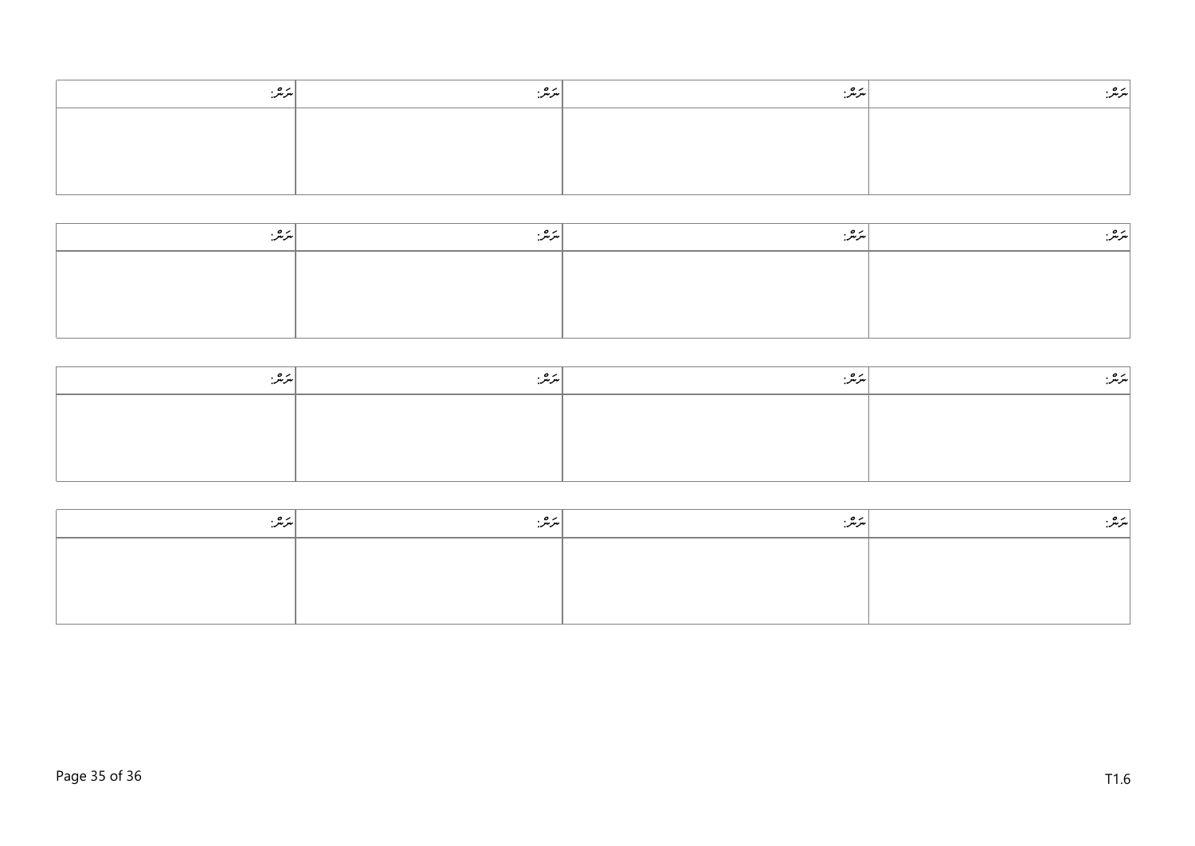| ނަންބަރ: | ނަންބަރ: | ނަންބަރ: | ނަންބަރ: |
|---|---|---|---|
| | | | |

| ނަންބަރ: | ނަންބަރ: | ނަންބަރ: | ނަންބަރ: |
|---|---|---|---|
| | | | |

| ނަންބަރ: | ނަންބަރ: | ނަންބަރ: | ނަންބަރ: |
|---|---|---|---|
| | | | |

| ނަންބަރ: | ނަންބަރ: | ނަންބަރ: | ނަންބަރ: |
|---|---|---|---|
| | | | |

T1.6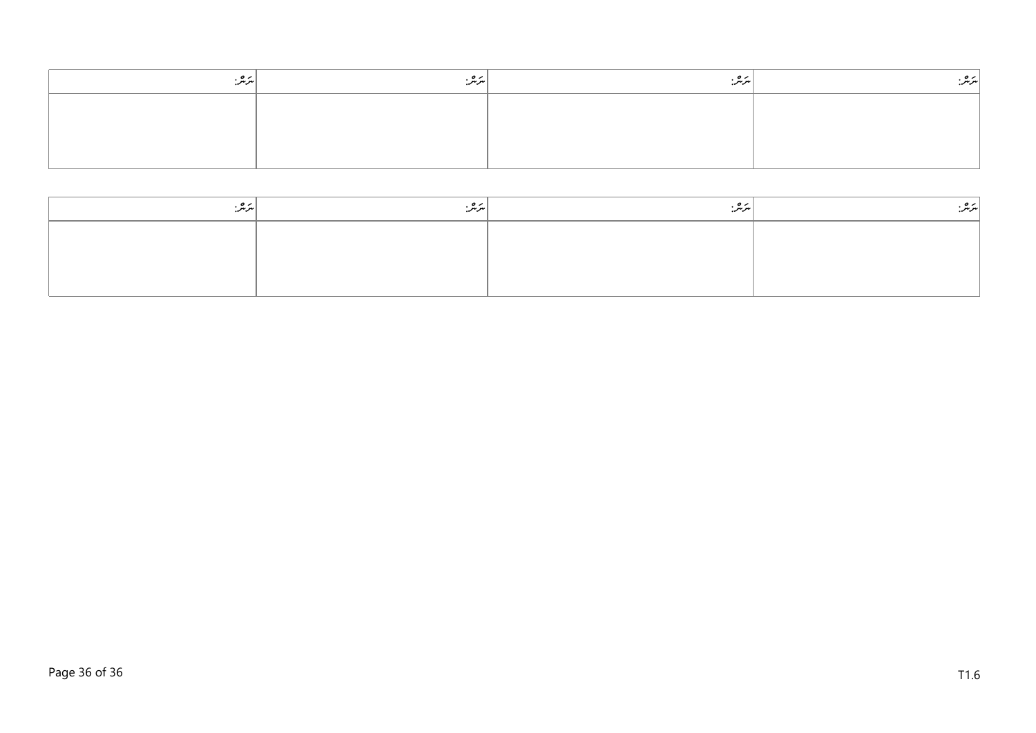| ނަރަ: | ނަރަ: | ނަރަ: | ނަރަ: |
| --- | --- | --- | --- |
| | | | |

| ނަރަ: | ނަރަ: | ނަރަ: | ނަރަ: |
| --- | --- | --- | --- |
| | | | |

T1.6